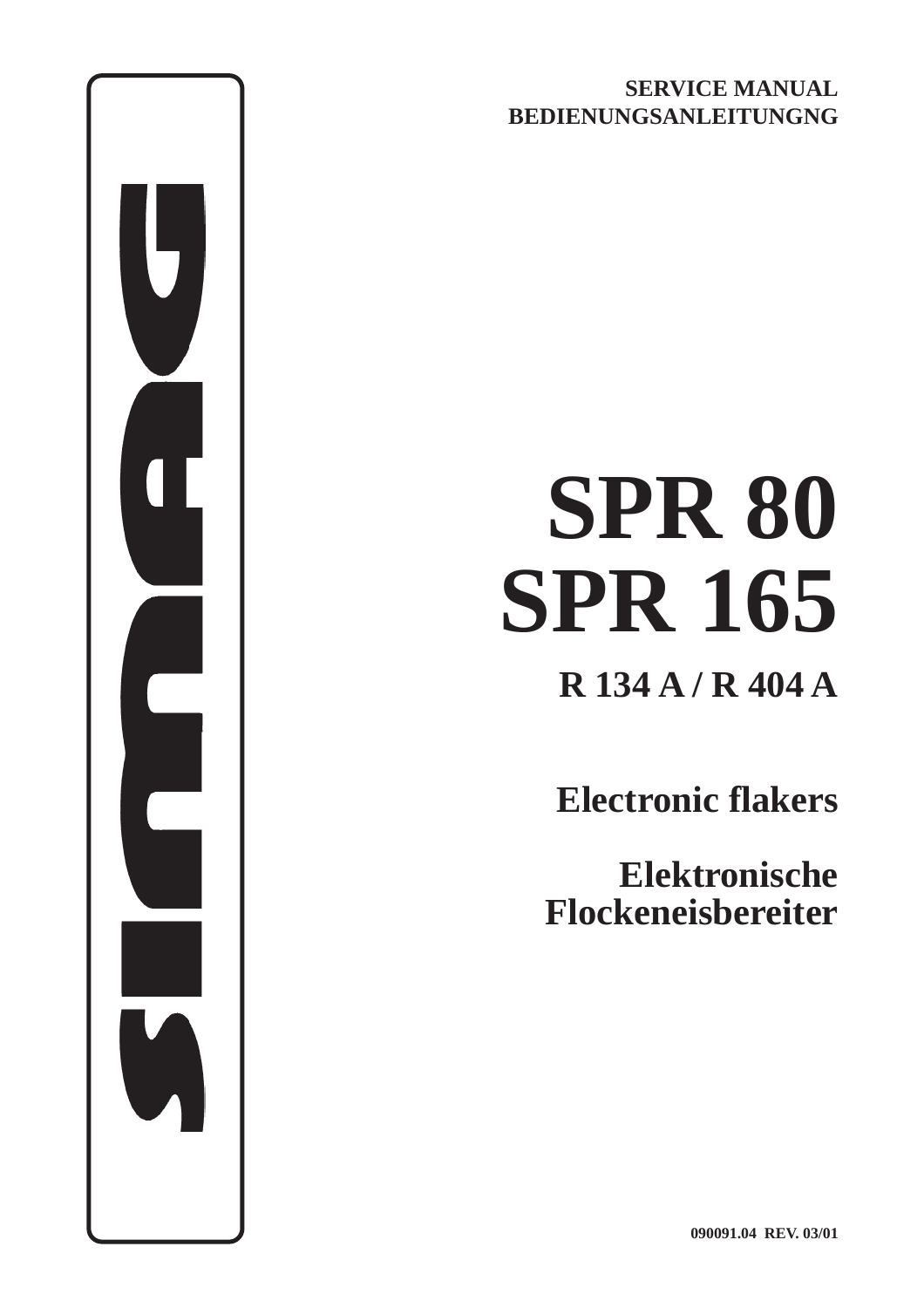**SERVICE MANUAL**
**BEDIENUNGSANLEITUNGNG**

simag

# SPR 80
# SPR 165

## R 134 A / R 404 A

## Electronic flakers

## Elektronische Flockeneisbereiter

**090091.04 REV. 03/01**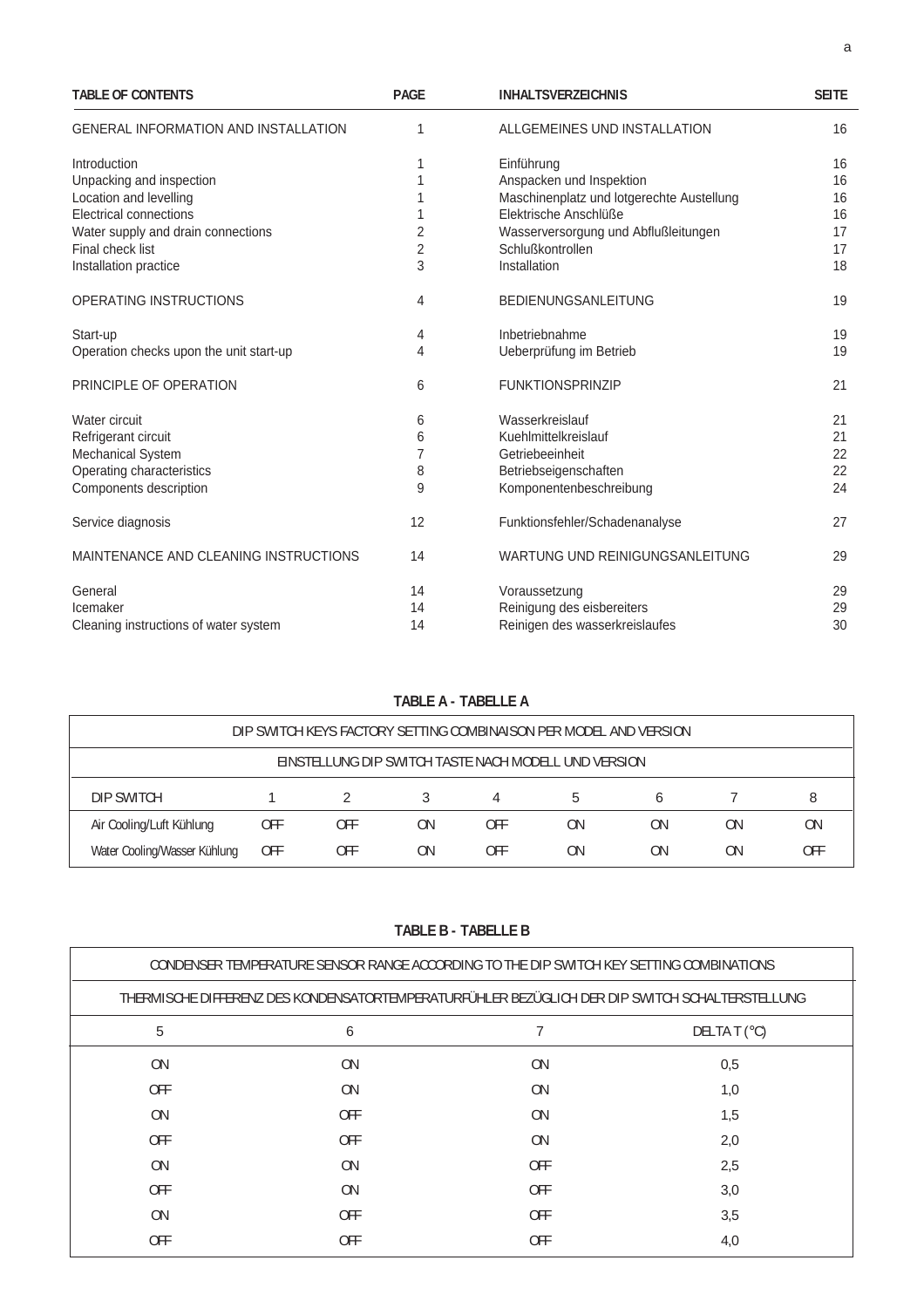| TABLE OF CONTENTS | PAGE | INHALTSVERZEICHNIS | SEITE |
|---|---|---|---|
| GENERAL INFORMATION AND INSTALLATION | 1 | ALLGEMEINES UND INSTALLATION | 16 |
| Introduction | 1 | Einführung | 16 |
| Unpacking and inspection | 1 | Anspacken und Inspektion | 16 |
| Location and levelling | 1 | Maschinenplatz und lotgerechte Austellung | 16 |
| Electrical connections | 1 | Elektrische Anschlüße | 16 |
| Water supply and drain connections | 2 | Wasserversorgung und Abflußleitungen | 17 |
| Final check list | 2 | Schlußkontrollen | 17 |
| Installation practice | 3 | Installation | 18 |
| OPERATING INSTRUCTIONS | 4 | BEDIENUNGSANLEITUNG | 19 |
| Start-up | 4 | Inbetriebnahme | 19 |
| Operation checks upon the unit start-up | 4 | Ueberprüfung im Betrieb | 19 |
| PRINCIPLE OF OPERATION | 6 | FUNKTIONSPRINZIP | 21 |
| Water circuit | 6 | Wasserkreislauf | 21 |
| Refrigerant circuit | 6 | Kuehlmittelkreislauf | 21 |
| Mechanical System | 7 | Getriebeeinheit | 22 |
| Operating characteristics | 8 | Betriebseigenschaften | 22 |
| Components description | 9 | Komponentenbeschreibung | 24 |
| Service diagnosis | 12 | Funktionsfehler/Schadenanalyse | 27 |
| MAINTENANCE AND CLEANING INSTRUCTIONS | 14 | WARTUNG UND REINIGUNGSANLEITUNG | 29 |
| General | 14 | Voraussetzung | 29 |
| Icemaker | 14 | Reinigung des eisbereiters | 29 |
| Cleaning instructions of water system | 14 | Reinigen des wasserkreislaufes | 30 |

**TABLE A - TABELLE A**

| DIP SWITCH KEYS FACTORY SETTING COMBINAISON PER MODEL AND VERSION | | | | | | | | |
|---|---|---|---|---|---|---|---|---|
| EINSTELLUNG DIP SWITCH TASTE NACH MODELL UND VERSION | | | | | | | | |
| DIP SWITCH | 1 | 2 | 3 | 4 | 5 | 6 | 7 | 8 |
| Air Cooling/Luft Kühlung | OFF | OFF | ON | OFF | ON | ON | ON | ON |
| Water Cooling/Wasser Kühlung | OFF | OFF | ON | OFF | ON | ON | ON | OFF |

**TABLE B - TABELLE B**

| CONDENSER TEMPERATURE SENSOR RANGE ACCORDING TO THE DIP SWITCH KEY SETTING COMBINATIONS | | | |
|---|---|---|---|
| THERMISCHE DIFFERENZ DES KONDENSATORTEMPERATURFÜHLER BEZÜGLICH DER DIP SWITCH SCHALTERSTELLUNG | | | |
| 5 | 6 | 7 | DELTA T (°C) |
| ON | ON | ON | 0,5 |
| OFF | ON | ON | 1,0 |
| ON | OFF | ON | 1,5 |
| OFF | OFF | ON | 2,0 |
| ON | ON | OFF | 2,5 |
| OFF | ON | OFF | 3,0 |
| ON | OFF | OFF | 3,5 |
| OFF | OFF | OFF | 4,0 |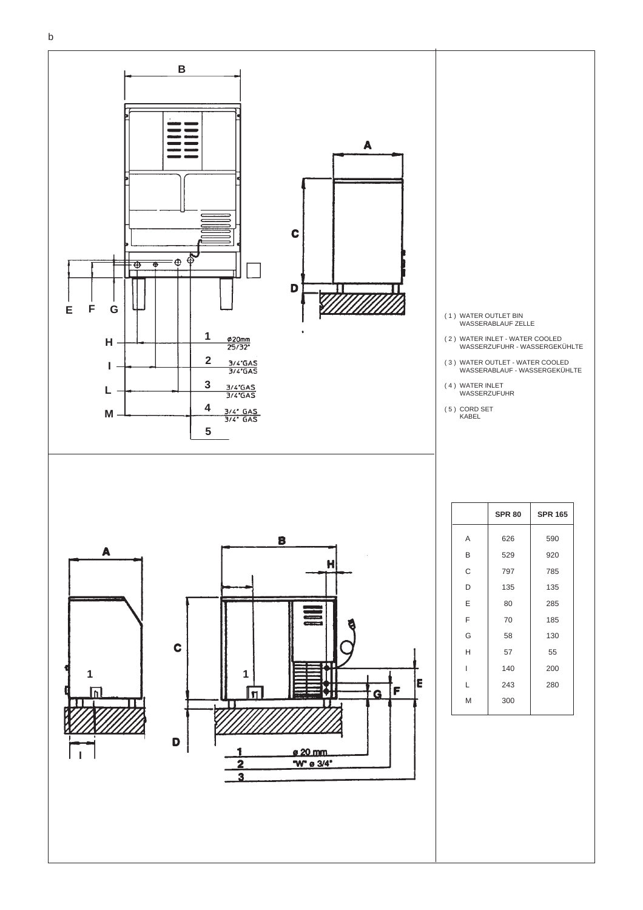b

B

A

C

D

E F G

H 1 ø20mm 25/32"

I 2 3/4"GAS 3/4"GAS

L 3 3/4"GAS 3/4"GAS

M 4 3/4" GAS 3/4" GAS

5

( 1 ) WATER OUTLET BIN
WASSERABLAUF ZELLE

( 2 ) WATER INLET - WATER COOLED
WASSERZUFUHR - WASSERGEKÜHLTE

( 3 ) WATER OUTLET - WATER COOLED
WASSERABLAUF - WASSERGEKÜHLTE

( 4 ) WATER INLET
WASSERZUFUHR

( 5 ) CORD SET
KABEL

A B H

C 1 1 E F G

I D

1 ø 20 mm

2 "W" ø 3/4"

3

| | SPR 80 | SPR 165 |
|---|---|---|
| A | 626 | 590 |
| B | 529 | 920 |
| C | 797 | 785 |
| D | 135 | 135 |
| E | 80 | 285 |
| F | 70 | 185 |
| G | 58 | 130 |
| H | 57 | 55 |
| I | 140 | 200 |
| L | 243 | 280 |
| M | 300 | |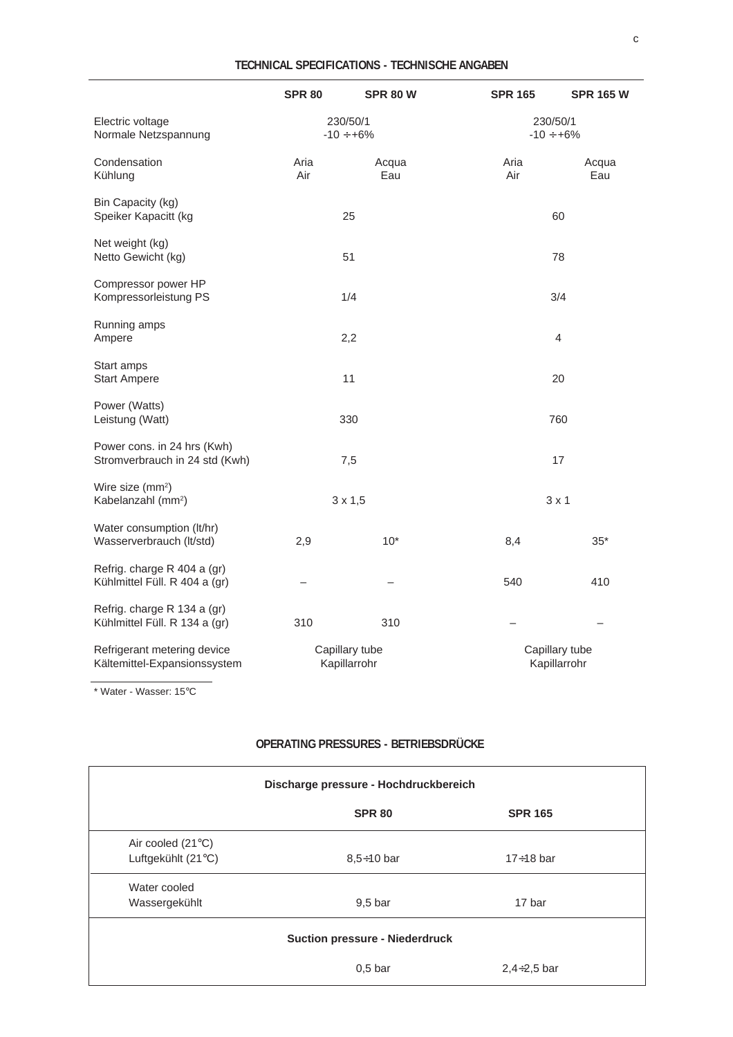## TECHNICAL SPECIFICATIONS - TECHNISCHE ANGABEN

| | SPR 80 | SPR 80 W | SPR 165 | SPR 165 W |
|---|---|---|---|---|
| Electric voltage<br>Normale Netzspannung | 230/50/1<br>-10 ÷+6% | | 230/50/1<br>-10 ÷+6% | |
| Condensation<br>Kühlung | Aria<br>Air | Acqua<br>Eau | Aria<br>Air | Acqua<br>Eau |
| Bin Capacity (kg)<br>Speiker Kapacitt (kg | 25 | | 60 | |
| Net weight (kg)<br>Netto Gewicht (kg) | 51 | | 78 | |
| Compressor power HP<br>Kompressorleistung PS | 1/4 | | 3/4 | |
| Running amps<br>Ampere | 2,2 | | 4 | |
| Start amps<br>Start Ampere | 11 | | 20 | |
| Power (Watts)<br>Leistung (Watt) | 330 | | 760 | |
| Power cons. in 24 hrs (Kwh)<br>Stromverbrauch in 24 std (Kwh) | 7,5 | | 17 | |
| Wire size ($mm^2$)<br>Kabelanzahl ($mm^2$) | 3 x 1,5 | | 3 x 1 | |
| Water consumption (lt/hr)<br>Wasserverbrauch (lt/std) | 2,9 | 10* | 8,4 | 35* |
| Refrig. charge R 404 a (gr)<br>Kühlmittel Füll. R 404 a (gr) | – | – | 540 | 410 |
| Refrig. charge R 134 a (gr)<br>Kühlmittel Füll. R 134 a (gr) | 310 | 310 | – | – |
| Refrigerant metering device<br>Kältemittel-Expansionssystem | Capillary tube<br>Kapillarrohr | | Capillary tube<br>Kapillarrohr | |

\* Water - Wasser: 15°C

## OPERATING PRESSURES - BETRIEBSDRÜCKE

| Discharge pressure - Hochdruckbereich | SPR 80 | SPR 165 |
|---|---|---|
| Air cooled (21°C)<br>Luftgekühlt (21°C) | 8,5÷10 bar | 17÷18 bar |
| Water cooled<br>Wassergekühlt | 9,5 bar | 17 bar |
| **Suction pressure - Niederdruck** | | |
| | 0,5 bar | 2,4÷2,5 bar |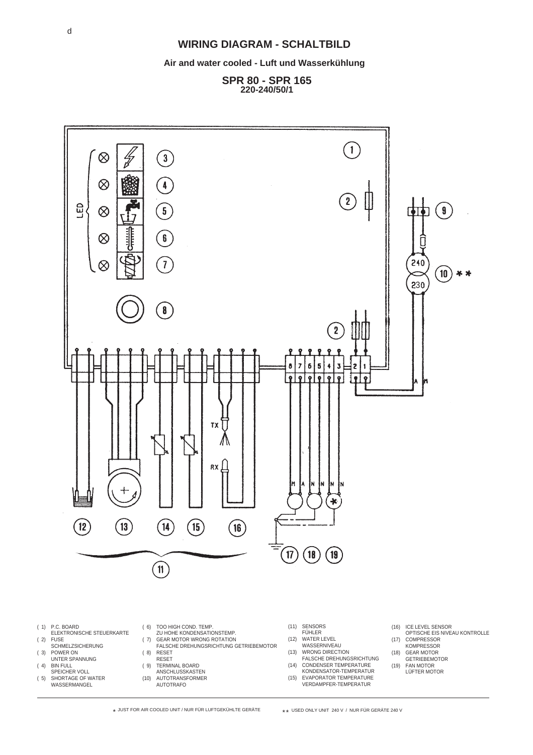# WIRING DIAGRAM - SCHALTBILD

**Air and water cooled - Luft und Wasserkühlung**

**SPR 80 - SPR 165**
**220-240/50/1**

- ( 1) P.C. BOARD
  ELEKTRONISCHE STEUERKARTE
- ( 2) FUSE
  SCHMELZSICHERUNG
- ( 3) POWER ON
  UNTER SPANNUNG
- ( 4) BIN FULL
  SPEICHER VOLL
- ( 5) SHORTAGE OF WATER
  WASSERMANGEL
- ( 6) TOO HIGH COND. TEMP.
  ZU HOHE KONDENSATIONSTEMP.
- ( 7) GEAR MOTOR WRONG ROTATION
  FALSCHE DREHUNGSRICHTUNG GETRIEBEMOTOR
- ( 8) RESET
  RESET
- ( 9) TERMINAL BOARD
  ANSCHLUSSKASTEN
- (10) AUTOTRANSFORMER
  AUTOTRAFO
- (11) SENSORS
  FÜHLER
- (12) WATER LEVEL
  WASSERNIVEAU
- (13) WRONG DIRECTION
  FALSCHE DREHUNGSRICHTUNG
- (14) CONDENSER TEMPERATURE
  KONDENSATOR-TEMPERATUR
- (15) EVAPORATOR TEMPERATURE
  VERDAMPFER-TEMPERATUR
- (16) ICE LEVEL SENSOR
  OPTISCHE EIS NIVEAU KONTROLLE
- (17) COMPRESSOR
  KOMPRESSOR
- (18) GEAR MOTOR
  GETRIEBEMOTOR
- (19) FAN MOTOR
  LÜFTER MOTOR

\* JUST FOR AIR COOLED UNIT / NUR FÜR LUFTGEKÜHLTE GERÄTE

\*\* USED ONLY UNIT 240 V / NUR FÜR GERÄTE 240 V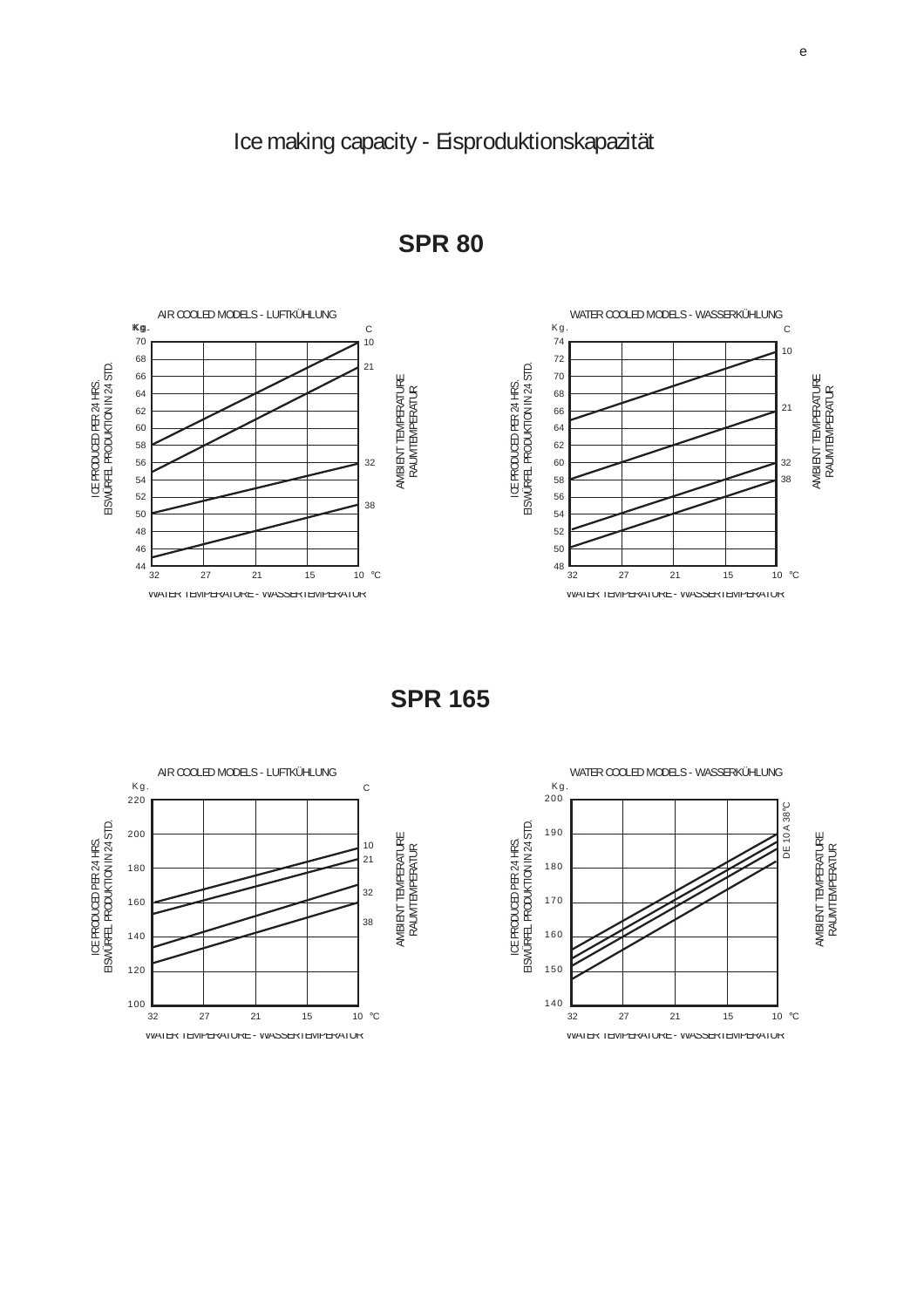# Ice making capacity - Eisproduktionskapazität

## SPR 80

AIR COOLED MODELS - LUFTKÜHLUNG

Kg.

ICE PRODUCED PER 24 HRS.
EISWÜRFEL PRODUKTION IN 24 STD.

70, 68, 66, 64, 62, 60, 58, 56, 54, 52, 50, 48, 46, 44

C: 10, 21, 32, 38

AMBIENT TEMPERATURE
RAUMTEMPERATUR

32, 27, 21, 15, 10 °C

WATER TEMPERATURE - WASSERTEMPERATUR

WATER COOLED MODELS - WASSERKÜHLUNG

Kg.

ICE PRODUCED PER 24 HRS.
EISWÜRFEL PRODUKTION IN 24 STD.

74, 72, 70, 68, 66, 64, 62, 60, 58, 56, 54, 52, 50, 48

C: 10, 21, 32, 38

AMBIENT TEMPERATURE
RAUMTEMPERATUR

32, 27, 21, 15, 10 °C

WATER TEMPERATURE - WASSERTEMPERATUR

## SPR 165

AIR COOLED MODELS - LUFTKÜHLUNG

Kg.

ICE PRODUCED PER 24 HRS.
EISWÜRFEL PRODUKTION IN 24 STD.

220, 200, 180, 160, 140, 120, 100

C: 10, 21, 32, 38

AMBIENT TEMPERATURE
RAUMTEMPERATUR

32, 27, 21, 15, 10 °C

WATER TEMPERATURE - WASSERTEMPERATUR

WATER COOLED MODELS - WASSERKÜHLUNG

Kg.

ICE PRODUCED PER 24 HRS.
EISWÜRFEL PRODUKTION IN 24 STD.

200, 190, 180, 170, 160, 150, 140

DE 10 A 38°C

AMBIENT TEMPERATURE
RAUMTEMPERATUR

32, 27, 21, 15, 10 °C

WATER TEMPERATURE - WASSERTEMPERATUR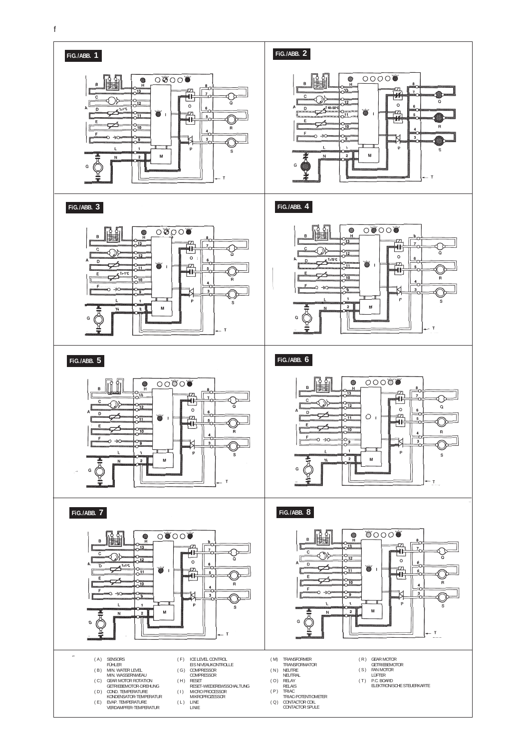f

FIG./ABB. 1

FIG./ABB. 2

FIG./ABB. 3

FIG./ABB. 4

FIG./ABB. 5

FIG./ABB. 6

FIG./ABB. 7

FIG./ABB. 8

- ( A ) SENSORS
  FÜHLER
- ( B ) MIN. WATER LEVEL
  MIN. WASSERNIVEAU
- ( C ) GEAR MOTOR ROTATION
  GETRIEBEMOTOR-DREHUNG
- ( D ) COND. TEMPERATURE
  KONDENSATOR-TEMPERATUR
- ( E ) EVAP. TEMPERATURE
  VERDAMPFER-TEMPERATUR
- ( F ) ICE LEVEL CONTROL
  EIS NIVEAUKONTROLLE
- ( G ) COMPRESSOR
  COMPRESSOR
- ( H ) RESET
  RESET-WIEDEREWSSCHALTUNG
- ( I ) MICRO PROCESSOR
  MIKROPROZESSOR
- ( L ) LINE
  LINIE
- ( M ) TRANSFORMER
  TRANSFORMATOR
- ( N ) NEUTRE
  NEUTRAL
- ( O ) RELAY
  RELAIS
- ( P ) TRIAC
  TRIAC-POTENTIOMETER
- ( Q ) CONTACTOR COIL
  CONTACTOR SPULE
- ( R ) GEAR MOTOR
  GETRIEBEMOTOR
- ( S ) FAN MOTOR
  LÜFTER
- ( T ) P.C. BOARD
  ELEKTRONISCHE STEUERKARTE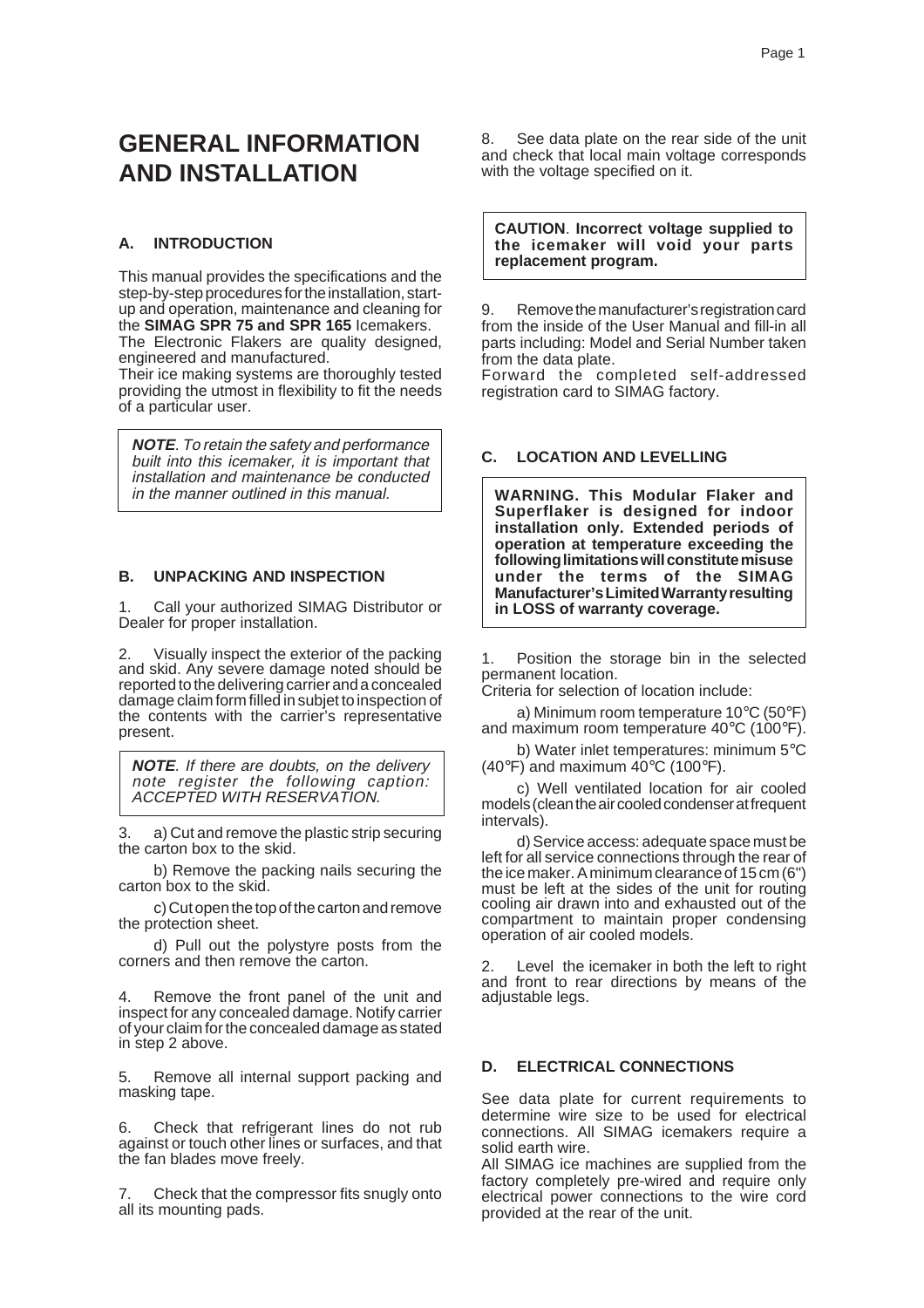# GENERAL INFORMATION AND INSTALLATION

### A. INTRODUCTION

This manual provides the specifications and the step-by-step procedures for the installation, start-up and operation, maintenance and cleaning for the **SIMAG SPR 75 and SPR 165** Icemakers.
The Electronic Flakers are quality designed, engineered and manufactured.
Their ice making systems are thoroughly tested providing the utmost in flexibility to fit the needs of a particular user.

> ***NOTE**. To retain the safety and performance built into this icemaker, it is important that installation and maintenance be conducted in the manner outlined in this manual.*

### B. UNPACKING AND INSPECTION

1. Call your authorized SIMAG Distributor or Dealer for proper installation.

2. Visually inspect the exterior of the packing and skid. Any severe damage noted should be reported to the delivering carrier and a concealed damage claim form filled in subjet to inspection of the contents with the carrier's representative present.

> ***NOTE**. If there are doubts, on the delivery note register the following caption: ACCEPTED WITH RESERVATION.*

3. a) Cut and remove the plastic strip securing the carton box to the skid.

   b) Remove the packing nails securing the carton box to the skid.

   c) Cut open the top of the carton and remove the protection sheet.

   d) Pull out the polystyre posts from the corners and then remove the carton.

4. Remove the front panel of the unit and inspect for any concealed damage. Notify carrier of your claim for the concealed damage as stated in step 2 above.

5. Remove all internal support packing and masking tape.

6. Check that refrigerant lines do not rub against or touch other lines or surfaces, and that the fan blades move freely.

7. Check that the compressor fits snugly onto all its mounting pads.

8. See data plate on the rear side of the unit and check that local main voltage corresponds with the voltage specified on it.

> **CAUTION. Incorrect voltage supplied to the icemaker will void your parts replacement program.**

9. Remove the manufacturer's registration card from the inside of the User Manual and fill-in all parts including: Model and Serial Number taken from the data plate.
Forward the completed self-addressed registration card to SIMAG factory.

### C. LOCATION AND LEVELLING

> **WARNING. This Modular Flaker and Superflaker is designed for indoor installation only. Extended periods of operation at temperature exceeding the following limitations will constitute misuse under the terms of the SIMAG Manufacturer's Limited Warranty resulting in LOSS of warranty coverage.**

1. Position the storage bin in the selected permanent location.
Criteria for selection of location include:

   a) Minimum room temperature 10°C (50°F) and maximum room temperature 40°C (100°F).

   b) Water inlet temperatures: minimum 5°C (40°F) and maximum 40°C (100°F).

   c) Well ventilated location for air cooled models (clean the air cooled condenser at frequent intervals).

   d) Service access: adequate space must be left for all service connections through the rear of the ice maker. A minimum clearance of 15 cm (6") must be left at the sides of the unit for routing cooling air drawn into and exhausted out of the compartment to maintain proper condensing operation of air cooled models.

2. Level the icemaker in both the left to right and front to rear directions by means of the adjustable legs.

### D. ELECTRICAL CONNECTIONS

See data plate for current requirements to determine wire size to be used for electrical connections. All SIMAG icemakers require a solid earth wire.
All SIMAG ice machines are supplied from the factory completely pre-wired and require only electrical power connections to the wire cord provided at the rear of the unit.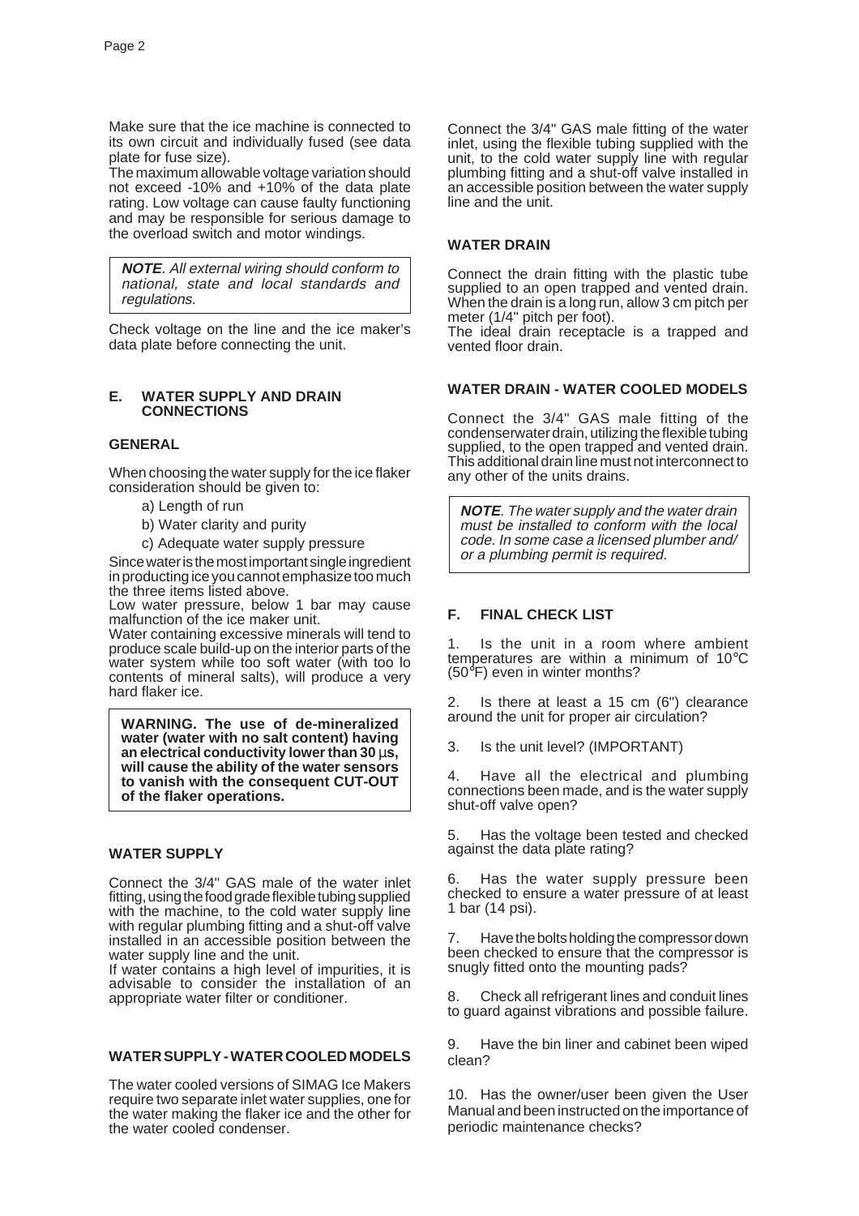Make sure that the ice machine is connected to its own circuit and individually fused (see data plate for fuse size).
The maximum allowable voltage variation should not exceed -10% and +10% of the data plate rating. Low voltage can cause faulty functioning and may be responsible for serious damage to the overload switch and motor windings.

> ***NOTE**. All external wiring should conform to national, state and local standards and regulations.*

Check voltage on the line and the ice maker's data plate before connecting the unit.

## E. WATER SUPPLY AND DRAIN CONNECTIONS

### GENERAL

When choosing the water supply for the ice flaker consideration should be given to:

a) Length of run

b) Water clarity and purity

c) Adequate water supply pressure

Since water is the most important single ingredient in producting ice you cannot emphasize too much the three items listed above.
Low water pressure, below 1 bar may cause malfunction of the ice maker unit.
Water containing excessive minerals will tend to produce scale build-up on the interior parts of the water system while too soft water (with too lo contents of mineral salts), will produce a very hard flaker ice.

> **WARNING. The use of de-mineralized water (water with no salt content) having an electrical conductivity lower than 30 µs, will cause the ability of the water sensors to vanish with the consequent CUT-OUT of the flaker operations.**

### WATER SUPPLY

Connect the 3/4" GAS male of the water inlet fitting, using the food grade flexible tubing supplied with the machine, to the cold water supply line with regular plumbing fitting and a shut-off valve installed in an accessible position between the water supply line and the unit.
If water contains a high level of impurities, it is advisable to consider the installation of an appropriate water filter or conditioner.

### WATER SUPPLY - WATER COOLED MODELS

The water cooled versions of SIMAG Ice Makers require two separate inlet water supplies, one for the water making the flaker ice and the other for the water cooled condenser.

Connect the 3/4" GAS male fitting of the water inlet, using the flexible tubing supplied with the unit, to the cold water supply line with regular plumbing fitting and a shut-off valve installed in an accessible position between the water supply line and the unit.

### WATER DRAIN

Connect the drain fitting with the plastic tube supplied to an open trapped and vented drain. When the drain is a long run, allow 3 cm pitch per meter (1/4" pitch per foot).
The ideal drain receptacle is a trapped and vented floor drain.

### WATER DRAIN - WATER COOLED MODELS

Connect the 3/4" GAS male fitting of the condenserwater drain, utilizing the flexible tubing supplied, to the open trapped and vented drain. This additional drain line must not interconnect to any other of the units drains.

> ***NOTE**. The water supply and the water drain must be installed to conform with the local code. In some case a licensed plumber and/ or a plumbing permit is required.*

## F. FINAL CHECK LIST

1. Is the unit in a room where ambient temperatures are within a minimum of 10°C (50°F) even in winter months?

2. Is there at least a 15 cm (6") clearance around the unit for proper air circulation?

3. Is the unit level? (IMPORTANT)

4. Have all the electrical and plumbing connections been made, and is the water supply shut-off valve open?

5. Has the voltage been tested and checked against the data plate rating?

6. Has the water supply pressure been checked to ensure a water pressure of at least 1 bar (14 psi).

7. Have the bolts holding the compressor down been checked to ensure that the compressor is snugly fitted onto the mounting pads?

8. Check all refrigerant lines and conduit lines to guard against vibrations and possible failure.

9. Have the bin liner and cabinet been wiped clean?

10. Has the owner/user been given the User Manual and been instructed on the importance of periodic maintenance checks?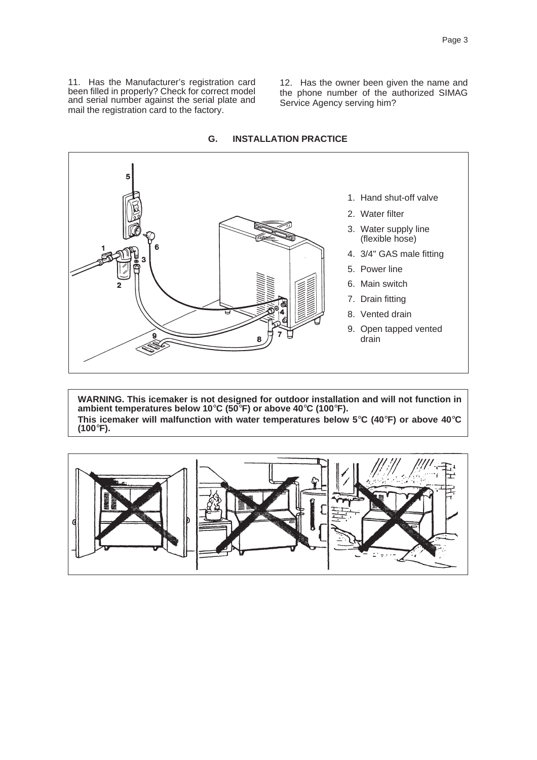11. Has the Manufacturer's registration card been filled in properly? Check for correct model and serial number against the serial plate and mail the registration card to the factory.

12. Has the owner been given the name and the phone number of the authorized SIMAG Service Agency serving him?

## G. INSTALLATION PRACTICE

1. Hand shut-off valve
2. Water filter
3. Water supply line (flexible hose)
4. 3/4" GAS male fitting
5. Power line
6. Main switch
7. Drain fitting
8. Vented drain
9. Open tapped vented drain

**WARNING. This icemaker is not designed for outdoor installation and will not function in ambient temperatures below 10°C (50°F) or above 40°C (100°F).**
**This icemaker will malfunction with water temperatures below 5°C (40°F) or above 40°C (100°F).**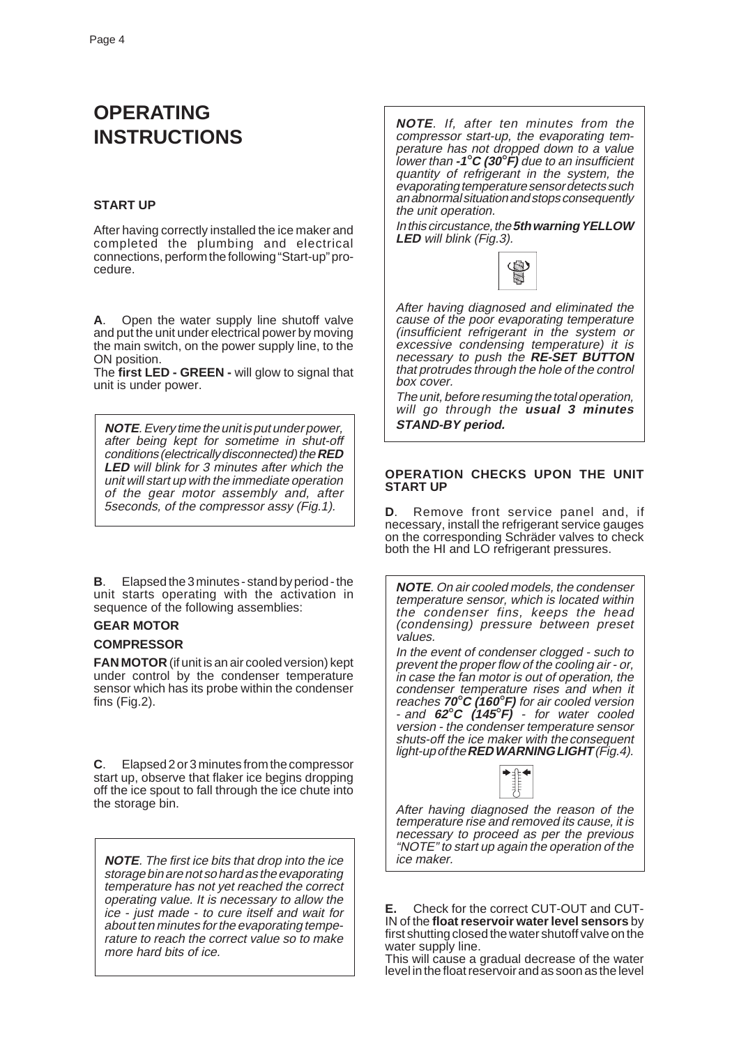# OPERATING INSTRUCTIONS

### START UP

After having correctly installed the ice maker and completed the plumbing and electrical connections, perform the following "Start-up" procedure.

**A**. Open the water supply line shutoff valve and put the unit under electrical power by moving the main switch, on the power supply line, to the ON position.

The **first LED - GREEN -** will glow to signal that unit is under power.

> ***NOTE***. *Every time the unit is put under power, after being kept for sometime in shut-off conditions (electrically disconnected) the **RED LED** will blink for 3 minutes after which the unit will start up with the immediate operation of the gear motor assembly and, after 5seconds, of the compressor assy (Fig.1).*

**B**. Elapsed the 3 minutes - stand by period - the unit starts operating with the activation in sequence of the following assemblies:

**GEAR MOTOR**

**COMPRESSOR**

**FAN MOTOR** (if unit is an air cooled version) kept under control by the condenser temperature sensor which has its probe within the condenser fins (Fig.2).

**C**. Elapsed 2 or 3 minutes from the compressor start up, observe that flaker ice begins dropping off the ice spout to fall through the ice chute into the storage bin.

> ***NOTE***. *The first ice bits that drop into the ice storage bin are not so hard as the evaporating temperature has not yet reached the correct operating value. It is necessary to allow the ice - just made - to cure itself and wait for about ten minutes for the evaporating temperature to reach the correct value so to make more hard bits of ice.*

> ***NOTE***. *If, after ten minutes from the compressor start-up, the evaporating temperature has not dropped down to a value lower than **-1°C (30°F)** due to an insufficient quantity of refrigerant in the system, the evaporating temperature sensor detects such an abnormal situation and stops consequently the unit operation.*
>
> *In this circustance, the **5th warning YELLOW LED** will blink (Fig.3).*
>
> *After having diagnosed and eliminated the cause of the poor evaporating temperature (insufficient refrigerant in the system or excessive condensing temperature) it is necessary to push the **RE-SET BUTTON** that protrudes through the hole of the control box cover.*
>
> *The unit, before resuming the total operation, will go through the **usual 3 minutes STAND-BY period.***

### OPERATION CHECKS UPON THE UNIT START UP

**D**. Remove front service panel and, if necessary, install the refrigerant service gauges on the corresponding Schräder valves to check both the HI and LO refrigerant pressures.

> ***NOTE***. *On air cooled models, the condenser temperature sensor, which is located within the condenser fins, keeps the head (condensing) pressure between preset values.*
>
> *In the event of condenser clogged - such to prevent the proper flow of the cooling air - or, in case the fan motor is out of operation, the condenser temperature rises and when it reaches **70°C (160°F)** for air cooled version - and **62°C (145°F)** - for water cooled version - the condenser temperature sensor shuts-off the ice maker with the consequent light-up of the **RED WARNING LIGHT** (Fig.4).*
>
> *After having diagnosed the reason of the temperature rise and removed its cause, it is necessary to proceed as per the previous "NOTE" to start up again the operation of the ice maker.*

**E.** Check for the correct CUT-OUT and CUT-IN of the **float reservoir water level sensors** by first shutting closed the water shutoff valve on the water supply line.

This will cause a gradual decrease of the water level in the float reservoir and as soon as the level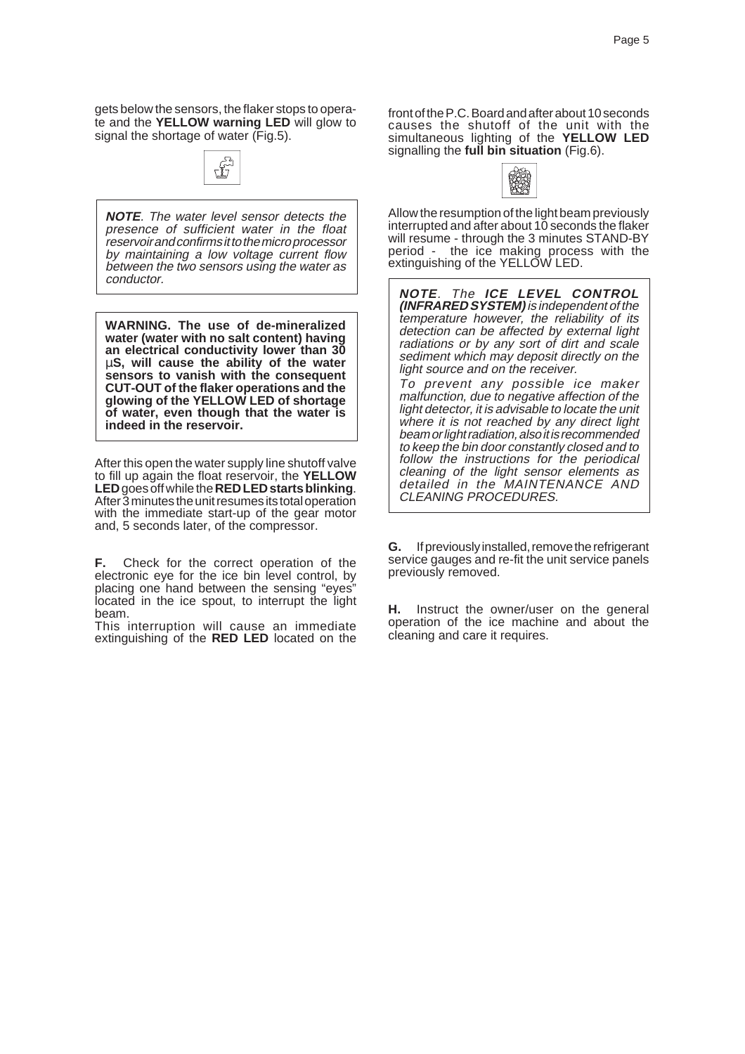gets below the sensors, the flaker stops to operate and the **YELLOW warning LED** will glow to signal the shortage of water (Fig.5).

> ***NOTE**. The water level sensor detects the presence of sufficient water in the float reservoir and confirms it to the micro processor by maintaining a low voltage current flow between the two sensors using the water as conductor.*

> **WARNING. The use of de-mineralized water (water with no salt content) having an electrical conductivity lower than 30 µS, will cause the ability of the water sensors to vanish with the consequent CUT-OUT of the flaker operations and the glowing of the YELLOW LED of shortage of water, even though that the water is indeed in the reservoir.**

After this open the water supply line shutoff valve to fill up again the float reservoir, the **YELLOW LED** goes off while the **RED LED starts blinking**. After 3 minutes the unit resumes its total operation with the immediate start-up of the gear motor and, 5 seconds later, of the compressor.

**F.** Check for the correct operation of the electronic eye for the ice bin level control, by placing one hand between the sensing "eyes" located in the ice spout, to interrupt the light beam.
This interruption will cause an immediate extinguishing of the **RED LED** located on the front of the P.C. Board and after about 10 seconds causes the shutoff of the unit with the simultaneous lighting of the **YELLOW LED** signalling the **full bin situation** (Fig.6).

Allow the resumption of the light beam previously interrupted and after about 10 seconds the flaker will resume - through the 3 minutes STAND-BY period - the ice making process with the extinguishing of the YELLOW LED.

> ***NOTE**. The **ICE LEVEL CONTROL (INFRARED SYSTEM)** is independent of the temperature however, the reliability of its detection can be affected by external light radiations or by any sort of dirt and scale sediment which may deposit directly on the light source and on the receiver.*
> *To prevent any possible ice maker malfunction, due to negative affection of the light detector, it is advisable to locate the unit where it is not reached by any direct light beam or light radiation, also it is recommended to keep the bin door constantly closed and to follow the instructions for the periodical cleaning of the light sensor elements as detailed in the MAINTENANCE AND CLEANING PROCEDURES.*

**G.** If previously installed, remove the refrigerant service gauges and re-fit the unit service panels previously removed.

**H.** Instruct the owner/user on the general operation of the ice machine and about the cleaning and care it requires.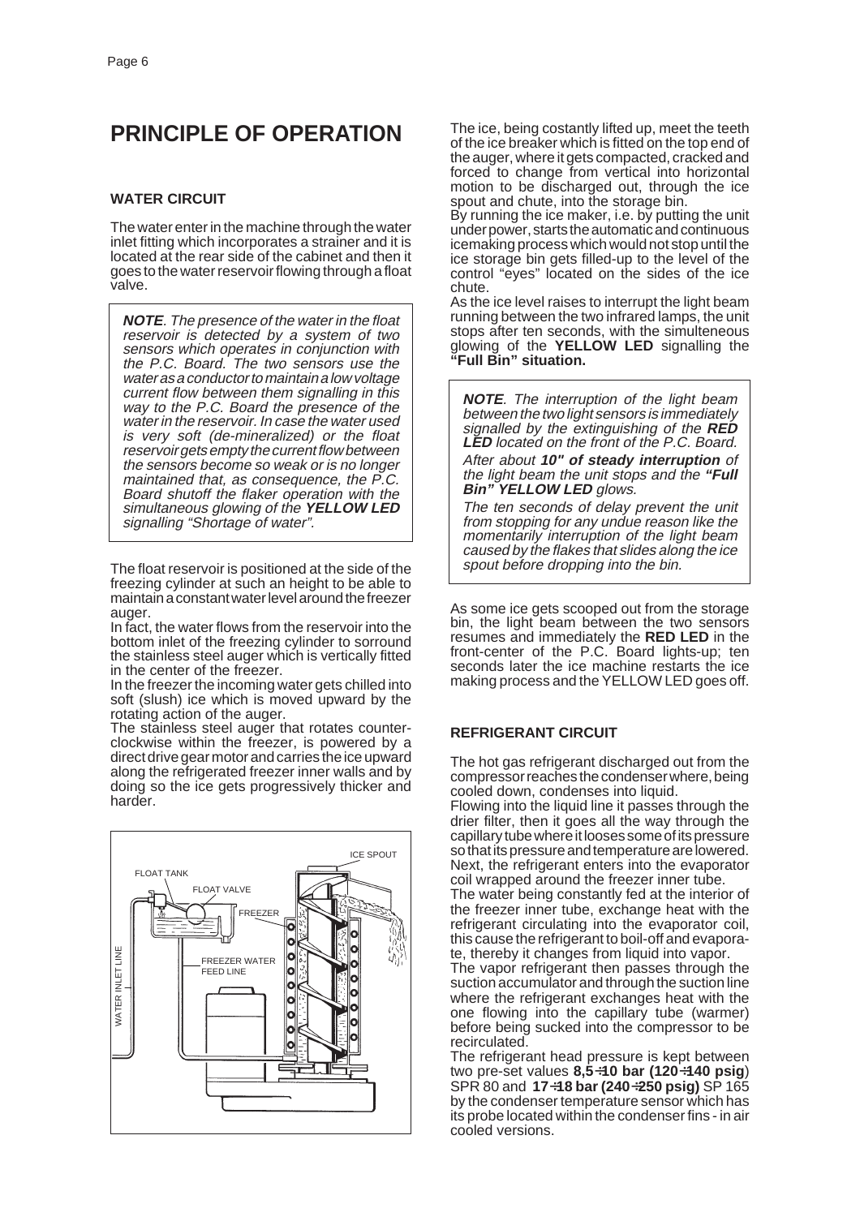# PRINCIPLE OF OPERATION

## WATER CIRCUIT

The water enter in the machine through the water inlet fitting which incorporates a strainer and it is located at the rear side of the cabinet and then it goes to the water reservoir flowing through a float valve.

> ***NOTE**. The presence of the water in the float reservoir is detected by a system of two sensors which operates in conjunction with the P.C. Board. The two sensors use the water as a conductor to maintain a low voltage current flow between them signalling in this way to the P.C. Board the presence of the water in the reservoir. In case the water used is very soft (de-mineralized) or the float reservoir gets empty the current flow between the sensors become so weak or is no longer maintained that, as consequence, the P.C. Board shutoff the flaker operation with the simultaneous glowing of the **YELLOW LED** signalling "Shortage of water".*

The float reservoir is positioned at the side of the freezing cylinder at such an height to be able to maintain a constant water level around the freezer auger.

In fact, the water flows from the reservoir into the bottom inlet of the freezing cylinder to sorround the stainless steel auger which is vertically fitted in the center of the freezer.

In the freezer the incoming water gets chilled into soft (slush) ice which is moved upward by the rotating action of the auger.

The stainless steel auger that rotates counter-clockwise within the freezer, is powered by a direct drive gear motor and carries the ice upward along the refrigerated freezer inner walls and by doing so the ice gets progressively thicker and harder.

ICE SPOUT
FLOAT TANK
FLOAT VALVE
FREEZER
WATER INLET LINE
FREEZER WATER FEED LINE

The ice, being costantly lifted up, meet the teeth of the ice breaker which is fitted on the top end of the auger, where it gets compacted, cracked and forced to change from vertical into horizontal motion to be discharged out, through the ice spout and chute, into the storage bin.

By running the ice maker, i.e. by putting the unit under power, starts the automatic and continuous icemaking process which would not stop until the ice storage bin gets filled-up to the level of the control "eyes" located on the sides of the ice chute.

As the ice level raises to interrupt the light beam running between the two infrared lamps, the unit stops after ten seconds, with the simulteneous glowing of the **YELLOW LED** signalling the **"Full Bin" situation.**

> ***NOTE**. The interruption of the light beam between the two light sensors is immediately signalled by the extinguishing of the **RED LED** located on the front of the P.C. Board.*
>
> *After about **10" of steady interruption** of the light beam the unit stops and the **"Full Bin" YELLOW LED** glows.*
>
> *The ten seconds of delay prevent the unit from stopping for any undue reason like the momentarily interruption of the light beam caused by the flakes that slides along the ice spout before dropping into the bin.*

As some ice gets scooped out from the storage bin, the light beam between the two sensors resumes and immediately the **RED LED** in the front-center of the P.C. Board lights-up; ten seconds later the ice machine restarts the ice making process and the YELLOW LED goes off.

## REFRIGERANT CIRCUIT

The hot gas refrigerant discharged out from the compressor reaches the condenser where, being cooled down, condenses into liquid.

Flowing into the liquid line it passes through the drier filter, then it goes all the way through the capillary tube where it looses some of its pressure so that its pressure and temperature are lowered. Next, the refrigerant enters into the evaporator coil wrapped around the freezer inner tube.

The water being constantly fed at the interior of the freezer inner tube, exchange heat with the refrigerant circulating into the evaporator coil, this cause the refrigerant to boil-off and evaporate, thereby it changes from liquid into vapor.

The vapor refrigerant then passes through the suction accumulator and through the suction line where the refrigerant exchanges heat with the one flowing into the capillary tube (warmer) before being sucked into the compressor to be recirculated.

The refrigerant head pressure is kept between two pre-set values **8,5÷10 bar (120÷140 psig**) SPR 80 and **17÷18 bar (240÷250 psig)** SP 165 by the condenser temperature sensor which has its probe located within the condenser fins - in air cooled versions.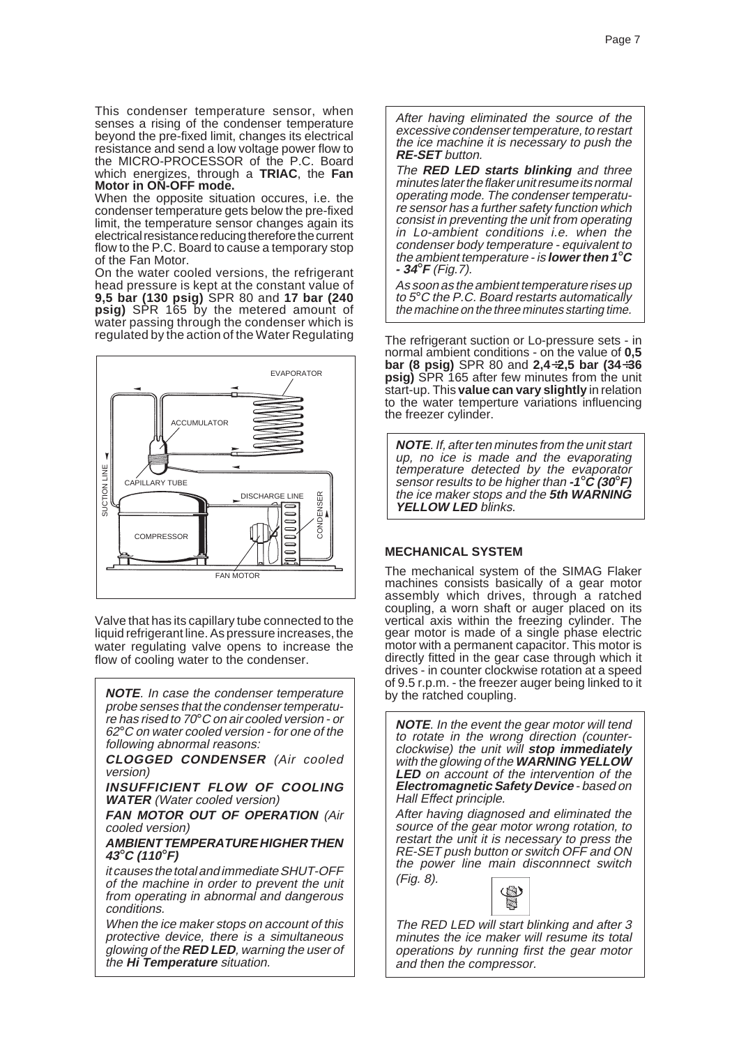This condenser temperature sensor, when senses a rising of the condenser temperature beyond the pre-fixed limit, changes its electrical resistance and send a low voltage power flow to the MICRO-PROCESSOR of the P.C. Board which energizes, through a **TRIAC**, the **Fan Motor in ON-OFF mode.**

When the opposite situation occures, i.e. the condenser temperature gets below the pre-fixed limit, the temperature sensor changes again its electrical resistance reducing therefore the current flow to the P.C. Board to cause a temporary stop of the Fan Motor.

On the water cooled versions, the refrigerant head pressure is kept at the constant value of **9,5 bar (130 psig)** SPR 80 and **17 bar (240 psig)** SPR 165 by the metered amount of water passing through the condenser which is regulated by the action of the Water Regulating Valve that has its capillary tube connected to the liquid refrigerant line. As pressure increases, the water regulating valve opens to increase the flow of cooling water to the condenser.

> ***NOTE**. In case the condenser temperature probe senses that the condenser temperature has rised to 70°C on air cooled version - or 62°C on water cooled version - for one of the following abnormal reasons:*
>
> ***CLOGGED CONDENSER** (Air cooled version)*
>
> ***INSUFFICIENT FLOW OF COOLING WATER** (Water cooled version)*
>
> ***FAN MOTOR OUT OF OPERATION** (Air cooled version)*
>
> ***AMBIENT TEMPERATURE HIGHER THEN 43°C (110°F)***
>
> *it causes the total and immediate SHUT-OFF of the machine in order to prevent the unit from operating in abnormal and dangerous conditions.*
>
> *When the ice maker stops on account of this protective device, there is a simultaneous glowing of the **RED LED**, warning the user of the **Hi Temperature** situation.*
>
> *After having eliminated the source of the excessive condenser temperature, to restart the ice machine it is necessary to push the **RE-SET** button.*
>
> *The **RED LED starts blinking** and three minutes later the flaker unit resume its normal operating mode. The condenser temperature sensor has a further safety function which consist in preventing the unit from operating in Lo-ambient conditions i.e. when the condenser body temperature - equivalent to the ambient temperature - is **lower then 1°C - 34°F** (Fig.7).*
>
> *As soon as the ambient temperature rises up to 5°C the P.C. Board restarts automatically the machine on the three minutes starting time.*

The refrigerant suction or Lo-pressure sets - in normal ambient conditions - on the value of **0,5 bar (8 psig)** SPR 80 and **2,4÷2,5 bar (34÷36 psig)** SPR 165 after few minutes from the unit start-up. This **value can vary slightly** in relation to the water temperture variations influencing the freezer cylinder.

> ***NOTE**. If, after ten minutes from the unit start up, no ice is made and the evaporating temperature detected by the evaporator sensor results to be higher than **-1°C (30°F)** the ice maker stops and the **5th WARNING YELLOW LED** blinks.*

## MECHANICAL SYSTEM

The mechanical system of the SIMAG Flaker machines consists basically of a gear motor assembly which drives, through a ratched coupling, a worn shaft or auger placed on its vertical axis within the freezing cylinder. The gear motor is made of a single phase electric motor with a permanent capacitor. This motor is directly fitted in the gear case through which it drives - in counter clockwise rotation at a speed of 9.5 r.p.m. - the freezer auger being linked to it by the ratched coupling.

> ***NOTE**. In the event the gear motor will tend to rotate in the wrong direction (counter-clockwise) the unit will **stop immediately** with the glowing of the **WARNING YELLOW LED** on account of the intervention of the **Electromagnetic Safety Device** - based on Hall Effect principle.*
>
> *After having diagnosed and eliminated the source of the gear motor wrong rotation, to restart the unit it is necessary to press the RE-SET push button or switch OFF and ON the power line main disconnnect switch (Fig. 8).*
>
> *The RED LED will start blinking and after 3 minutes the ice maker will resume its total operations by running first the gear motor and then the compressor.*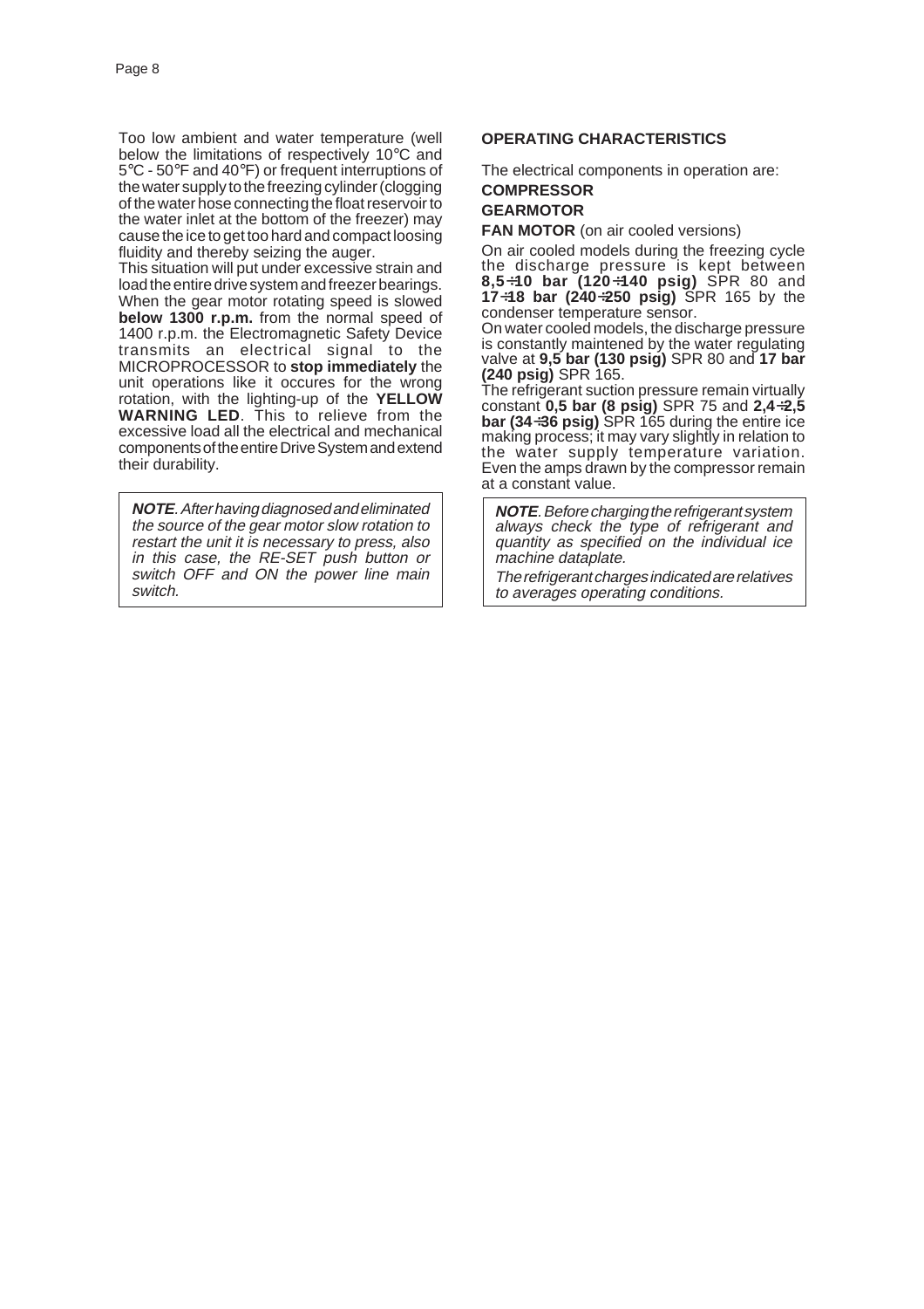Too low ambient and water temperature (well below the limitations of respectively 10°C and 5°C - 50°F and 40°F) or frequent interruptions of the water supply to the freezing cylinder (clogging of the water hose connecting the float reservoir to the water inlet at the bottom of the freezer) may cause the ice to get too hard and compact loosing fluidity and thereby seizing the auger.

This situation will put under excessive strain and load the entire drive system and freezer bearings. When the gear motor rotating speed is slowed **below 1300 r.p.m.** from the normal speed of 1400 r.p.m. the Electromagnetic Safety Device transmits an electrical signal to the MICROPROCESSOR to **stop immediately** the unit operations like it occures for the wrong rotation, with the lighting-up of the **YELLOW WARNING LED**. This to relieve from the excessive load all the electrical and mechanical components of the entire Drive System and extend their durability.

> ***NOTE***. *After having diagnosed and eliminated the source of the gear motor slow rotation to restart the unit it is necessary to press, also in this case, the RE-SET push button or switch OFF and ON the power line main switch.*

### OPERATING CHARACTERISTICS

The electrical components in operation are:

**COMPRESSOR**

**GEARMOTOR**

**FAN MOTOR** (on air cooled versions)

On air cooled models during the freezing cycle the discharge pressure is kept between **8,5÷10 bar (120÷140 psig)** SPR 80 and **17÷18 bar (240÷250 psig)** SPR 165 by the condenser temperature sensor.

On water cooled models, the discharge pressure is constantly maintened by the water regulating valve at **9,5 bar (130 psig)** SPR 80 and **17 bar (240 psig)** SPR 165.

The refrigerant suction pressure remain virtually constant **0,5 bar (8 psig)** SPR 75 and **2,4÷2,5 bar (34÷36 psig)** SPR 165 during the entire ice making process; it may vary slightly in relation to the water supply temperature variation. Even the amps drawn by the compressor remain at a constant value.

> ***NOTE***. *Before charging the refrigerant system always check the type of refrigerant and quantity as specified on the individual ice machine dataplate.*
>
> *The refrigerant charges indicated are relatives to averages operating conditions.*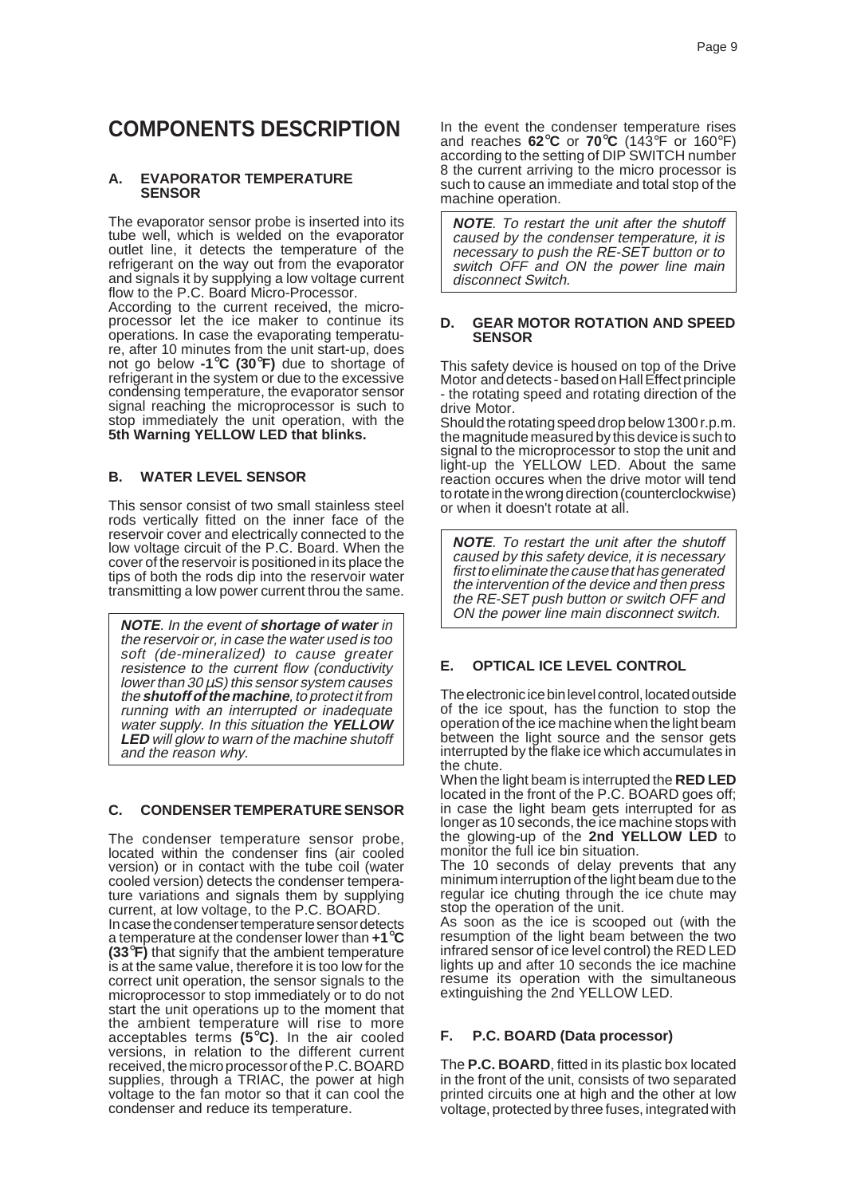# COMPONENTS DESCRIPTION

### A. EVAPORATOR TEMPERATURE SENSOR

The evaporator sensor probe is inserted into its tube well, which is welded on the evaporator outlet line, it detects the temperature of the refrigerant on the way out from the evaporator and signals it by supplying a low voltage current flow to the P.C. Board Micro-Processor.

According to the current received, the micro-processor let the ice maker to continue its operations. In case the evaporating temperature, after 10 minutes from the unit start-up, does not go below **-1°C (30°F)** due to shortage of refrigerant in the system or due to the excessive condensing temperature, the evaporator sensor signal reaching the microprocessor is such to stop immediately the unit operation, with the **5th Warning YELLOW LED that blinks.**

### B. WATER LEVEL SENSOR

This sensor consist of two small stainless steel rods vertically fitted on the inner face of the reservoir cover and electrically connected to the low voltage circuit of the P.C. Board. When the cover of the reservoir is positioned in its place the tips of both the rods dip into the reservoir water transmitting a low power current throu the same.

> ***NOTE***. *In the event of **shortage of water** in the reservoir or, in case the water used is too soft (de-mineralized) to cause greater resistence to the current flow (conductivity lower than 30 µS) this sensor system causes the **shutoff of the machine**, to protect it from running with an interrupted or inadequate water supply. In this situation the **YELLOW LED** will glow to warn of the machine shutoff and the reason why.*

### C. CONDENSER TEMPERATURE SENSOR

The condenser temperature sensor probe, located within the condenser fins (air cooled version) or in contact with the tube coil (water cooled version) detects the condenser temperature variations and signals them by supplying current, at low voltage, to the P.C. BOARD.

In case the condenser temperature sensor detects a temperature at the condenser lower than **+1°C (33°F)** that signify that the ambient temperature is at the same value, therefore it is too low for the correct unit operation, the sensor signals to the microprocessor to stop immediately or to do not start the unit operations up to the moment that the ambient temperature will rise to more acceptables terms **(5°C)**. In the air cooled versions, in relation to the different current received, the micro processor of the P.C. BOARD supplies, through a TRIAC, the power at high voltage to the fan motor so that it can cool the condenser and reduce its temperature.

In the event the condenser temperature rises and reaches **62°C** or **70°C** (143°F or 160°F) according to the setting of DIP SWITCH number 8 the current arriving to the micro processor is such to cause an immediate and total stop of the machine operation.

> ***NOTE***. *To restart the unit after the shutoff caused by the condenser temperature, it is necessary to push the RE-SET button or to switch OFF and ON the power line main disconnect Switch.*

### D. GEAR MOTOR ROTATION AND SPEED SENSOR

This safety device is housed on top of the Drive Motor and detects - based on Hall Effect principle - the rotating speed and rotating direction of the drive Motor.

Should the rotating speed drop below 1300 r.p.m. the magnitude measured by this device is such to signal to the microprocessor to stop the unit and light-up the YELLOW LED. About the same reaction occures when the drive motor will tend to rotate in the wrong direction (counterclockwise) or when it doesn't rotate at all.

> ***NOTE***. *To restart the unit after the shutoff caused by this safety device, it is necessary first to eliminate the cause that has generated the intervention of the device and then press the RE-SET push button or switch OFF and ON the power line main disconnect switch.*

### E. OPTICAL ICE LEVEL CONTROL

The electronic ice bin level control, located outside of the ice spout, has the function to stop the operation of the ice machine when the light beam between the light source and the sensor gets interrupted by the flake ice which accumulates in the chute.

When the light beam is interrupted the **RED LED** located in the front of the P.C. BOARD goes off; in case the light beam gets interrupted for as longer as 10 seconds, the ice machine stops with the glowing-up of the **2nd YELLOW LED** to monitor the full ice bin situation.

The 10 seconds of delay prevents that any minimum interruption of the light beam due to the regular ice chuting through the ice chute may stop the operation of the unit.

As soon as the ice is scooped out (with the resumption of the light beam between the two infrared sensor of ice level control) the RED LED lights up and after 10 seconds the ice machine resume its operation with the simultaneous extinguishing the 2nd YELLOW LED.

### F. P.C. BOARD (Data processor)

The **P.C. BOARD**, fitted in its plastic box located in the front of the unit, consists of two separated printed circuits one at high and the other at low voltage, protected by three fuses, integrated with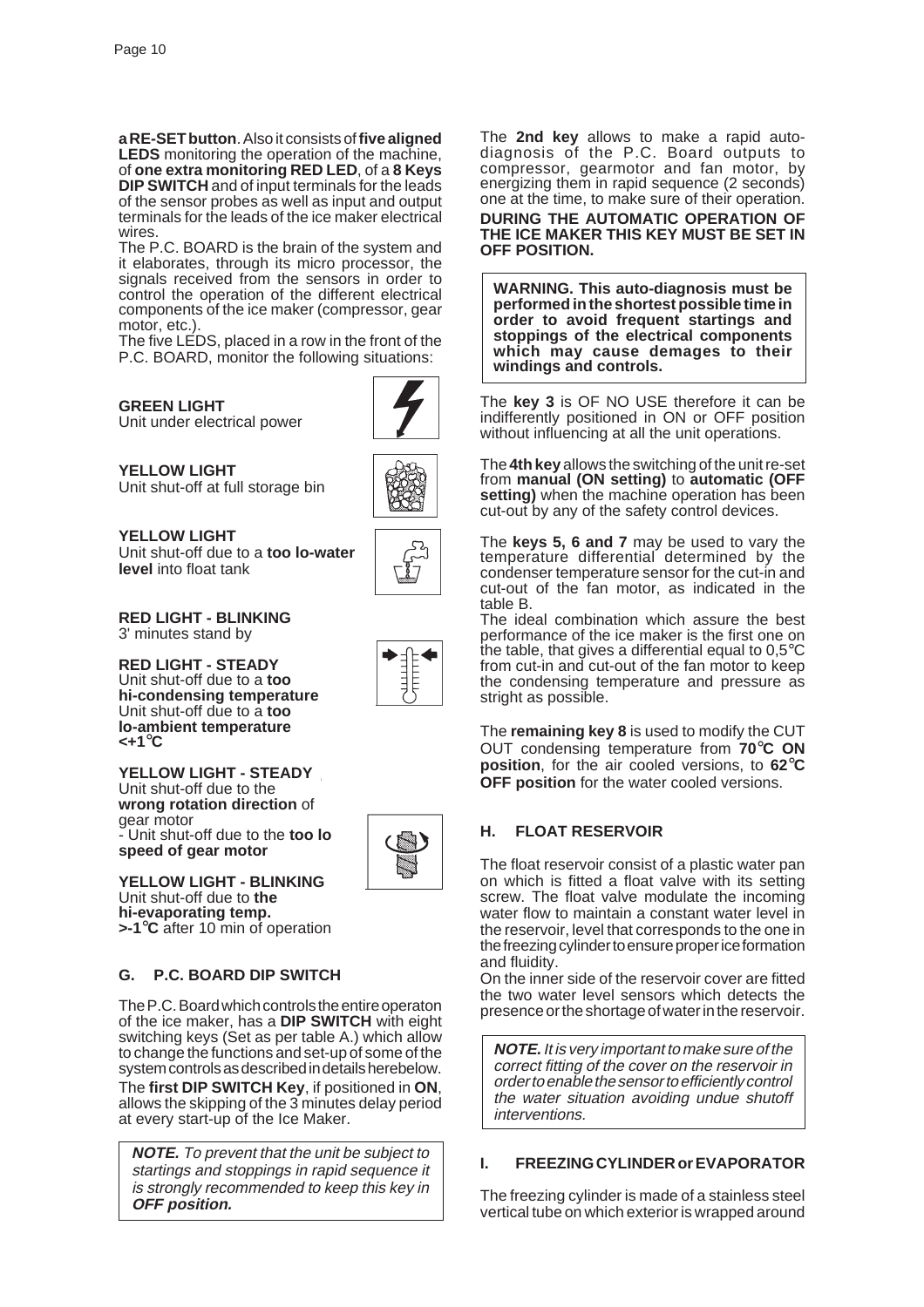**a RE-SET button**. Also it consists of **five aligned LEDS** monitoring the operation of the machine, of **one extra monitoring RED LED**, of a **8 Keys DIP SWITCH** and of input terminals for the leads of the sensor probes as well as input and output terminals for the leads of the ice maker electrical wires.

The P.C. BOARD is the brain of the system and it elaborates, through its micro processor, the signals received from the sensors in order to control the operation of the different electrical components of the ice maker (compressor, gear motor, etc.).

The five LEDS, placed in a row in the front of the P.C. BOARD, monitor the following situations:

**GREEN LIGHT**
Unit under electrical power

**YELLOW LIGHT**
Unit shut-off at full storage bin

**YELLOW LIGHT**
Unit shut-off due to a **too lo-water level** into float tank

**RED LIGHT - BLINKING**
3' minutes stand by

**RED LIGHT - STEADY**
Unit shut-off due to a **too hi-condensing temperature**
Unit shut-off due to a **too lo-ambient temperature <+1°C**

**YELLOW LIGHT - STEADY**
Unit shut-off due to the **wrong rotation direction** of gear motor
- Unit shut-off due to the **too lo speed of gear motor**

**YELLOW LIGHT - BLINKING**
Unit shut-off due to **the hi-evaporating temp. >-1°C** after 10 min of operation

## G. P.C. BOARD DIP SWITCH

The P.C. Board which controls the entire operaton of the ice maker, has a **DIP SWITCH** with eight switching keys (Set as per table A.) which allow to change the functions and set-up of some of the system controls as described in details herebelow.

The **first DIP SWITCH Key**, if positioned in **ON**, allows the skipping of the 3 minutes delay period at every start-up of the Ice Maker.

> ***NOTE.*** *To prevent that the unit be subject to startings and stoppings in rapid sequence it is strongly recommended to keep this key in* ***OFF position.***

The **2nd key** allows to make a rapid auto-diagnosis of the P.C. Board outputs to compressor, gearmotor and fan motor, by energizing them in rapid sequence (2 seconds) one at the time, to make sure of their operation.

**DURING THE AUTOMATIC OPERATION OF THE ICE MAKER THIS KEY MUST BE SET IN OFF POSITION.**

> **WARNING. This auto-diagnosis must be performed in the shortest possible time in order to avoid frequent startings and stoppings of the electrical components which may cause demages to their windings and controls.**

The **key 3** is OF NO USE therefore it can be indifferently positioned in ON or OFF position without influencing at all the unit operations.

The **4th key** allows the switching of the unit re-set from **manual (ON setting)** to **automatic (OFF setting)** when the machine operation has been cut-out by any of the safety control devices.

The **keys 5, 6 and 7** may be used to vary the temperature differential determined by the condenser temperature sensor for the cut-in and cut-out of the fan motor, as indicated in the table B.

The ideal combination which assure the best performance of the ice maker is the first one on the table, that gives a differential equal to 0,5°C from cut-in and cut-out of the fan motor to keep the condensing temperature and pressure as stright as possible.

The **remaining key 8** is used to modify the CUT OUT condensing temperature from **70°C ON position**, for the air cooled versions, to **62°C OFF position** for the water cooled versions.

## H. FLOAT RESERVOIR

The float reservoir consist of a plastic water pan on which is fitted a float valve with its setting screw. The float valve modulate the incoming water flow to maintain a constant water level in the reservoir, level that corresponds to the one in the freezing cylinder to ensure proper ice formation and fluidity.

On the inner side of the reservoir cover are fitted the two water level sensors which detects the presence or the shortage of water in the reservoir.

> ***NOTE.*** *It is very important to make sure of the correct fitting of the cover on the reservoir in order to enable the sensor to efficiently control the water situation avoiding undue shutoff interventions.*

## I. FREEZING CYLINDER or EVAPORATOR

The freezing cylinder is made of a stainless steel vertical tube on which exterior is wrapped around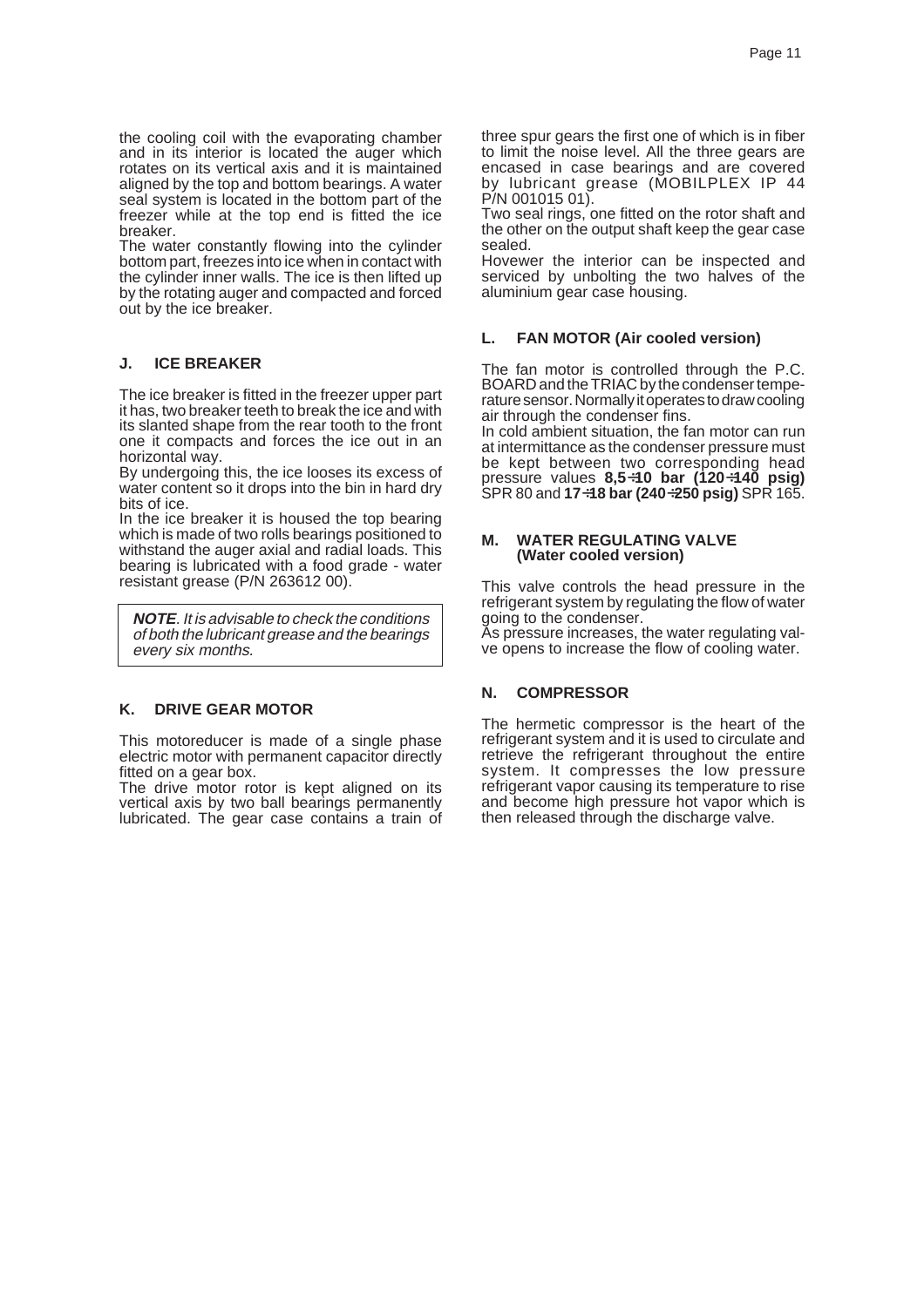the cooling coil with the evaporating chamber and in its interior is located the auger which rotates on its vertical axis and it is maintained aligned by the top and bottom bearings. A water seal system is located in the bottom part of the freezer while at the top end is fitted the ice breaker.

The water constantly flowing into the cylinder bottom part, freezes into ice when in contact with the cylinder inner walls. The ice is then lifted up by the rotating auger and compacted and forced out by the ice breaker.

### J. ICE BREAKER

The ice breaker is fitted in the freezer upper part it has, two breaker teeth to break the ice and with its slanted shape from the rear tooth to the front one it compacts and forces the ice out in an horizontal way.

By undergoing this, the ice looses its excess of water content so it drops into the bin in hard dry bits of ice.

In the ice breaker it is housed the top bearing which is made of two rolls bearings positioned to withstand the auger axial and radial loads. This bearing is lubricated with a food grade - water resistant grease (P/N 263612 00).

> ***NOTE**. It is advisable to check the conditions of both the lubricant grease and the bearings every six months.*

### K. DRIVE GEAR MOTOR

This motoreducer is made of a single phase electric motor with permanent capacitor directly fitted on a gear box.

The drive motor rotor is kept aligned on its vertical axis by two ball bearings permanently lubricated. The gear case contains a train of three spur gears the first one of which is in fiber to limit the noise level. All the three gears are encased in case bearings and are covered by lubricant grease (MOBILPLEX IP 44 P/N 001015 01).

Two seal rings, one fitted on the rotor shaft and the other on the output shaft keep the gear case sealed.

Hovewer the interior can be inspected and serviced by unbolting the two halves of the aluminium gear case housing.

### L. FAN MOTOR (Air cooled version)

The fan motor is controlled through the P.C. BOARD and the TRIAC by the condenser temperature sensor. Normally it operates to draw cooling air through the condenser fins.

In cold ambient situation, the fan motor can run at intermittance as the condenser pressure must be kept between two corresponding head pressure values **8,5÷10 bar (120÷140 psig)** SPR 80 and **17÷18 bar (240÷250 psig)** SPR 165.

### M. WATER REGULATING VALVE (Water cooled version)

This valve controls the head pressure in the refrigerant system by regulating the flow of water going to the condenser.

As pressure increases, the water regulating valve opens to increase the flow of cooling water.

### N. COMPRESSOR

The hermetic compressor is the heart of the refrigerant system and it is used to circulate and retrieve the refrigerant throughout the entire system. It compresses the low pressure refrigerant vapor causing its temperature to rise and become high pressure hot vapor which is then released through the discharge valve.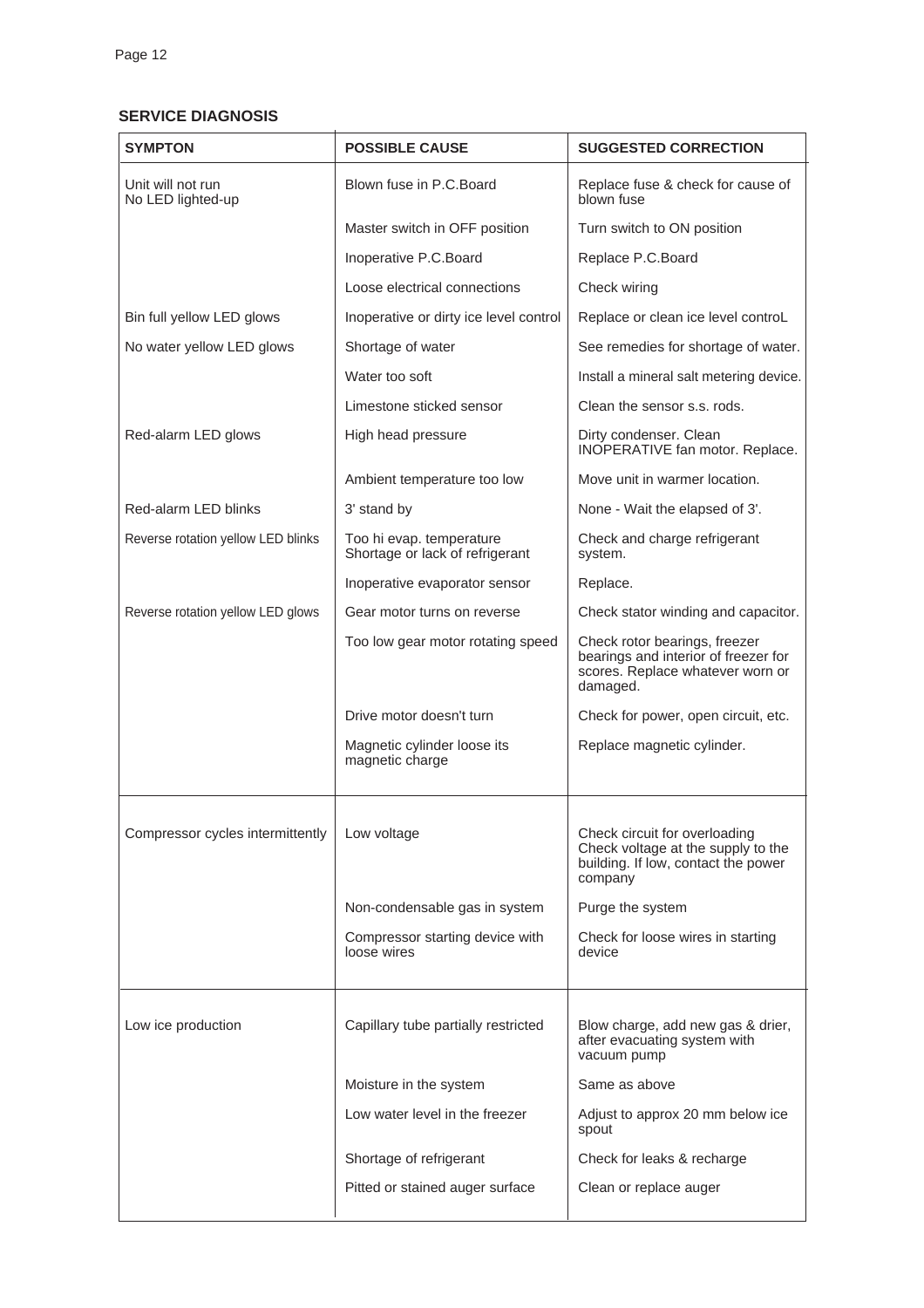## SERVICE DIAGNOSIS

| SYMPTON | POSSIBLE CAUSE | SUGGESTED CORRECTION |
|---|---|---|
| Unit will not run<br>No LED lighted-up | Blown fuse in P.C.Board | Replace fuse & check for cause of blown fuse |
| | Master switch in OFF position | Turn switch to ON position |
| | Inoperative P.C.Board | Replace P.C.Board |
| | Loose electrical connections | Check wiring |
| Bin full yellow LED glows | Inoperative or dirty ice level control | Replace or clean ice level controL |
| No water yellow LED glows | Shortage of water | See remedies for shortage of water. |
| | Water too soft | Install a mineral salt metering device. |
| | Limestone sticked sensor | Clean the sensor s.s. rods. |
| Red-alarm LED glows | High head pressure | Dirty condenser. Clean<br>INOPERATIVE fan motor. Replace. |
| | Ambient temperature too low | Move unit in warmer location. |
| Red-alarm LED blinks | 3' stand by | None - Wait the elapsed of 3'. |
| Reverse rotation yellow LED blinks | Too hi evap. temperature<br>Shortage or lack of refrigerant | Check and charge refrigerant system. |
| | Inoperative evaporator sensor | Replace. |
| Reverse rotation yellow LED glows | Gear motor turns on reverse | Check stator winding and capacitor. |
| | Too low gear motor rotating speed | Check rotor bearings, freezer bearings and interior of freezer for scores. Replace whatever worn or damaged. |
| | Drive motor doesn't turn | Check for power, open circuit, etc. |
| | Magnetic cylinder loose its magnetic charge | Replace magnetic cylinder. |
| Compressor cycles intermittently | Low voltage | Check circuit for overloading<br>Check voltage at the supply to the building. If low, contact the power company |
| | Non-condensable gas in system | Purge the system |
| | Compressor starting device with loose wires | Check for loose wires in starting device |
| Low ice production | Capillary tube partially restricted | Blow charge, add new gas & drier, after evacuating system with vacuum pump |
| | Moisture in the system | Same as above |
| | Low water level in the freezer | Adjust to approx 20 mm below ice spout |
| | Shortage of refrigerant | Check for leaks & recharge |
| | Pitted or stained auger surface | Clean or replace auger |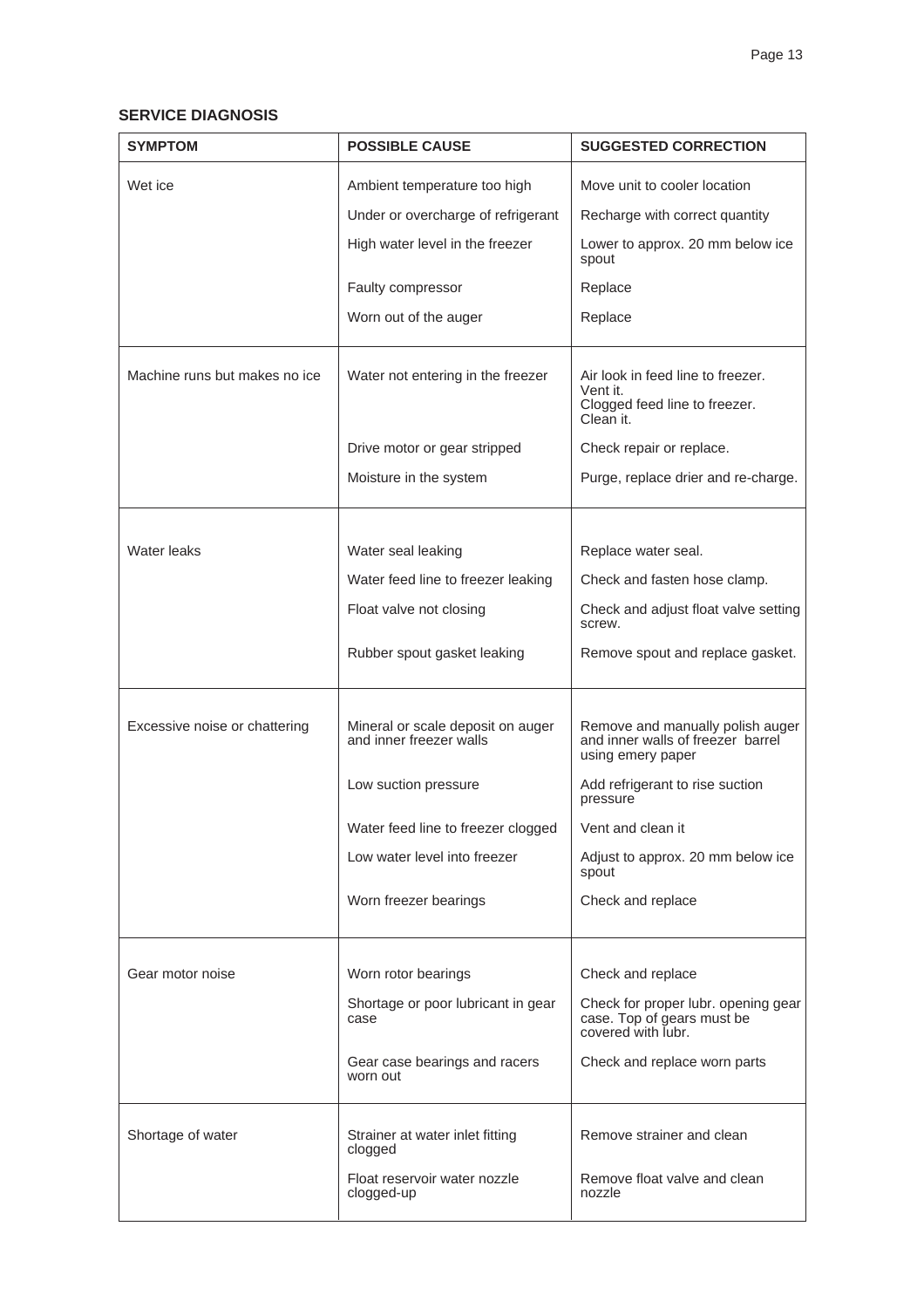## SERVICE DIAGNOSIS

| SYMPTOM | POSSIBLE CAUSE | SUGGESTED CORRECTION |
|---|---|---|
| Wet ice | Ambient temperature too high | Move unit to cooler location |
| | Under or overcharge of refrigerant | Recharge with correct quantity |
| | High water level in the freezer | Lower to approx. 20 mm below ice spout |
| | Faulty compressor | Replace |
| | Worn out of the auger | Replace |
| Machine runs but makes no ice | Water not entering in the freezer | Air look in feed line to freezer. Vent it. Clogged feed line to freezer. Clean it. |
| | Drive motor or gear stripped | Check repair or replace. |
| | Moisture in the system | Purge, replace drier and re-charge. |
| Water leaks | Water seal leaking | Replace water seal. |
| | Water feed line to freezer leaking | Check and fasten hose clamp. |
| | Float valve not closing | Check and adjust float valve setting screw. |
| | Rubber spout gasket leaking | Remove spout and replace gasket. |
| Excessive noise or chattering | Mineral or scale deposit on auger and inner freezer walls | Remove and manually polish auger and inner walls of freezer barrel using emery paper |
| | Low suction pressure | Add refrigerant to rise suction pressure |
| | Water feed line to freezer clogged | Vent and clean it |
| | Low water level into freezer | Adjust to approx. 20 mm below ice spout |
| | Worn freezer bearings | Check and replace |
| Gear motor noise | Worn rotor bearings | Check and replace |
| | Shortage or poor lubricant in gear case | Check for proper lubr. opening gear case. Top of gears must be covered with lubr. |
| | Gear case bearings and racers worn out | Check and replace worn parts |
| Shortage of water | Strainer at water inlet fitting clogged | Remove strainer and clean |
| | Float reservoir water nozzle clogged-up | Remove float valve and clean nozzle |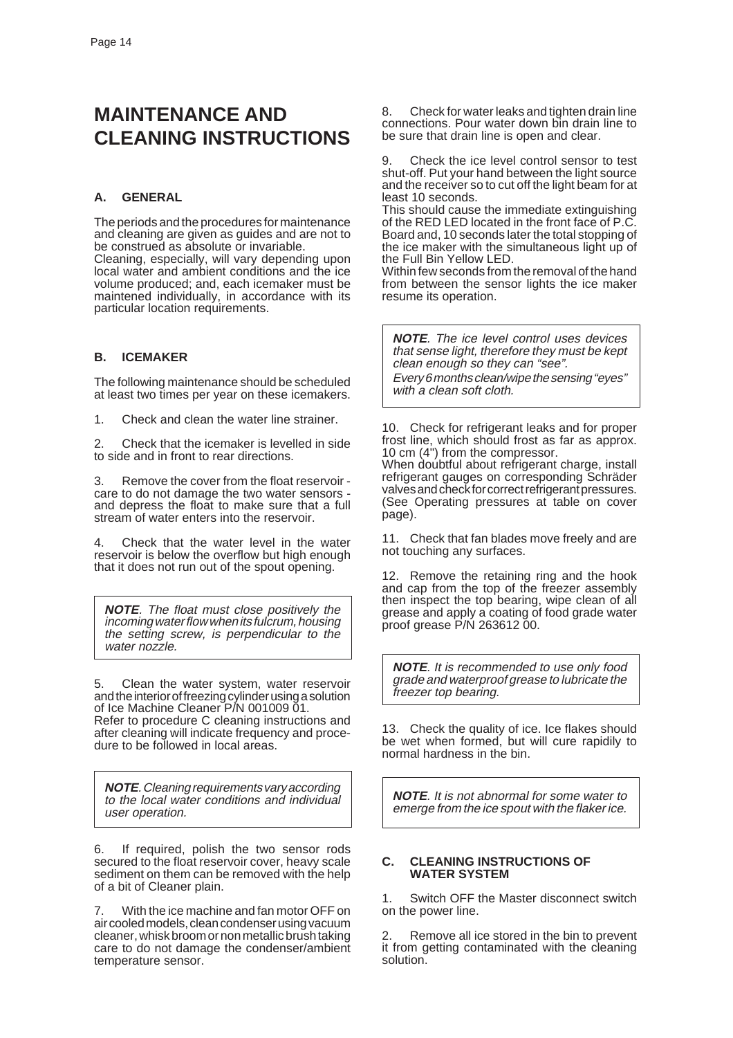# MAINTENANCE AND CLEANING INSTRUCTIONS

## A. GENERAL

The periods and the procedures for maintenance and cleaning are given as guides and are not to be construed as absolute or invariable.
Cleaning, especially, will vary depending upon local water and ambient conditions and the ice volume produced; and, each icemaker must be maintened individually, in accordance with its particular location requirements.

## B. ICEMAKER

The following maintenance should be scheduled at least two times per year on these icemakers.

1. Check and clean the water line strainer.

2. Check that the icemaker is levelled in side to side and in front to rear directions.

3. Remove the cover from the float reservoir - care to do not damage the two water sensors - and depress the float to make sure that a full stream of water enters into the reservoir.

4. Check that the water level in the water reservoir is below the overflow but high enough that it does not run out of the spout opening.

> ***NOTE**. The float must close positively the incoming water flow when its fulcrum, housing the setting screw, is perpendicular to the water nozzle.*

5. Clean the water system, water reservoir and the interior of freezing cylinder using a solution of Ice Machine Cleaner P/N 001009 01.
Refer to procedure C cleaning instructions and after cleaning will indicate frequency and procedure to be followed in local areas.

> ***NOTE**. Cleaning requirements vary according to the local water conditions and individual user operation.*

6. If required, polish the two sensor rods secured to the float reservoir cover, heavy scale sediment on them can be removed with the help of a bit of Cleaner plain.

7. With the ice machine and fan motor OFF on air cooled models, clean condenser using vacuum cleaner, whisk broom or non metallic brush taking care to do not damage the condenser/ambient temperature sensor.

8. Check for water leaks and tighten drain line connections. Pour water down bin drain line to be sure that drain line is open and clear.

9. Check the ice level control sensor to test shut-off. Put your hand between the light source and the receiver so to cut off the light beam for at least 10 seconds.
This should cause the immediate extinguishing of the RED LED located in the front face of P.C. Board and, 10 seconds later the total stopping of the ice maker with the simultaneous light up of the Full Bin Yellow LED.
Within few seconds from the removal of the hand from between the sensor lights the ice maker resume its operation.

> ***NOTE**. The ice level control uses devices that sense light, therefore they must be kept clean enough so they can "see".*
> *Every 6 months clean/wipe the sensing "eyes" with a clean soft cloth.*

10. Check for refrigerant leaks and for proper frost line, which should frost as far as approx. 10 cm (4") from the compressor.
When doubtful about refrigerant charge, install refrigerant gauges on corresponding Schräder valves and check for correct refrigerant pressures. (See Operating pressures at table on cover page).

11. Check that fan blades move freely and are not touching any surfaces.

12. Remove the retaining ring and the hook and cap from the top of the freezer assembly then inspect the top bearing, wipe clean of all grease and apply a coating of food grade water proof grease P/N 263612 00.

> ***NOTE**. It is recommended to use only food grade and waterproof grease to lubricate the freezer top bearing.*

13. Check the quality of ice. Ice flakes should be wet when formed, but will cure rapidily to normal hardness in the bin.

> ***NOTE**. It is not abnormal for some water to emerge from the ice spout with the flaker ice.*

## C. CLEANING INSTRUCTIONS OF WATER SYSTEM

1. Switch OFF the Master disconnect switch on the power line.

2. Remove all ice stored in the bin to prevent it from getting contaminated with the cleaning solution.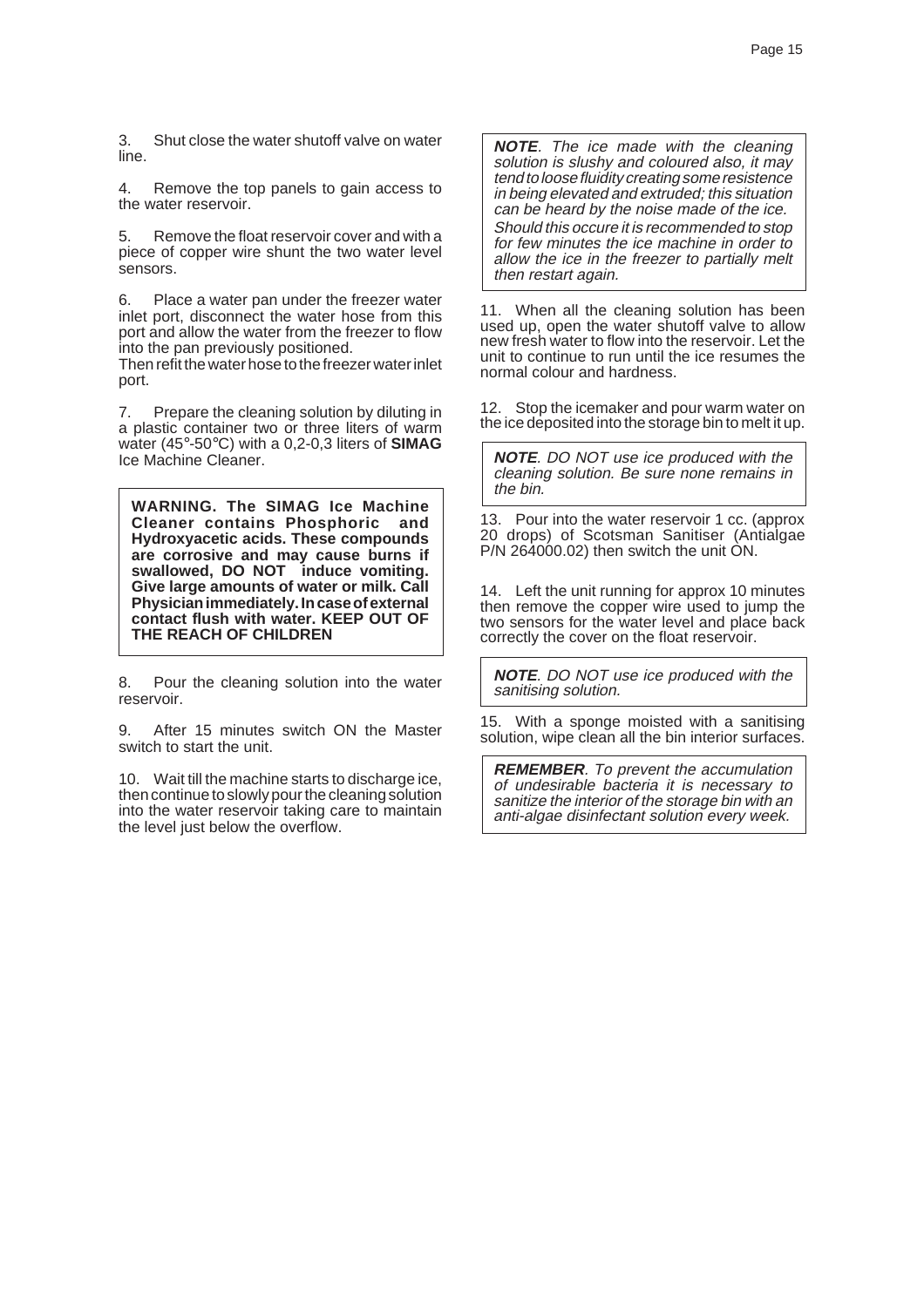3. Shut close the water shutoff valve on water line.

4. Remove the top panels to gain access to the water reservoir.

5. Remove the float reservoir cover and with a piece of copper wire shunt the two water level sensors.

6. Place a water pan under the freezer water inlet port, disconnect the water hose from this port and allow the water from the freezer to flow into the pan previously positioned.
Then refit the water hose to the freezer water inlet port.

7. Prepare the cleaning solution by diluting in a plastic container two or three liters of warm water (45°-50°C) with a 0,2-0,3 liters of **SIMAG** Ice Machine Cleaner.

> **WARNING. The SIMAG Ice Machine Cleaner contains Phosphoric and Hydroxyacetic acids. These compounds are corrosive and may cause burns if swallowed, DO NOT induce vomiting. Give large amounts of water or milk. Call Physician immediately. In case of external contact flush with water. KEEP OUT OF THE REACH OF CHILDREN**

8. Pour the cleaning solution into the water reservoir.

9. After 15 minutes switch ON the Master switch to start the unit.

10. Wait till the machine starts to discharge ice, then continue to slowly pour the cleaning solution into the water reservoir taking care to maintain the level just below the overflow.

> ***NOTE***. *The ice made with the cleaning solution is slushy and coloured also, it may tend to loose fluidity creating some resistence in being elevated and extruded; this situation can be heard by the noise made of the ice. Should this occure it is recommended to stop for few minutes the ice machine in order to allow the ice in the freezer to partially melt then restart again.*

11. When all the cleaning solution has been used up, open the water shutoff valve to allow new fresh water to flow into the reservoir. Let the unit to continue to run until the ice resumes the normal colour and hardness.

12. Stop the icemaker and pour warm water on the ice deposited into the storage bin to melt it up.

> ***NOTE***. *DO NOT use ice produced with the cleaning solution. Be sure none remains in the bin.*

13. Pour into the water reservoir 1 cc. (approx 20 drops) of Scotsman Sanitiser (Antialgae P/N 264000.02) then switch the unit ON.

14. Left the unit running for approx 10 minutes then remove the copper wire used to jump the two sensors for the water level and place back correctly the cover on the float reservoir.

> ***NOTE***. *DO NOT use ice produced with the sanitising solution.*

15. With a sponge moisted with a sanitising solution, wipe clean all the bin interior surfaces.

> ***REMEMBER***. *To prevent the accumulation of undesirable bacteria it is necessary to sanitize the interior of the storage bin with an anti-algae disinfectant solution every week.*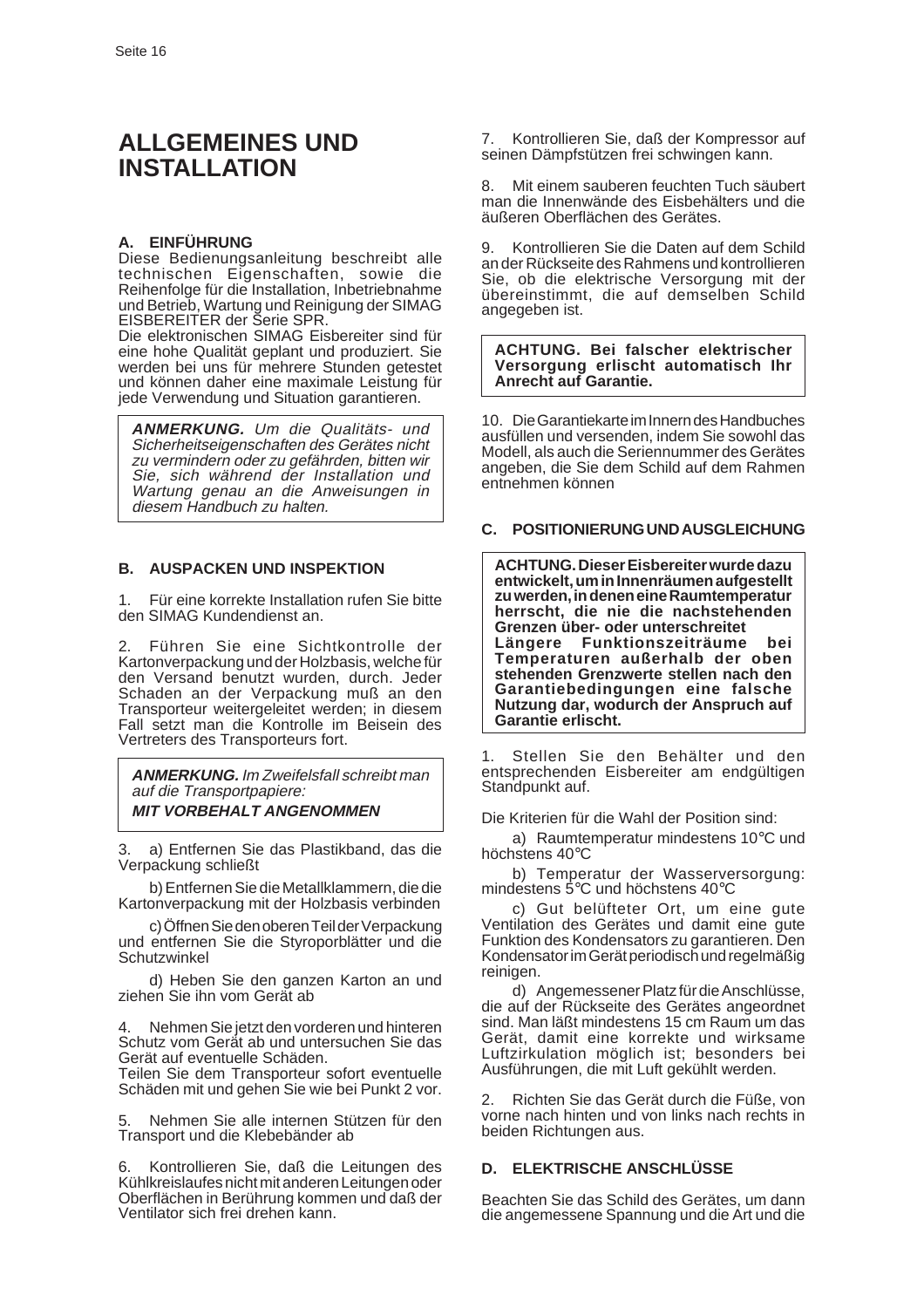# ALLGEMEINES UND INSTALLATION

### A. EINFÜHRUNG

Diese Bedienungsanleitung beschreibt alle technischen Eigenschaften, sowie die Reihenfolge für die Installation, Inbetriebnahme und Betrieb, Wartung und Reinigung der SIMAG EISBEREITER der Serie SPR.

Die elektronischen SIMAG Eisbereiter sind für eine hohe Qualität geplant und produziert. Sie werden bei uns für mehrere Stunden getestet und können daher eine maximale Leistung für jede Verwendung und Situation garantieren.

> ***ANMERKUNG.*** *Um die Qualitäts- und Sicherheitseigenschaften des Gerätes nicht zu vermindern oder zu gefährden, bitten wir Sie, sich während der Installation und Wartung genau an die Anweisungen in diesem Handbuch zu halten.*

### B. AUSPACKEN UND INSPEKTION

1. Für eine korrekte Installation rufen Sie bitte den SIMAG Kundendienst an.

2. Führen Sie eine Sichtkontrolle der Kartonverpackung und der Holzbasis, welche für den Versand benutzt wurden, durch. Jeder Schaden an der Verpackung muß an den Transporteur weitergeleitet werden; in diesem Fall setzt man die Kontrolle im Beisein des Vertreters des Transporteurs fort.

> ***ANMERKUNG.*** *Im Zweifelsfall schreibt man auf die Transportpapiere:*
> ***MIT VORBEHALT ANGENOMMEN***

3. a) Entfernen Sie das Plastikband, das die Verpackung schließt

   b) Entfernen Sie die Metallklammern, die die Kartonverpackung mit der Holzbasis verbinden

   c) Öffnen Sie den oberen Teil der Verpackung und entfernen Sie die Styroporblätter und die Schutzwinkel

   d) Heben Sie den ganzen Karton an und ziehen Sie ihn vom Gerät ab

4. Nehmen Sie jetzt den vorderen und hinteren Schutz vom Gerät ab und untersuchen Sie das Gerät auf eventuelle Schäden.
Teilen Sie dem Transporteur sofort eventuelle Schäden mit und gehen Sie wie bei Punkt 2 vor.

5. Nehmen Sie alle internen Stützen für den Transport und die Klebebänder ab

6. Kontrollieren Sie, daß die Leitungen des Kühlkreislaufes nicht mit anderen Leitungen oder Oberflächen in Berührung kommen und daß der Ventilator sich frei drehen kann.

7. Kontrollieren Sie, daß der Kompressor auf seinen Dämpfstützen frei schwingen kann.

8. Mit einem sauberen feuchten Tuch säubert man die Innenwände des Eisbehälters und die äußeren Oberflächen des Gerätes.

9. Kontrollieren Sie die Daten auf dem Schild an der Rückseite des Rahmens und kontrollieren Sie, ob die elektrische Versorgung mit der übereinstimmt, die auf demselben Schild angegeben ist.

> **ACHTUNG. Bei falscher elektrischer Versorgung erlischt automatisch Ihr Anrecht auf Garantie.**

10. Die Garantiekarte im Innern des Handbuches ausfüllen und versenden, indem Sie sowohl das Modell, als auch die Seriennummer des Gerätes angeben, die Sie dem Schild auf dem Rahmen entnehmen können

### C. POSITIONIERUNG UND AUSGLEICHUNG

> **ACHTUNG. Dieser Eisbereiter wurde dazu entwickelt, um in Innenräumen aufgestellt zu werden, in denen eine Raumtemperatur herrscht, die nie die nachstehenden Grenzen über- oder unterschreitet**
> **Längere Funktionszeiträume bei Temperaturen außerhalb der oben stehenden Grenzwerte stellen nach den Garantiebedingungen eine falsche Nutzung dar, wodurch der Anspruch auf Garantie erlischt.**

1. Stellen Sie den Behälter und den entsprechenden Eisbereiter am endgültigen Standpunkt auf.

Die Kriterien für die Wahl der Position sind:

a) Raumtemperatur mindestens 10°C und höchstens 40°C

b) Temperatur der Wasserversorgung: mindestens 5°C und höchstens 40°C

c) Gut belüfteter Ort, um eine gute Ventilation des Gerätes und damit eine gute Funktion des Kondensators zu garantieren. Den Kondensator im Gerät periodisch und regelmäßig reinigen.

d) Angemessener Platz für die Anschlüsse, die auf der Rückseite des Gerätes angeordnet sind. Man läßt mindestens 15 cm Raum um das Gerät, damit eine korrekte und wirksame Luftzirkulation möglich ist; besonders bei Ausführungen, die mit Luft gekühlt werden.

2. Richten Sie das Gerät durch die Füße, von vorne nach hinten und von links nach rechts in beiden Richtungen aus.

### D. ELEKTRISCHE ANSCHLÜSSE

Beachten Sie das Schild des Gerätes, um dann die angemessene Spannung und die Art und die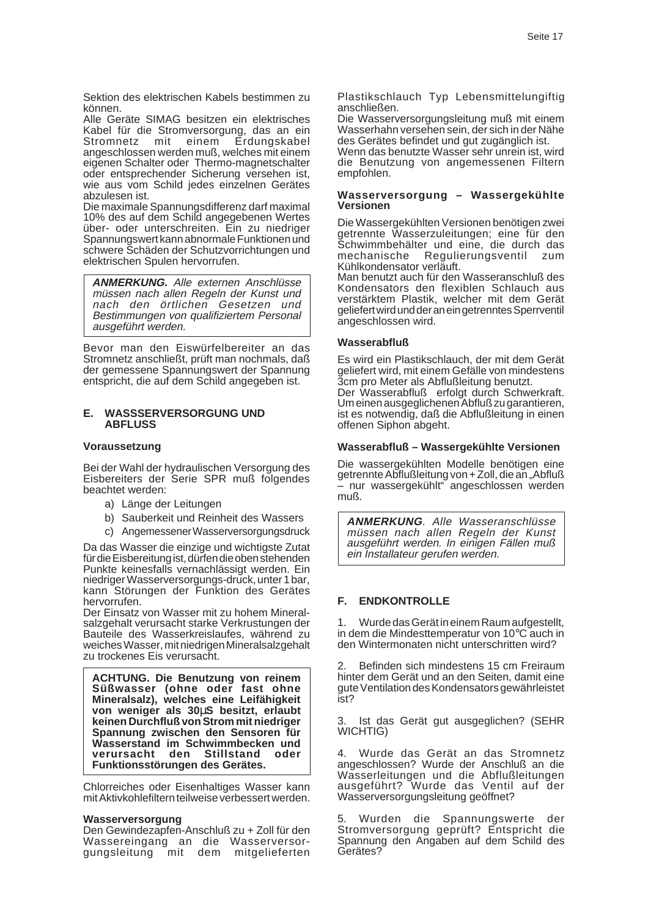Sektion des elektrischen Kabels bestimmen zu können.

Alle Geräte SIMAG besitzen ein elektrisches Kabel für die Stromversorgung, das an ein Stromnetz mit einem Erdungskabel angeschlossen werden muß, welches mit einem eigenen Schalter oder Thermo-magnetschalter oder entsprechender Sicherung versehen ist, wie aus vom Schild jedes einzelnen Gerätes abzulesen ist.

Die maximale Spannungsdifferenz darf maximal 10% des auf dem Schild angegebenen Wertes über- oder unterschreiten. Ein zu niedriger Spannungswert kann abnormale Funktionen und schwere Schäden der Schutzvorrichtungen und elektrischen Spulen hervorrufen.

> ***ANMERKUNG.*** *Alle externen Anschlüsse müssen nach allen Regeln der Kunst und nach den örtlichen Gesetzen und Bestimmungen von qualifiziertem Personal ausgeführt werden.*

Bevor man den Eiswürfelbereiter an das Stromnetz anschließt, prüft man nochmals, daß der gemessene Spannungswert der Spannung entspricht, die auf dem Schild angegeben ist.

## E. WASSSERVERSORGUNG UND ABFLUSS

### Voraussetzung

Bei der Wahl der hydraulischen Versorgung des Eisbereiters der Serie SPR muß folgendes beachtet werden:

a) Länge der Leitungen
b) Sauberkeit und Reinheit des Wassers
c) Angemessener Wasserversorgungsdruck

Da das Wasser die einzige und wichtigste Zutat für die Eisbereitung ist, dürfen die oben stehenden Punkte keinesfalls vernachlässigt werden. Ein niedriger Wasserversorgungs-druck, unter 1 bar, kann Störungen der Funktion des Gerätes hervorrufen.

Der Einsatz von Wasser mit zu hohem Mineral-salzgehalt verursacht starke Verkrustungen der Bauteile des Wasserkreislaufes, während zu weiches Wasser, mit niedrigen Mineralsalzgehalt zu trockenes Eis verursacht.

> **ACHTUNG. Die Benutzung von reinem Süßwasser (ohne oder fast ohne Mineralsalz), welches eine Leifähigkeit von weniger als 30µS besitzt, erlaubt keinen Durchfluß von Strom mit niedriger Spannung zwischen den Sensoren für Wasserstand im Schwimmbecken und verursacht den Stillstand oder Funktionsstörungen des Gerätes.**

Chlorreiches oder Eisenhaltiges Wasser kann mit Aktivkohlefiltern teilweise verbessert werden.

### Wasserversorgung

Den Gewindezapfen-Anschluß zu + Zoll für den Wassereingang an die Wasserversorgungsleitung mit dem mitgelieferten Plastikschlauch Typ Lebensmittelungiftig anschließen.

Die Wasserversorgungsleitung muß mit einem Wasserhahn versehen sein, der sich in der Nähe des Gerätes befindet und gut zugänglich ist.

Wenn das benutzte Wasser sehr unrein ist, wird die Benutzung von angemessenen Filtern empfohlen.

### Wasserversorgung – Wassergekühlte Versionen

Die Wassergekühlten Versionen benötigen zwei getrennte Wasserzuleitungen; eine für den Schwimmbehälter und eine, die durch das mechanische Regulierungsventil zum Kühlkondensator verläuft.

Man benutzt auch für den Wasseranschluß des Kondensators den flexiblen Schlauch aus verstärktem Plastik, welcher mit dem Gerät geliefert wird und der an ein getrenntes Sperrventil angeschlossen wird.

### Wasserabfluß

Es wird ein Plastikschlauch, der mit dem Gerät geliefert wird, mit einem Gefälle von mindestens 3cm pro Meter als Abflußleitung benutzt.

Der Wasserabfluß erfolgt durch Schwerkraft. Um einen ausgeglichenen Abfluß zu garantieren, ist es notwendig, daß die Abflußleitung in einen offenen Siphon abgeht.

### Wasserabfluß – Wassergekühlte Versionen

Die wassergekühlten Modelle benötigen eine getrennte Abflußleitung von + Zoll, die an „Abfluß – nur wassergekühlt" angeschlossen werden muß.

> ***ANMERKUNG****. Alle Wasseranschlüsse müssen nach allen Regeln der Kunst ausgeführt werden. In einigen Fällen muß ein Installateur gerufen werden.*

## F. ENDKONTROLLE

1. Wurde das Gerät in einem Raum aufgestellt, in dem die Mindesttemperatur von 10°C auch in den Wintermonaten nicht unterschritten wird?

2. Befinden sich mindestens 15 cm Freiraum hinter dem Gerät und an den Seiten, damit eine gute Ventilation des Kondensators gewährleistet ist?

3. Ist das Gerät gut ausgeglichen? (SEHR WICHTIG)

4. Wurde das Gerät an das Stromnetz angeschlossen? Wurde der Anschluß an die Wasserleitungen und die Abflußleitungen ausgeführt? Wurde das Ventil auf der Wasserversorgungsleitung geöffnet?

5. Wurden die Spannungswerte der Stromversorgung geprüft? Entspricht die Spannung den Angaben auf dem Schild des Gerätes?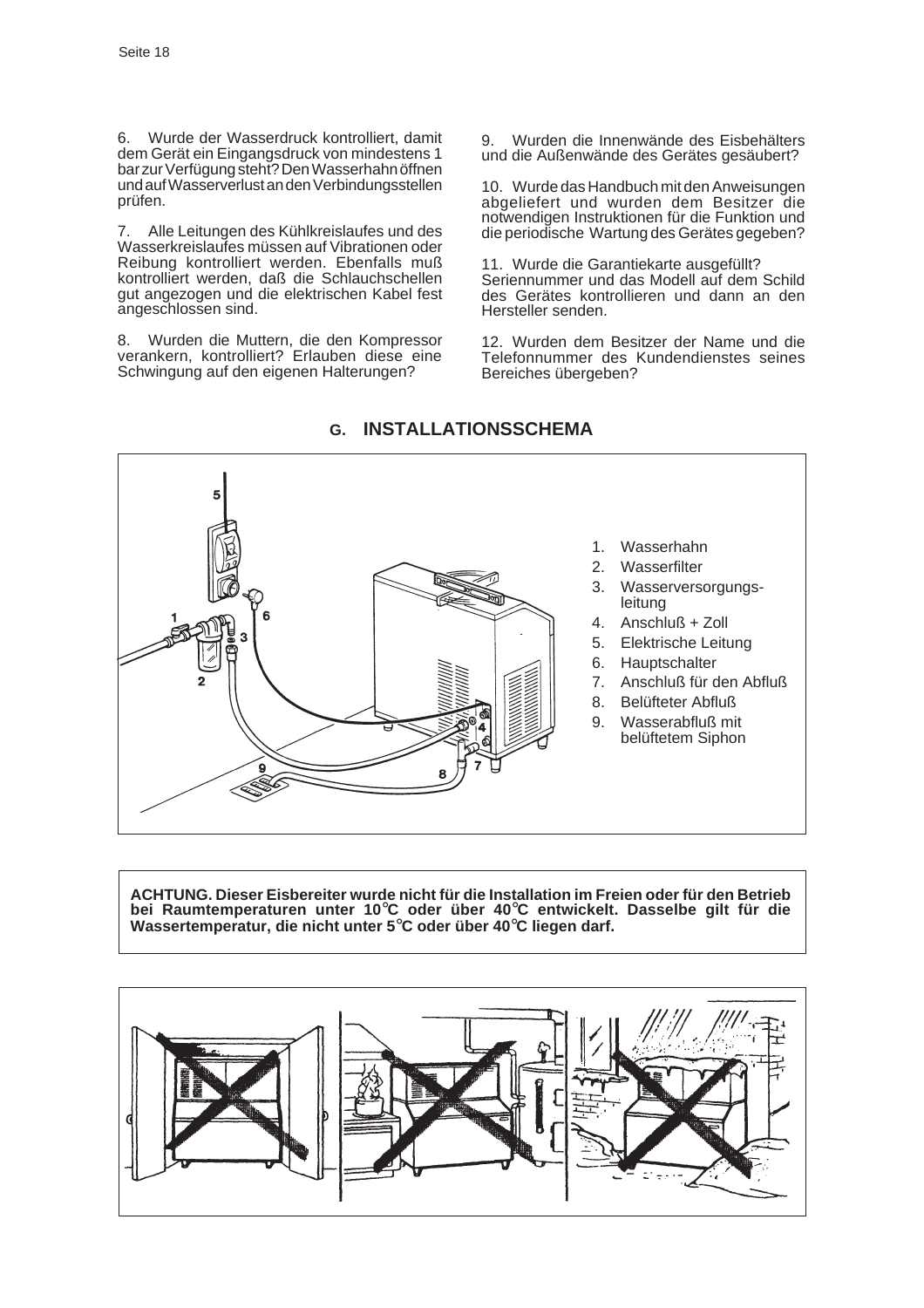6. Wurde der Wasserdruck kontrolliert, damit dem Gerät ein Eingangsdruck von mindestens 1 bar zur Verfügung steht? Den Wasserhahn öffnen und auf Wasserverlust an den Verbindungsstellen prüfen.

7. Alle Leitungen des Kühlkreislaufes und des Wasserkreislaufes müssen auf Vibrationen oder Reibung kontrolliert werden. Ebenfalls muß kontrolliert werden, daß die Schlauchschellen gut angezogen und die elektrischen Kabel fest angeschlossen sind.

8. Wurden die Muttern, die den Kompressor verankern, kontrolliert? Erlauben diese eine Schwingung auf den eigenen Halterungen?

9. Wurden die Innenwände des Eisbehälters und die Außenwände des Gerätes gesäubert?

10. Wurde das Handbuch mit den Anweisungen abgeliefert und wurden dem Besitzer die notwendigen Instruktionen für die Funktion und die periodische Wartung des Gerätes gegeben?

11. Wurde die Garantiekarte ausgefüllt? Seriennummer und das Modell auf dem Schild des Gerätes kontrollieren und dann an den Hersteller senden.

12. Wurden dem Besitzer der Name und die Telefonnummer des Kundendienstes seines Bereiches übergeben?

## G. INSTALLATIONSSCHEMA

1. Wasserhahn
2. Wasserfilter
3. Wasserversorgungsleitung
4. Anschluß + Zoll
5. Elektrische Leitung
6. Hauptschalter
7. Anschluß für den Abfluß
8. Belüfteter Abfluß
9. Wasserabfluß mit belüftetem Siphon

**ACHTUNG. Dieser Eisbereiter wurde nicht für die Installation im Freien oder für den Betrieb bei Raumtemperaturen unter 10°C oder über 40°C entwickelt. Dasselbe gilt für die Wassertemperatur, die nicht unter 5°C oder über 40°C liegen darf.**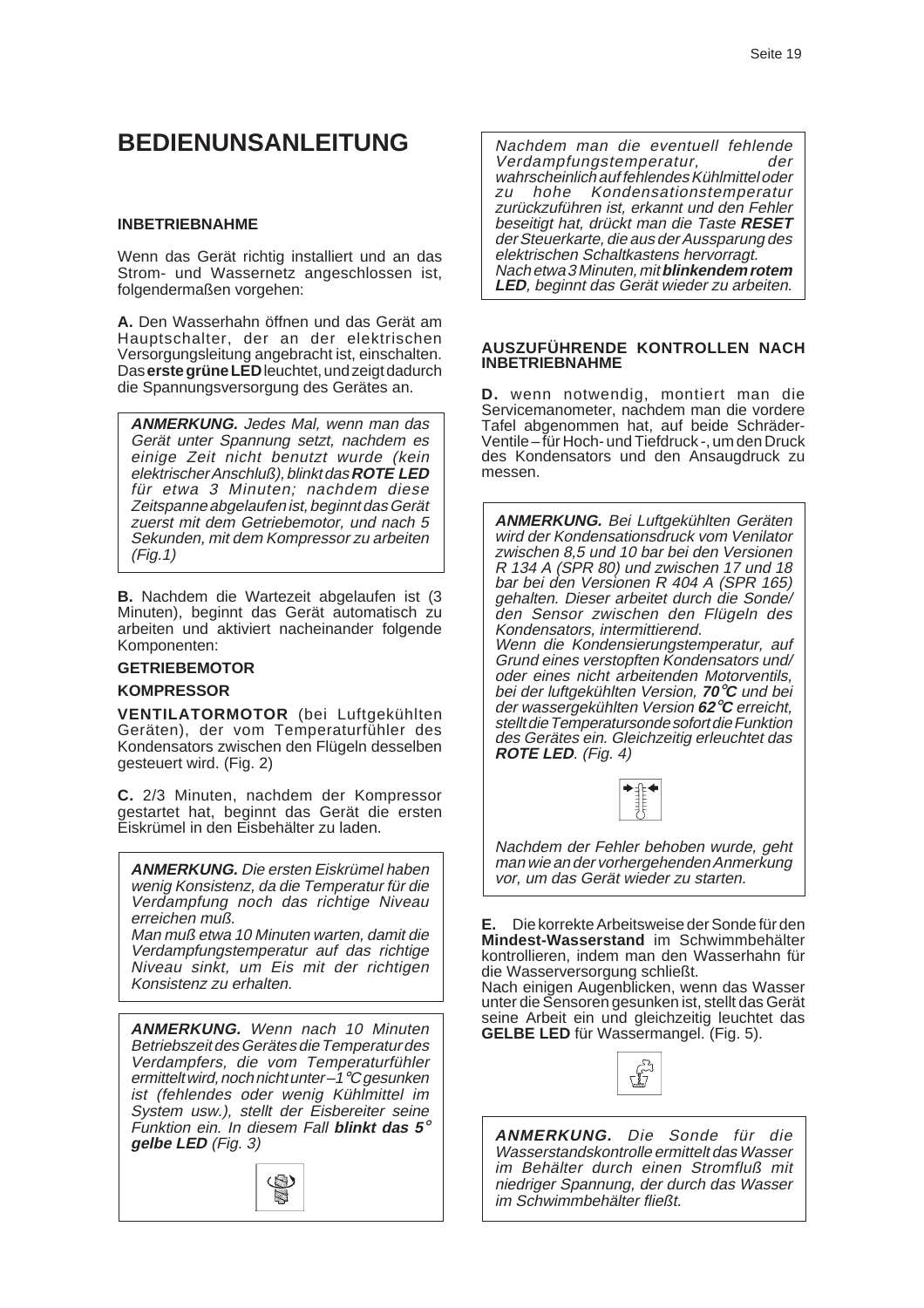# BEDIENUNSANLEITUNG

### INBETRIEBNAHME

Wenn das Gerät richtig installiert und an das Strom- und Wassernetz angeschlossen ist, folgendermaßen vorgehen:

**A.** Den Wasserhahn öffnen und das Gerät am Hauptschalter, der an der elektrischen Versorgungsleitung angebracht ist, einschalten. Das **erste grüne LED** leuchtet, und zeigt dadurch die Spannungsversorgung des Gerätes an.

> ***ANMERKUNG.*** *Jedes Mal, wenn man das Gerät unter Spannung setzt, nachdem es einige Zeit nicht benutzt wurde (kein elektrischer Anschluß), blinkt das* ***ROTE LED*** *für etwa 3 Minuten; nachdem diese Zeitspanne abgelaufen ist, beginnt das Gerät zuerst mit dem Getriebemotor, und nach 5 Sekunden, mit dem Kompressor zu arbeiten (Fig.1)*

**B.** Nachdem die Wartezeit abgelaufen ist (3 Minuten), beginnt das Gerät automatisch zu arbeiten und aktiviert nacheinander folgende Komponenten:

**GETRIEBEMOTOR**

**KOMPRESSOR**

**VENTILATORMOTOR** (bei Luftgekühlten Geräten), der vom Temperaturfühler des Kondensators zwischen den Flügeln desselben gesteuert wird. (Fig. 2)

**C.** 2/3 Minuten, nachdem der Kompressor gestartet hat, beginnt das Gerät die ersten Eiskrümel in den Eisbehälter zu laden.

> ***ANMERKUNG.*** *Die ersten Eiskrümel haben wenig Konsistenz, da die Temperatur für die Verdampfung noch das richtige Niveau erreichen muß.*
> *Man muß etwa 10 Minuten warten, damit die Verdampfungstemperatur auf das richtige Niveau sinkt, um Eis mit der richtigen Konsistenz zu erhalten.*

> ***ANMERKUNG.*** *Wenn nach 10 Minuten Betriebszeit des Gerätes die Temperatur des Verdampfers, die vom Temperaturfühler ermittelt wird, noch nicht unter –1°C gesunken ist (fehlendes oder wenig Kühlmittel im System usw.), stellt der Eisbereiter seine Funktion ein. In diesem Fall* ***blinkt das 5° gelbe LED*** *(Fig. 3)*

> *Nachdem man die eventuell fehlende Verdampfungstemperatur, der wahrscheinlich auf fehlendes Kühlmittel oder zu hohe Kondensationstemperatur zurückzuführen ist, erkannt und den Fehler beseitigt hat, drückt man die Taste* ***RESET*** *der Steuerkarte, die aus der Aussparung des elektrischen Schaltkastens hervorragt.*
> *Nach etwa 3 Minuten, mit* ***blinkendem rotem LED****, beginnt das Gerät wieder zu arbeiten.*

### AUSZUFÜHRENDE KONTROLLEN NACH INBETRIEBNAHME

**D.** wenn notwendig, montiert man die Servicemanometer, nachdem man die vordere Tafel abgenommen hat, auf beide Schräder-Ventile – für Hoch- und Tiefdruck -, um den Druck des Kondensators und den Ansaugdruck zu messen.

> ***ANMERKUNG.*** *Bei Luftgekühlten Geräten wird der Kondensationsdruck vom Venilator zwischen 8,5 und 10 bar bei den Versionen R 134 A (SPR 80) und zwischen 17 und 18 bar bei den Versionen R 404 A (SPR 165) gehalten. Dieser arbeitet durch die Sonde/den Sensor zwischen den Flügeln des Kondensators, intermittierend.*
> *Wenn die Kondensierungstemperatur, auf Grund eines verstopften Kondensators und/oder eines nicht arbeitenden Motorventils, bei der luftgekühlten Version,* ***70°C*** *und bei der wassergekühlten Version* ***62°C*** *erreicht, stellt die Temperatursonde sofort die Funktion des Gerätes ein. Gleichzeitig erleuchtet das* ***ROTE LED****. (Fig. 4)*
>
> *Nachdem der Fehler behoben wurde, geht man wie an der vorhergehenden Anmerkung vor, um das Gerät wieder zu starten.*

**E.** Die korrekte Arbeitsweise der Sonde für den **Mindest-Wasserstand** im Schwimmbehälter kontrollieren, indem man den Wasserhahn für die Wasserversorgung schließt.
Nach einigen Augenblicken, wenn das Wasser unter die Sensoren gesunken ist, stellt das Gerät seine Arbeit ein und gleichzeitig leuchtet das **GELBE LED** für Wassermangel. (Fig. 5).

> ***ANMERKUNG.*** *Die Sonde für die Wasserstandskontrolle ermittelt das Wasser im Behälter durch einen Stromfluß mit niedriger Spannung, der durch das Wasser im Schwimmbehälter fließt.*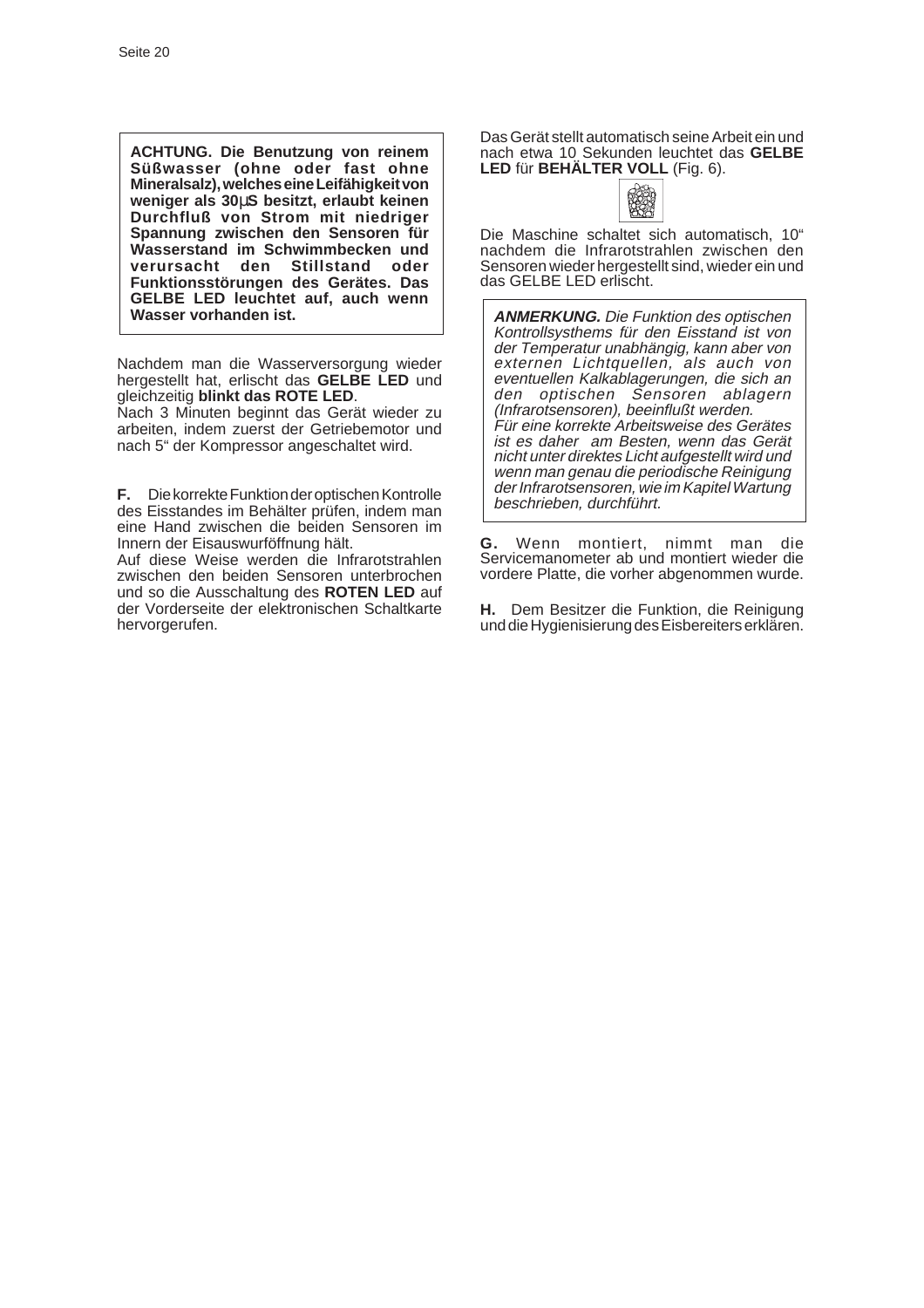**ACHTUNG. Die Benutzung von reinem Süßwasser (ohne oder fast ohne Mineralsalz), welches eine Leifähigkeit von weniger als 30µS besitzt, erlaubt keinen Durchfluß von Strom mit niedriger Spannung zwischen den Sensoren für Wasserstand im Schwimmbecken und verursacht den Stillstand oder Funktionsstörungen des Gerätes. Das GELBE LED leuchtet auf, auch wenn Wasser vorhanden ist.**

Nachdem man die Wasserversorgung wieder hergestellt hat, erlischt das **GELBE LED** und gleichzeitig **blinkt das ROTE LED**.

Nach 3 Minuten beginnt das Gerät wieder zu arbeiten, indem zuerst der Getriebemotor und nach 5" der Kompressor angeschaltet wird.

**F.** Die korrekte Funktion der optischen Kontrolle des Eisstandes im Behälter prüfen, indem man eine Hand zwischen die beiden Sensoren im Innern der Eisauswurföffnung hält.

Auf diese Weise werden die Infrarotstrahlen zwischen den beiden Sensoren unterbrochen und so die Ausschaltung des **ROTEN LED** auf der Vorderseite der elektronischen Schaltkarte hervorgerufen.

Das Gerät stellt automatisch seine Arbeit ein und nach etwa 10 Sekunden leuchtet das **GELBE LED** für **BEHÄLTER VOLL** (Fig. 6).

Die Maschine schaltet sich automatisch, 10" nachdem die Infrarotstrahlen zwischen den Sensoren wieder hergestellt sind, wieder ein und das GELBE LED erlischt.

***ANMERKUNG.*** *Die Funktion des optischen Kontrollsysthems für den Eisstand ist von der Temperatur unabhängig, kann aber von externen Lichtquellen, als auch von eventuellen Kalkablagerungen, die sich an den optischen Sensoren ablagern (Infrarotsensoren), beeinflußt werden.*
*Für eine korrekte Arbeitsweise des Gerätes ist es daher am Besten, wenn das Gerät nicht unter direktes Licht aufgestellt wird und wenn man genau die periodische Reinigung der Infrarotsensoren, wie im Kapitel Wartung beschrieben, durchführt.*

**G.** Wenn montiert, nimmt man die Servicemanometer ab und montiert wieder die vordere Platte, die vorher abgenommen wurde.

**H.** Dem Besitzer die Funktion, die Reinigung und die Hygienisierung des Eisbereiters erklären.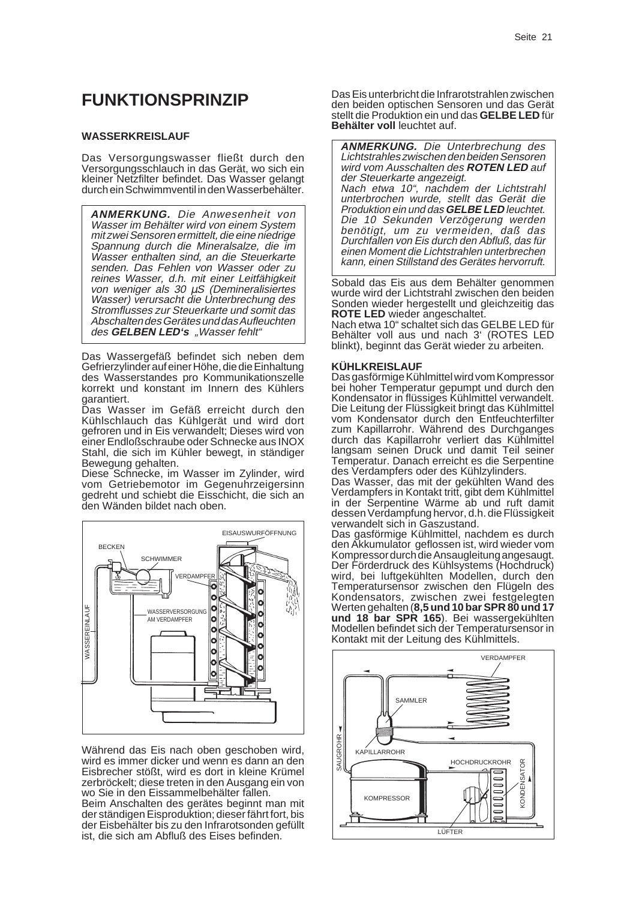# FUNKTIONSPRINZIP

### WASSERKREISLAUF

Das Versorgungswasser fließt durch den Versorgungsschlauch in das Gerät, wo sich ein kleiner Netzfilter befindet. Das Wasser gelangt durch ein Schwimmventil in den Wasserbehälter.

> ***ANMERKUNG.*** *Die Anwesenheit von Wasser im Behälter wird von einem System mit zwei Sensoren ermittelt, die eine niedrige Spannung durch die Mineralsalze, die im Wasser enthalten sind, an die Steuerkarte senden. Das Fehlen von Wasser oder zu reines Wasser, d.h. mit einer Leitfähigkeit von weniger als 30 µS (Demineralisiertes Wasser) verursacht die Unterbrechung des Stromflusses zur Steuerkarte und somit das Abschalten des Gerätes und das Aufleuchten des* ***GELBEN LED's*** *„Wasser fehlt"*

Das Wassergefäß befindet sich neben dem Gefrierzylinder auf einer Höhe, die die Einhaltung des Wasserstandes pro Kommunikationszelle korrekt und konstant im Innern des Kühlers garantiert.

Das Wasser im Gefäß erreicht durch den Kühlschlauch das Kühlgerät und wird dort gefroren und in Eis verwandelt; Dieses wird von einer Endloßschraube oder Schnecke aus INOX Stahl, die sich im Kühler bewegt, in ständiger Bewegung gehalten.

Diese Schnecke, im Wasser im Zylinder, wird vom Getriebemotor im Gegenuhrzeigersinn gedreht und schiebt die Eisschicht, die sich an den Wänden bildet nach oben.

EISAUSWURFÖFFNUNG
BECKEN
SCHWIMMER
VERDAMPFER
WASSEREINLAUF
WASSERVERSORGUNG AM VERDAMPFER

Während das Eis nach oben geschoben wird, wird es immer dicker und wenn es dann an den Eisbrecher stößt, wird es dort in kleine Krümel zerbröckelt; diese treten in den Ausgang ein von wo Sie in den Eissammelbehälter fallen.

Beim Anschalten des gerätes beginnt man mit der ständigen Eisproduktion; dieser fährt fort, bis der Eisbehälter bis zu den Infrarotsonden gefüllt ist, die sich am Abfluß des Eises befinden.

Das Eis unterbricht die Infrarotstrahlen zwischen den beiden optischen Sensoren und das Gerät stellt die Produktion ein und das **GELBE LED** für **Behälter voll** leuchtet auf.

> ***ANMERKUNG.*** *Die Unterbrechung des Lichtstrahles zwischen den beiden Sensoren wird vom Ausschalten des* ***ROTEN LED*** *auf der Steuerkarte angezeigt.*
> *Nach etwa 10", nachdem der Lichtstrahl unterbrochen wurde, stellt das Gerät die Produktion ein und das* ***GELBE LED*** *leuchtet. Die 10 Sekunden Verzögerung werden benötigt, um zu vermeiden, daß das Durchfallen von Eis durch den Abfluß, das für einen Moment die Lichtstrahlen unterbrechen kann, einen Stillstand des Gerätes hervorruft.*

Sobald das Eis aus dem Behälter genommen wurde wird der Lichtstrahl zwischen den beiden Sonden wieder hergestellt und gleichzeitig das **ROTE LED** wieder angeschaltet.

Nach etwa 10" schaltet sich das GELBE LED für Behälter voll aus und nach 3' (ROTES LED blinkt), beginnt das Gerät wieder zu arbeiten.

### KÜHLKREISLAUF

Das gasförmige Kühlmittel wird vom Kompressor bei hoher Temperatur gepumpt und durch den Kondensator in flüssiges Kühlmittel verwandelt. Die Leitung der Flüssigkeit bringt das Kühlmittel vom Kondensator durch den Entfeuchterfilter zum Kapillarrohr. Während des Durchganges durch das Kapillarrohr verliert das Kühlmittel langsam seinen Druck und damit Teil seiner Temperatur. Danach erreicht es die Serpentine des Verdampfers oder des Kühlzylinders.

Das Wasser, das mit der gekühlten Wand des Verdampfers in Kontakt tritt, gibt dem Kühlmittel in der Serpentine Wärme ab und ruft damit dessen Verdampfung hervor, d.h. die Flüssigkeit verwandelt sich in Gaszustand.

Das gasförmige Kühlmittel, nachdem es durch den Akkumulator geflossen ist, wird wieder vom Kompressor durch die Ansaugleitung angesaugt. Der Förderdruck des Kühlsystems (Hochdruck) wird, bei luftgekühlten Modellen, durch den Temperatursensor zwischen den Flügeln des Kondensators, zwischen zwei festgelegten Werten gehalten (**8,5 und 10 bar SPR 80 und 17 und 18 bar SPR 165**). Bei wassergekühlten Modellen befindet sich der Temperatursensor in Kontakt mit der Leitung des Kühlmittels.

VERDAMPFER
SAMMLER
SAUGROHR
KAPILLARROHR
HOCHDRUCKROHR
KONDENSATOR
KOMPRESSOR
LÜFTER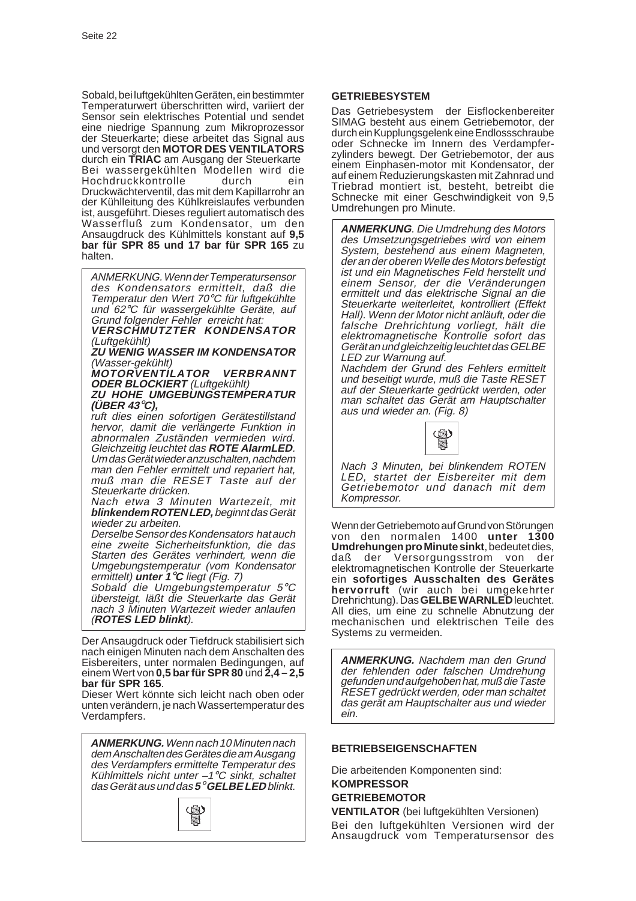Sobald, bei luftgekühlten Geräten, ein bestimmter Temperaturwert überschritten wird, variiert der Sensor sein elektrisches Potential und sendet eine niedrige Spannung zum Mikroprozessor der Steuerkarte; diese arbeitet das Signal aus und versorgt den **MOTOR DES VENTILATORS** durch ein **TRIAC** am Ausgang der Steuerkarte
Bei wassergekühlten Modellen wird die Hochdruckkontrolle durch ein Druckwächterventil, das mit dem Kapillarrohr an der Kühlleitung des Kühlkreislaufes verbunden ist, ausgeführt. Dieses reguliert automatisch des Wasserfluß zum Kondensator, um den Ansaugdruck des Kühlmittels konstant auf **9,5 bar für SPR 85 und 17 bar für SPR 165** zu halten.

> *ANMERKUNG. Wenn der Temperatursensor des Kondensators ermittelt, daß die Temperatur den Wert 70°C für luftgekühlte und 62°C für wassergekühlte Geräte, auf Grund folgender Fehler erreicht hat:*
> ***VERSCHMUTZTER KONDENSATOR*** *(Luftgekühlt)*
> ***ZU WENIG WASSER IM KONDENSATOR*** *(Wasser-gekühlt)*
> ***MOTORVENTILATOR VERBRANNT ODER BLOCKIERT*** *(Luftgekühlt)*
> ***ZU HOHE UMGEBUNGSTEMPERATUR (ÜBER 43°C),***
> *ruft dies einen sofortigen Gerätestillstand hervor, damit die verlängerte Funktion in abnormalen Zuständen vermieden wird. Gleichzeitig leuchtet das **ROTE AlarmLED**. Um das Gerät wieder anzuschalten, nachdem man den Fehler ermittelt und repariert hat, muß man die RESET Taste auf der Steuerkarte drücken.*
> *Nach etwa 3 Minuten Wartezeit, mit **blinkendem ROTEN LED,** beginnt das Gerät wieder zu arbeiten.*
> *Derselbe Sensor des Kondensators hat auch eine zweite Sicherheitsfunktion, die das Starten des Gerätes verhindert, wenn die Umgebungstemperatur (vom Kondensator ermittelt) **unter 1°C** liegt (Fig. 7)*
> *Sobald die Umgebungstemperatur 5°C übersteigt, läßt die Steuerkarte das Gerät nach 3 Minuten Wartezeit wieder anlaufen (**ROTES LED blinkt**).*

Der Ansaugdruck oder Tiefdruck stabilisiert sich nach einigen Minuten nach dem Anschalten des Eisbereiters, unter normalen Bedingungen, auf einem Wert von **0,5 bar für SPR 80** und **2,4 – 2,5 bar für SPR 165**.
Dieser Wert könnte sich leicht nach oben oder unten verändern, je nach Wassertemperatur des Verdampfers.

> ***ANMERKUNG.*** *Wenn nach 10 Minuten nach dem Anschalten des Gerätes die am Ausgang des Verdampfers ermittelte Temperatur des Kühlmittels nicht unter –1°C sinkt, schaltet das Gerät aus und das **5° GELBE LED** blinkt.*

**GETRIEBESYSTEM**

Das Getriebesystem der Eisflockenbereiter SIMAG besteht aus einem Getriebemotor, der durch ein Kupplungsgelenk eine Endlossschraube oder Schnecke im Innern des Verdampferzylinders bewegt. Der Getriebemotor, der aus einem Einphasen-motor mit Kondensator, der auf einem Reduzierungskasten mit Zahnrad und Triebrad montiert ist, besteht, betreibt die Schnecke mit einer Geschwindigkeit von 9,5 Umdrehungen pro Minute.

> ***ANMERKUNG****. Die Umdrehung des Motors des Umsetzungsgetriebes wird von einem System, bestehend aus einem Magneten, der an der oberen Welle des Motors befestigt ist und ein Magnetisches Feld herstellt und einem Sensor, der die Veränderungen ermittelt und das elektrische Signal an die Steuerkarte weiterleitet, kontrolliert (Effekt Hall). Wenn der Motor nicht anläuft, oder die falsche Drehrichtung vorliegt, hält die elektromagnetische Kontrolle sofort das Gerät an und gleichzeitig leuchtet das GELBE LED zur Warnung auf.*
> *Nachdem der Grund des Fehlers ermittelt und beseitigt wurde, muß die Taste RESET auf der Steuerkarte gedrückt werden, oder man schaltet das Gerät am Hauptschalter aus und wieder an. (Fig. 8)*
>
> *Nach 3 Minuten, bei blinkendem ROTEN LED, startet der Eisbereiter mit dem Getriebemotor und danach mit dem Kompressor.*

Wenn der Getriebemoto auf Grund von Störungen von den normalen 1400 **unter 1300 Umdrehungen pro Minute sinkt**, bedeutet dies, daß der Versorgungsstrom von der elektromagnetischen Kontrolle der Steuerkarte ein **sofortiges Ausschalten des Gerätes hervorruft** (wir auch bei umgekehrter Drehrichtung). Das **GELBE WARNLED** leuchtet. All dies, um eine zu schnelle Abnutzung der mechanischen und elektrischen Teile des Systems zu vermeiden.

> ***ANMERKUNG.*** *Nachdem man den Grund der fehlenden oder falschen Umdrehung gefunden und aufgehoben hat, muß die Taste RESET gedrückt werden, oder man schaltet das gerät am Hauptschalter aus und wieder ein.*

**BETRIEBSEIGENSCHAFTEN**

Die arbeitenden Komponenten sind:

**KOMPRESSOR**

**GETRIEBEMOTOR**

**VENTILATOR** (bei luftgekühlten Versionen)

Bei den luftgekühlten Versionen wird der Ansaugdruck vom Temperatursensor des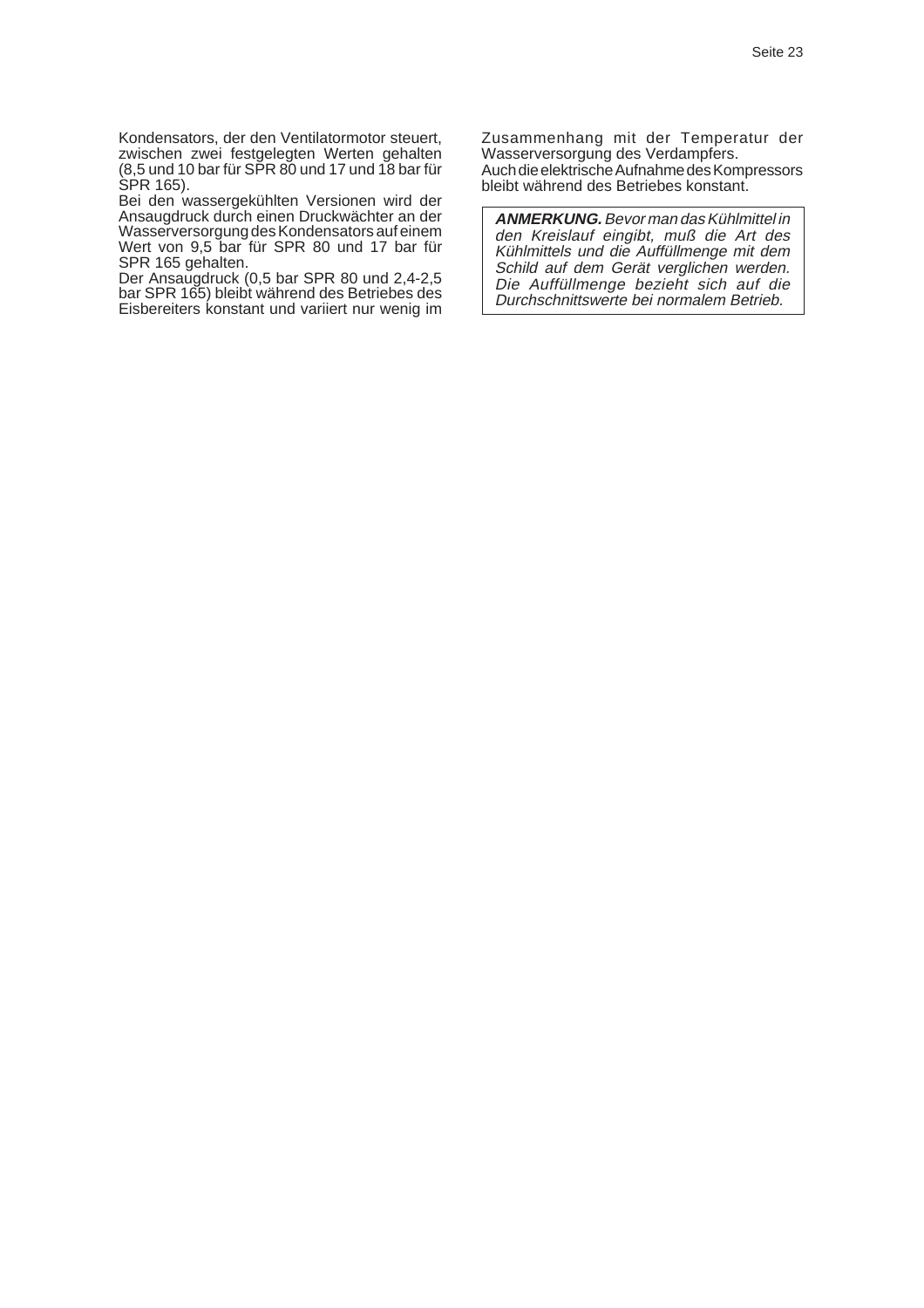Kondensators, der den Ventilatormotor steuert, zwischen zwei festgelegten Werten gehalten (8,5 und 10 bar für SPR 80 und 17 und 18 bar für SPR 165).

Bei den wassergekühlten Versionen wird der Ansaugdruck durch einen Druckwächter an der Wasserversorgung des Kondensators auf einem Wert von 9,5 bar für SPR 80 und 17 bar für SPR 165 gehalten.

Der Ansaugdruck (0,5 bar SPR 80 und 2,4-2,5 bar SPR 165) bleibt während des Betriebes des Eisbereiters konstant und variiert nur wenig im Zusammenhang mit der Temperatur der Wasserversorgung des Verdampfers.

Auch die elektrische Aufnahme des Kompressors bleibt während des Betriebes konstant.

> ***ANMERKUNG.*** *Bevor man das Kühlmittel in den Kreislauf eingibt, muß die Art des Kühlmittels und die Auffüllmenge mit dem Schild auf dem Gerät verglichen werden. Die Auffüllmenge bezieht sich auf die Durchschnittswerte bei normalem Betrieb.*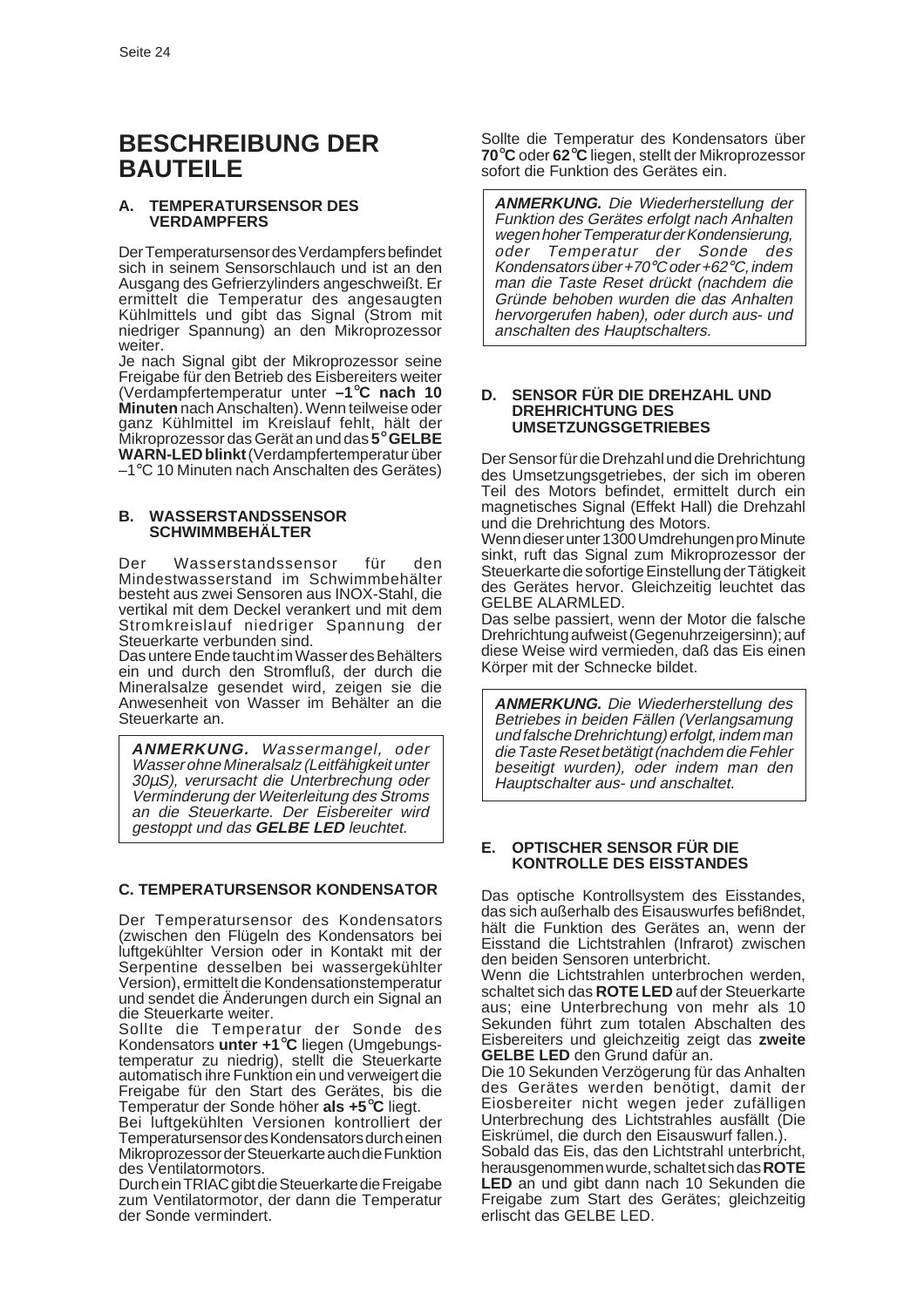# BESCHREIBUNG DER BAUTEILE

### A. TEMPERATURSENSOR DES VERDAMPFERS

Der Temperatursensor des Verdampfers befindet sich in seinem Sensorschlauch und ist an den Ausgang des Gefrierzylinders angeschweißt. Er ermittelt die Temperatur des angesaugten Kühlmittels und gibt das Signal (Strom mit niedriger Spannung) an den Mikroprozessor weiter.

Je nach Signal gibt der Mikroprozessor seine Freigabe für den Betrieb des Eisbereiters weiter (Verdampfertemperatur unter **–1°C nach 10 Minuten** nach Anschalten). Wenn teilweise oder ganz Kühlmittel im Kreislauf fehlt, hält der Mikroprozessor das Gerät an und das **5° GELBE WARN-LED blinkt** (Verdampfertemperatur über –1°C 10 Minuten nach Anschalten des Gerätes)

### B. WASSERSTANDSSENSOR SCHWIMMBEHÄLTER

Der Wasserstandssensor für den Mindestwasserstand im Schwimmbehälter besteht aus zwei Sensoren aus INOX-Stahl, die vertikal mit dem Deckel verankert und mit dem Stromkreislauf niedriger Spannung der Steuerkarte verbunden sind.

Das untere Ende taucht im Wasser des Behälters ein und durch den Stromfluß, der durch die Mineralsalze gesendet wird, zeigen sie die Anwesenheit von Wasser im Behälter an die Steuerkarte an.

> ***ANMERKUNG.*** *Wassermangel, oder Wasser ohne Mineralsalz (Leitfähigkeit unter 30µS), verursacht die Unterbrechung oder Verminderung der Weiterleitung des Stroms an die Steuerkarte. Der Eisbereiter wird gestoppt und das* ***GELBE LED*** *leuchtet.*

### C. TEMPERATURSENSOR KONDENSATOR

Der Temperatursensor des Kondensators (zwischen den Flügeln des Kondensators bei luftgekühlter Version oder in Kontakt mit der Serpentine desselben bei wassergekühlter Version), ermittelt die Kondensationstemperatur und sendet die Änderungen durch ein Signal an die Steuerkarte weiter.

Sollte die Temperatur der Sonde des Kondensators **unter +1°C** liegen (Umgebungstemperatur zu niedrig), stellt die Steuerkarte automatisch ihre Funktion ein und verweigert die Freigabe für den Start des Gerätes, bis die Temperatur der Sonde höher **als +5°C** liegt.

Bei luftgekühlten Versionen kontrolliert der Temperatursensor des Kondensators durch einen Mikroprozessor der Steuerkarte auch die Funktion des Ventilatormotors.

Durch ein TRIAC gibt die Steuerkarte die Freigabe zum Ventilatormotor, der dann die Temperatur der Sonde vermindert.

Sollte die Temperatur des Kondensators über **70°C** oder **62°C** liegen, stellt der Mikroprozessor sofort die Funktion des Gerätes ein.

> ***ANMERKUNG.*** *Die Wiederherstellung der Funktion des Gerätes erfolgt nach Anhalten wegen hoher Temperatur der Kondensierung, oder Temperatur der Sonde des Kondensators über +70°C oder +62°C, indem man die Taste Reset drückt (nachdem die Gründe behoben wurden die das Anhalten hervorgerufen haben), oder durch aus- und anschalten des Hauptschalters.*

### D. SENSOR FÜR DIE DREHZAHL UND DREHRICHTUNG DES UMSETZUNGSGETRIEBES

Der Sensor für die Drehzahl und die Drehrichtung des Umsetzungsgetriebes, der sich im oberen Teil des Motors befindet, ermittelt durch ein magnetisches Signal (Effekt Hall) die Drehzahl und die Drehrichtung des Motors.

Wenn dieser unter 1300 Umdrehungen pro Minute sinkt, ruft das Signal zum Mikroprozessor der Steuerkarte die sofortige Einstellung der Tätigkeit des Gerätes hervor. Gleichzeitig leuchtet das GELBE ALARMLED.

Das selbe passiert, wenn der Motor die falsche Drehrichtung aufweist (Gegenuhrzeigersinn); auf diese Weise wird vermieden, daß das Eis einen Körper mit der Schnecke bildet.

> ***ANMERKUNG.*** *Die Wiederherstellung des Betriebes in beiden Fällen (Verlangsamung und falsche Drehrichtung) erfolgt, indem man die Taste Reset betätigt (nachdem die Fehler beseitigt wurden), oder indem man den Hauptschalter aus- und anschaltet.*

### E. OPTISCHER SENSOR FÜR DIE KONTROLLE DES EISSTANDES

Das optische Kontrollsystem des Eisstandes, das sich außerhalb des Eisauswurfes befi8ndet, hält die Funktion des Gerätes an, wenn der Eisstand die Lichtstrahlen (Infrarot) zwischen den beiden Sensoren unterbricht.

Wenn die Lichtstrahlen unterbrochen werden, schaltet sich das **ROTE LED** auf der Steuerkarte aus; eine Unterbrechung von mehr als 10 Sekunden führt zum totalen Abschalten des Eisbereiters und gleichzeitig zeigt das **zweite GELBE LED** den Grund dafür an.

Die 10 Sekunden Verzögerung für das Anhalten des Gerätes werden benötigt, damit der Eiosbereiter nicht wegen jeder zufälligen Unterbrechung des Lichtstrahles ausfällt (Die Eiskrümel, die durch den Eisauswurf fallen.).

Sobald das Eis, das den Lichtstrahl unterbricht, herausgenommen wurde, schaltet sich das **ROTE LED** an und gibt dann nach 10 Sekunden die Freigabe zum Start des Gerätes; gleichzeitig erlischt das GELBE LED.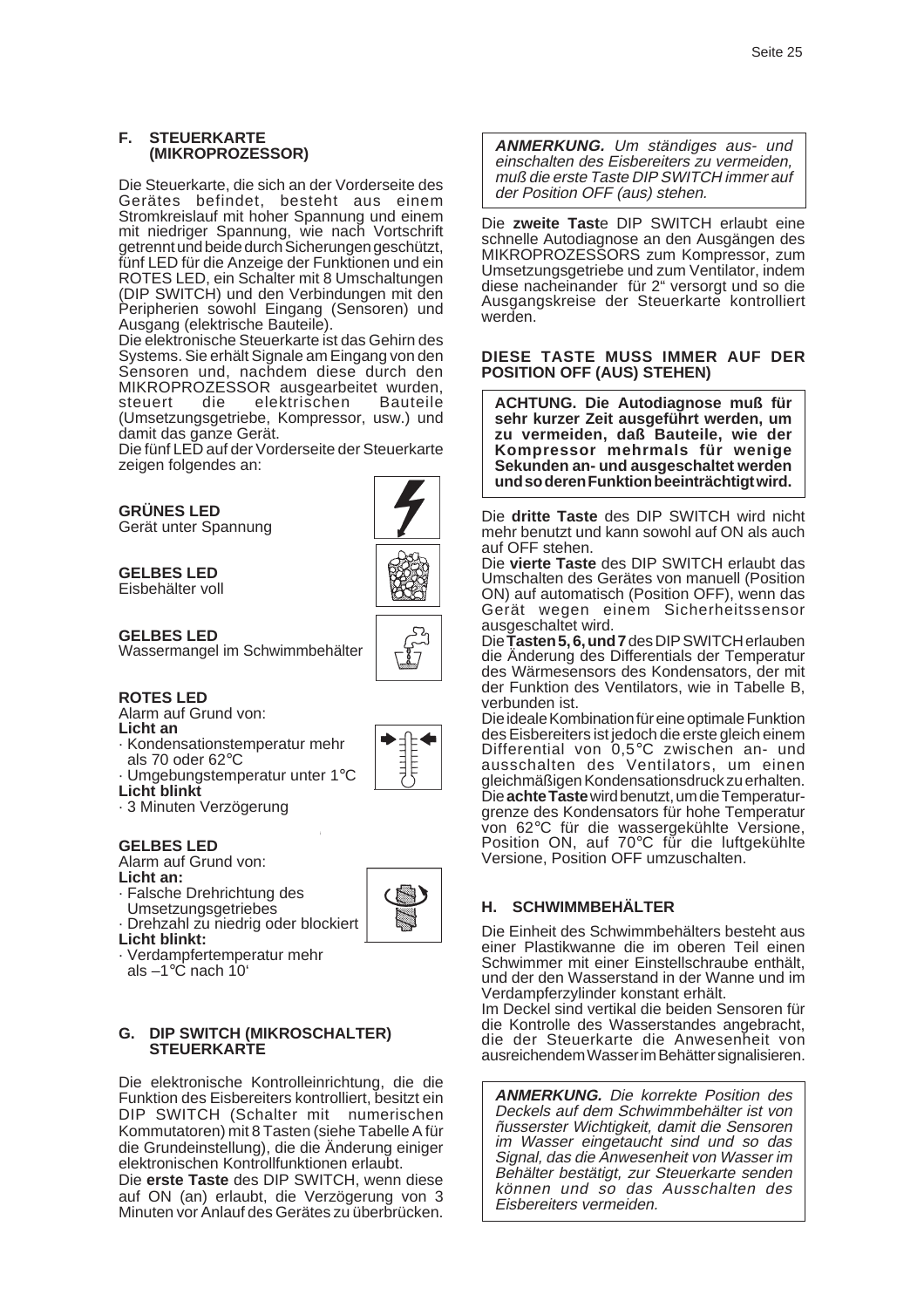## F. STEUERKARTE (MIKROPROZESSOR)

Die Steuerkarte, die sich an der Vorderseite des Gerätes befindet, besteht aus einem Stromkreislauf mit hoher Spannung und einem mit niedriger Spannung, wie nach Vortschrift getrennt und beide durch Sicherungen geschützt, fünf LED für die Anzeige der Funktionen und ein ROTES LED, ein Schalter mit 8 Umschaltungen (DIP SWITCH) und den Verbindungen mit den Peripherien sowohl Eingang (Sensoren) und Ausgang (elektrische Bauteile).

Die elektronische Steuerkarte ist das Gehirn des Systems. Sie erhält Signale am Eingang von den Sensoren und, nachdem diese durch den MIKROPROZESSOR ausgearbeitet wurden, steuert die elektrischen Bauteile (Umsetzungsgetriebe, Kompressor, usw.) und damit das ganze Gerät.

Die fünf LED auf der Vorderseite der Steuerkarte zeigen folgendes an:

**GRÜNES LED**
Gerät unter Spannung

**GELBES LED**
Eisbehälter voll

**GELBES LED**
Wassermangel im Schwimmbehälter

**ROTES LED**
Alarm auf Grund von:
**Licht an**
- Kondensationstemperatur mehr als 70 oder 62°C
- Umgebungstemperatur unter 1°C

**Licht blinkt**
- 3 Minuten Verzögerung

**GELBES LED**
Alarm auf Grund von:
**Licht an:**
- Falsche Drehrichtung des Umsetzungsgetriebes
- Drehzahl zu niedrig oder blockiert

**Licht blinkt:**
- Verdampfertemperatur mehr als –1°C nach 10'

## G. DIP SWITCH (MIKROSCHALTER) STEUERKARTE

Die elektronische Kontrolleinrichtung, die die Funktion des Eisbereiters kontrolliert, besitzt ein DIP SWITCH (Schalter mit numerischen Kommutatoren) mit 8 Tasten (siehe Tabelle A für die Grundeinstellung), die die Änderung einiger elektronischen Kontrollfunktionen erlaubt.

Die **erste Taste** des DIP SWITCH, wenn diese auf ON (an) erlaubt, die Verzögerung von 3 Minuten vor Anlauf des Gerätes zu überbrücken.

***ANMERKUNG.*** *Um ständiges aus- und einschalten des Eisbereiters zu vermeiden, muß die erste Taste DIP SWITCH immer auf der Position OFF (aus) stehen.*

Die **zweite Tast**e DIP SWITCH erlaubt eine schnelle Autodiagnose an den Ausgängen des MIKROPROZESSORS zum Kompressor, zum Umsetzungsgetriebe und zum Ventilator, indem diese nacheinander für 2" versorgt und so die Ausgangskreise der Steuerkarte kontrolliert werden.

**DIESE TASTE MUSS IMMER AUF DER POSITION OFF (AUS) STEHEN)**

**ACHTUNG. Die Autodiagnose muß für sehr kurzer Zeit ausgeführt werden, um zu vermeiden, daß Bauteile, wie der Kompressor mehrmals für wenige Sekunden an- und ausgeschaltet werden und so deren Funktion beeinträchtigt wird.**

Die **dritte Taste** des DIP SWITCH wird nicht mehr benutzt und kann sowohl auf ON als auch auf OFF stehen.

Die **vierte Taste** des DIP SWITCH erlaubt das Umschalten des Gerätes von manuell (Position ON) auf automatisch (Position OFF), wenn das Gerät wegen einem Sicherheitssensor ausgeschaltet wird.

Die **Tasten 5, 6, und 7** des DIP SWITCH erlauben die Änderung des Differentials der Temperatur des Wärmesensors des Kondensators, der mit der Funktion des Ventilators, wie in Tabelle B, verbunden ist.

Die ideale Kombination für eine optimale Funktion des Eisbereiters ist jedoch die erste gleich einem Differential von 0,5°C zwischen an- und ausschalten des Ventilators, um einen gleichmäßigen Kondensationsdruck zu erhalten.

Die **achte Taste** wird benutzt, um die Temperaturgrenze des Kondensators für hohe Temperatur von 62°C für die wassergekühlte Versione, Position ON, auf 70°C für die luftgekühlte Versione, Position OFF umzuschalten.

## H. SCHWIMMBEHÄLTER

Die Einheit des Schwimmbehälters besteht aus einer Plastikwanne die im oberen Teil einen Schwimmer mit einer Einstellschraube enthält, und der den Wasserstand in der Wanne und im Verdampferzylinder konstant erhält.

Im Deckel sind vertikal die beiden Sensoren für die Kontrolle des Wasserstandes angebracht, die der Steuerkarte die Anwesenheit von ausreichendem Wasser im Behätter signalisieren.

***ANMERKUNG.*** *Die korrekte Position des Deckels auf dem Schwimmbehälter ist von ñusserster Wichtigkeit, damit die Sensoren im Wasser eingetaucht sind und so das Signal, das die Anwesenheit von Wasser im Behälter bestätigt, zur Steuerkarte senden können und so das Ausschalten des Eisbereiters vermeiden.*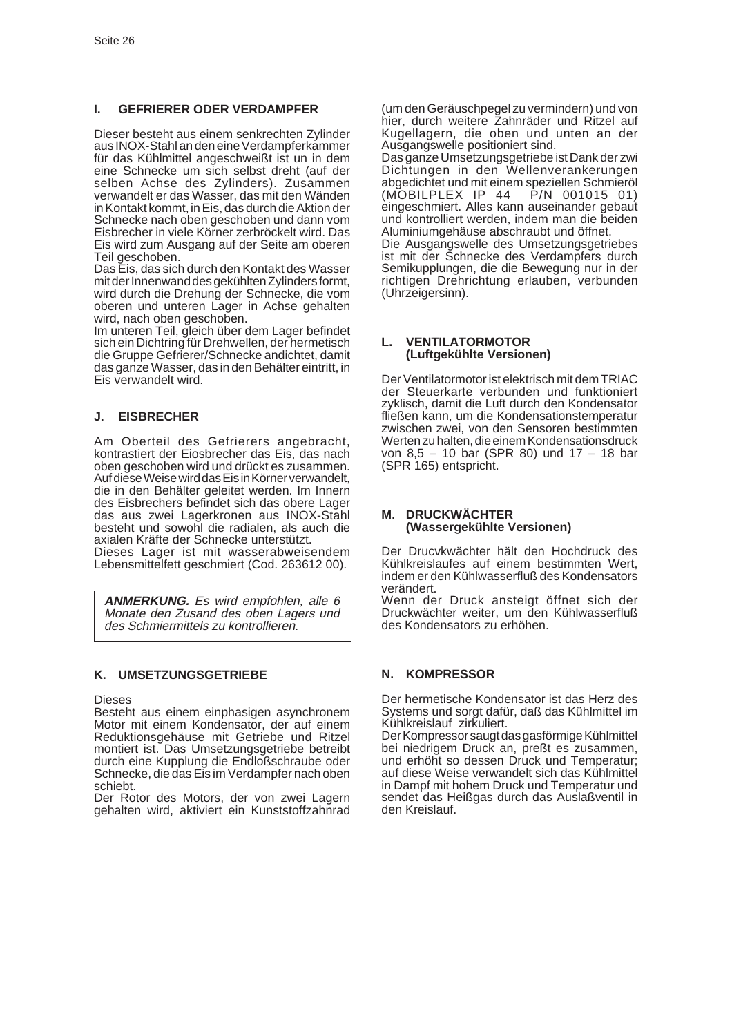## I. GEFRIERER ODER VERDAMPFER

Dieser besteht aus einem senkrechten Zylinder aus INOX-Stahl an den eine Verdampferkammer für das Kühlmittel angeschweißt ist un in dem eine Schnecke um sich selbst dreht (auf der selben Achse des Zylinders). Zusammen verwandelt er das Wasser, das mit den Wänden in Kontakt kommt, in Eis, das durch die Aktion der Schnecke nach oben geschoben und dann vom Eisbrecher in viele Körner zerbröckelt wird. Das Eis wird zum Ausgang auf der Seite am oberen Teil geschoben.
Das Eis, das sich durch den Kontakt des Wasser mit der Innenwand des gekühlten Zylinders formt, wird durch die Drehung der Schnecke, die vom oberen und unteren Lager in Achse gehalten wird, nach oben geschoben.
Im unteren Teil, gleich über dem Lager befindet sich ein Dichtring für Drehwellen, der hermetisch die Gruppe Gefrierer/Schnecke andichtet, damit das ganze Wasser, das in den Behälter eintritt, in Eis verwandelt wird.

## J. EISBRECHER

Am Oberteil des Gefrierers angebracht, kontrastiert der Eiosbrecher das Eis, das nach oben geschoben wird und drückt es zusammen. Auf diese Weise wird das Eis in Körner verwandelt, die in den Behälter geleitet werden. Im Innern des Eisbrechers befindet sich das obere Lager das aus zwei Lagerkronen aus INOX-Stahl besteht und sowohl die radialen, als auch die axialen Kräfte der Schnecke unterstützt.
Dieses Lager ist mit wasserabweisendem Lebensmittelfett geschmiert (Cod. 263612 00).

> ***ANMERKUNG.*** *Es wird empfohlen, alle 6 Monate den Zusand des oben Lagers und des Schmiermittels zu kontrollieren.*

## K. UMSETZUNGSGETRIEBE

Dieses
Besteht aus einem einphasigen asynchronem Motor mit einem Kondensator, der auf einem Reduktionsgehäuse mit Getriebe und Ritzel montiert ist. Das Umsetzungsgetriebe betreibt durch eine Kupplung die Endloßschraube oder Schnecke, die das Eis im Verdampfer nach oben schiebt.
Der Rotor des Motors, der von zwei Lagern gehalten wird, aktiviert ein Kunststoffzahnrad (um den Geräuschpegel zu vermindern) und von hier, durch weitere Zahnräder und Ritzel auf Kugellagern, die oben und unten an der Ausgangswelle positioniert sind.
Das ganze Umsetzungsgetriebe ist Dank der zwi Dichtungen in den Wellenverankerungen abgedichtet und mit einem speziellen Schmieröl (MOBILPLEX IP 44 P/N 001015 01) eingeschmiert. Alles kann auseinander gebaut und kontrolliert werden, indem man die beiden Aluminiumgehäuse abschraubt und öffnet.
Die Ausgangswelle des Umsetzungsgetriebes ist mit der Schnecke des Verdampfers durch Semikupplungen, die die Bewegung nur in der richtigen Drehrichtung erlauben, verbunden (Uhrzeigersinn).

## L. VENTILATORMOTOR (Luftgekühlte Versionen)

Der Ventilatormotor ist elektrisch mit dem TRIAC der Steuerkarte verbunden und funktioniert zyklisch, damit die Luft durch den Kondensator fließen kann, um die Kondensationstemperatur zwischen zwei, von den Sensoren bestimmten Werten zu halten, die einem Kondensationsdruck von 8,5 – 10 bar (SPR 80) und 17 – 18 bar (SPR 165) entspricht.

## M. DRUCKWÄCHTER (Wassergekühlte Versionen)

Der Drucvkwächter hält den Hochdruck des Kühlkreislaufes auf einem bestimmten Wert, indem er den Kühlwasserfluß des Kondensators verändert.
Wenn der Druck ansteigt öffnet sich der Druckwächter weiter, um den Kühlwasserfluß des Kondensators zu erhöhen.

## N. KOMPRESSOR

Der hermetische Kondensator ist das Herz des Systems und sorgt dafür, daß das Kühlmittel im Kühlkreislauf zirkuliert.
Der Kompressor saugt das gasförmige Kühlmittel bei niedrigem Druck an, preßt es zusammen, und erhöht so dessen Druck und Temperatur; auf diese Weise verwandelt sich das Kühlmittel in Dampf mit hohem Druck und Temperatur und sendet das Heißgas durch das Auslaßventil in den Kreislauf.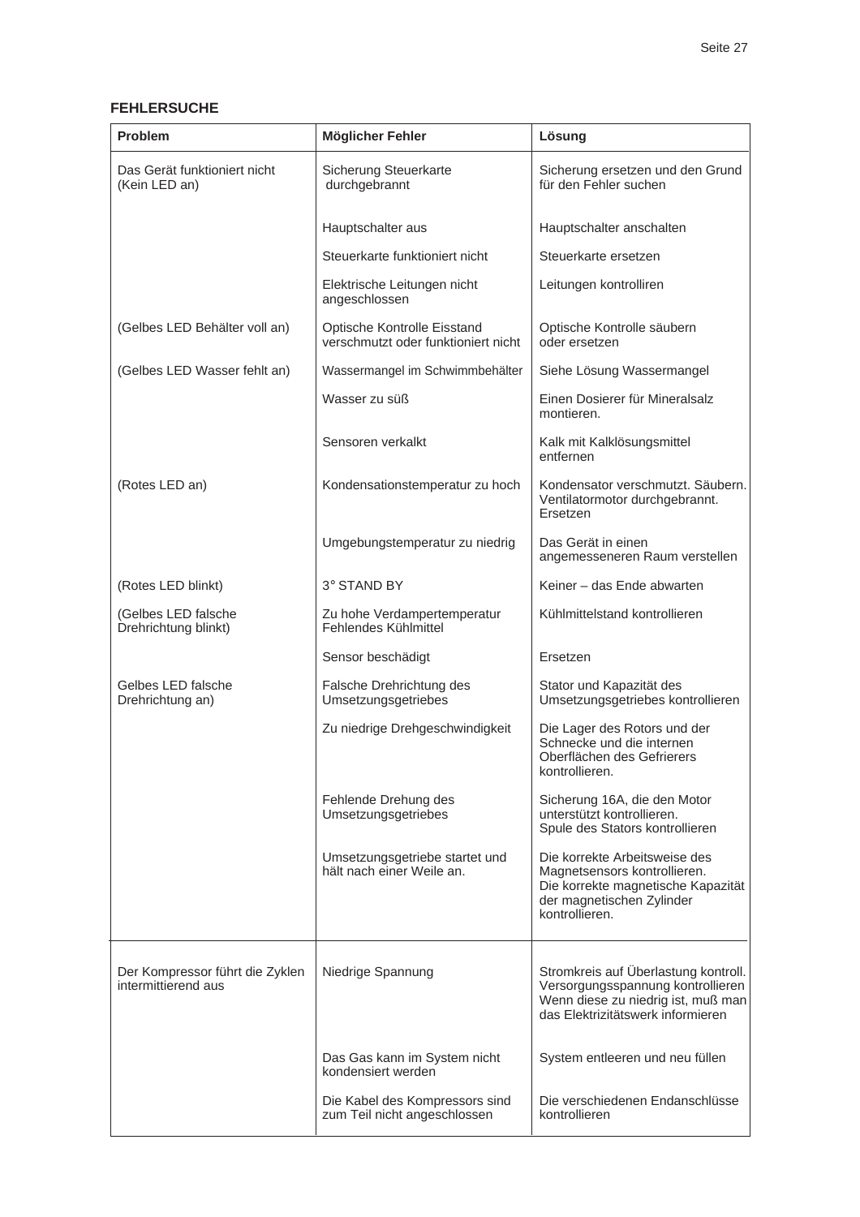## FEHLERSUCHE

| Problem | Möglicher Fehler | Lösung |
|---|---|---|
| Das Gerät funktioniert nicht (Kein LED an) | Sicherung Steuerkarte durchgebrannt | Sicherung ersetzen und den Grund für den Fehler suchen |
| | Hauptschalter aus | Hauptschalter anschalten |
| | Steuerkarte funktioniert nicht | Steuerkarte ersetzen |
| | Elektrische Leitungen nicht angeschlossen | Leitungen kontrolliren |
| (Gelbes LED Behälter voll an) | Optische Kontrolle Eisstand verschmutzt oder funktioniert nicht | Optische Kontrolle säubern oder ersetzen |
| (Gelbes LED Wasser fehlt an) | Wassermangel im Schwimmbehälter | Siehe Lösung Wassermangel |
| | Wasser zu süß | Einen Dosierer für Mineralsalz montieren. |
| | Sensoren verkalkt | Kalk mit Kalklösungsmittel entfernen |
| (Rotes LED an) | Kondensationstemperatur zu hoch | Kondensator verschmutzt. Säubern. Ventilatormotor durchgebrannt. Ersetzen |
| | Umgebungstemperatur zu niedrig | Das Gerät in einen angemesseneren Raum verstellen |
| (Rotes LED blinkt) | 3° STAND BY | Keiner – das Ende abwarten |
| (Gelbes LED falsche Drehrichtung blinkt) | Zu hohe Verdampertemperatur Fehlendes Kühlmittel | Kühlmittelstand kontrollieren |
| | Sensor beschädigt | Ersetzen |
| Gelbes LED falsche Drehrichtung an) | Falsche Drehrichtung des Umsetzungsgetriebes | Stator und Kapazität des Umsetzungsgetriebes kontrollieren |
| | Zu niedrige Drehgeschwindigkeit | Die Lager des Rotors und der Schnecke und die internen Oberflächen des Gefrierers kontrollieren. |
| | Fehlende Drehung des Umsetzungsgetriebes | Sicherung 16A, die den Motor unterstützt kontrollieren. Spule des Stators kontrollieren |
| | Umsetzungsgetriebe startet und hält nach einer Weile an. | Die korrekte Arbeitsweise des Magnetsensors kontrollieren. Die korrekte magnetische Kapazität der magnetischen Zylinder kontrollieren. |
| Der Kompressor führt die Zyklen intermittierend aus | Niedrige Spannung | Stromkreis auf Überlastung kontroll. Versorgungsspannung kontrollieren Wenn diese zu niedrig ist, muß man das Elektrizitätswerk informieren |
| | Das Gas kann im System nicht kondensiert werden | System entleeren und neu füllen |
| | Die Kabel des Kompressors sind zum Teil nicht angeschlossen | Die verschiedenen Endanschlüsse kontrollieren |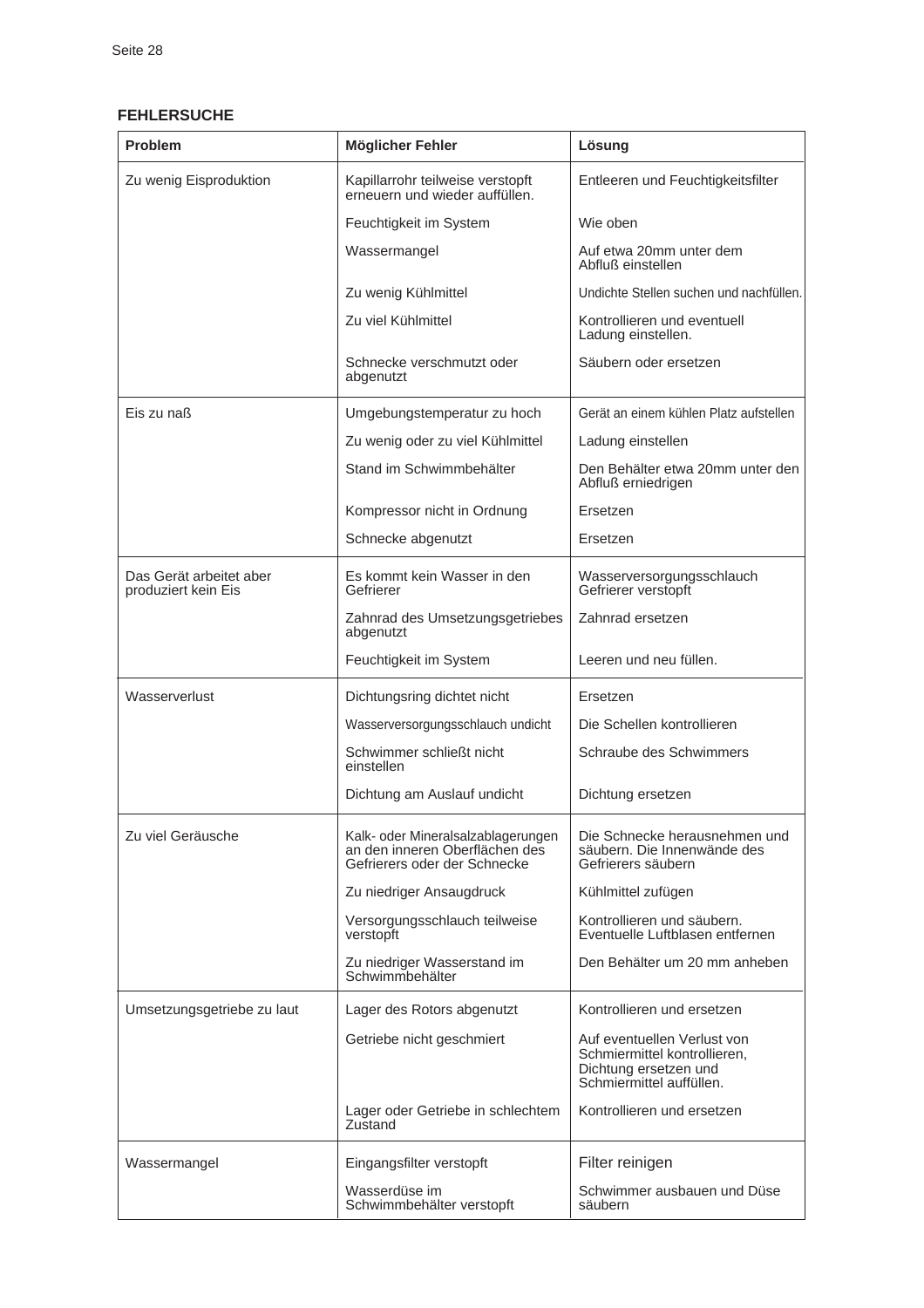## FEHLERSUCHE

| Problem | Möglicher Fehler | Lösung |
|---|---|---|
| Zu wenig Eisproduktion | Kapillarrohr teilweise verstopft erneuern und wieder auffüllen. | Entleeren und Feuchtigkeitsfilter |
| | Feuchtigkeit im System | Wie oben |
| | Wassermangel | Auf etwa 20mm unter dem Abfluß einstellen |
| | Zu wenig Kühlmittel | Undichte Stellen suchen und nachfüllen. |
| | Zu viel Kühlmittel | Kontrollieren und eventuell Ladung einstellen. |
| | Schnecke verschmutzt oder abgenutzt | Säubern oder ersetzen |
| Eis zu naß | Umgebungstemperatur zu hoch | Gerät an einem kühlen Platz aufstellen |
| | Zu wenig oder zu viel Kühlmittel | Ladung einstellen |
| | Stand im Schwimmbehälter | Den Behälter etwa 20mm unter den Abfluß erniedrigen |
| | Kompressor nicht in Ordnung | Ersetzen |
| | Schnecke abgenutzt | Ersetzen |
| Das Gerät arbeitet aber produziert kein Eis | Es kommt kein Wasser in den Gefrierer | Wasserversorgungsschlauch Gefrierer verstopft |
| | Zahnrad des Umsetzungsgetriebes abgenutzt | Zahnrad ersetzen |
| | Feuchtigkeit im System | Leeren und neu füllen. |
| Wasserverlust | Dichtungsring dichtet nicht | Ersetzen |
| | Wasserversorgungsschlauch undicht | Die Schellen kontrollieren |
| | Schwimmer schließt nicht einstellen | Schraube des Schwimmers |
| | Dichtung am Auslauf undicht | Dichtung ersetzen |
| Zu viel Geräusche | Kalk- oder Mineralsalzablagerungen an den inneren Oberflächen des Gefrierers oder der Schnecke | Die Schnecke herausnehmen und säubern. Die Innenwände des Gefrierers säubern |
| | Zu niedriger Ansaugdruck | Kühlmittel zufügen |
| | Versorgungsschlauch teilweise verstopft | Kontrollieren und säubern. Eventuelle Luftblasen entfernen |
| | Zu niedriger Wasserstand im Schwimmbehälter | Den Behälter um 20 mm anheben |
| Umsetzungsgetriebe zu laut | Lager des Rotors abgenutzt | Kontrollieren und ersetzen |
| | Getriebe nicht geschmiert | Auf eventuellen Verlust von Schmiermittel kontrollieren, Dichtung ersetzen und Schmiermittel auffüllen. |
| | Lager oder Getriebe in schlechtem Zustand | Kontrollieren und ersetzen |
| Wassermangel | Eingangsfilter verstopft | Filter reinigen |
| | Wasserdüse im Schwimmbehälter verstopft | Schwimmer ausbauen und Düse säubern |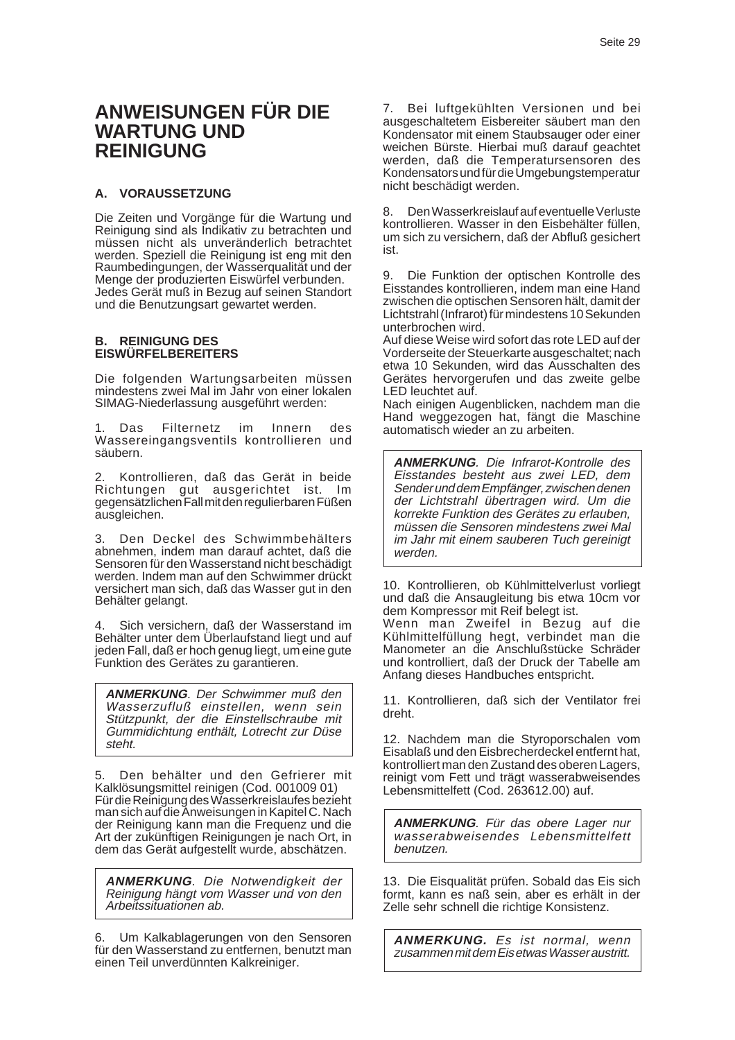# ANWEISUNGEN FÜR DIE WARTUNG UND REINIGUNG

### A. VORAUSSETZUNG

Die Zeiten und Vorgänge für die Wartung und Reinigung sind als Indikativ zu betrachten und müssen nicht als unveränderlich betrachtet werden. Speziell die Reinigung ist eng mit den Raumbedingungen, der Wasserqualität und der Menge der produzierten Eiswürfel verbunden.
Jedes Gerät muß in Bezug auf seinen Standort und die Benutzungsart gewartet werden.

### B. REINIGUNG DES EISWÜRFELBEREITERS

Die folgenden Wartungsarbeiten müssen mindestens zwei Mal im Jahr von einer lokalen SIMAG-Niederlassung ausgeführt werden:

1. Das Filternetz im Innern des Wassereingangsventils kontrollieren und säubern.

2. Kontrollieren, daß das Gerät in beide Richtungen gut ausgerichtet ist. Im gegensätzlichen Fall mit den regulierbaren Füßen ausgleichen.

3. Den Deckel des Schwimmbehälters abnehmen, indem man darauf achtet, daß die Sensoren für den Wasserstand nicht beschädigt werden. Indem man auf den Schwimmer drückt versichert man sich, daß das Wasser gut in den Behälter gelangt.

4. Sich versichern, daß der Wasserstand im Behälter unter dem Überlaufstand liegt und auf jeden Fall, daß er hoch genug liegt, um eine gute Funktion des Gerätes zu garantieren.

> ***ANMERKUNG**. Der Schwimmer muß den Wasserzufluß einstellen, wenn sein Stützpunkt, der die Einstellschraube mit Gummidichtung enthält, Lotrecht zur Düse steht.*

5. Den behälter und den Gefrierer mit Kalklösungsmittel reinigen (Cod. 001009 01)
Für die Reinigung des Wasserkreislaufes bezieht man sich auf die Anweisungen in Kapitel C. Nach der Reinigung kann man die Frequenz und die Art der zukünftigen Reinigungen je nach Ort, in dem das Gerät aufgestellt wurde, abschätzen.

> ***ANMERKUNG**. Die Notwendigkeit der Reinigung hängt vom Wasser und von den Arbeitssituationen ab.*

6. Um Kalkablagerungen von den Sensoren für den Wasserstand zu entfernen, benutzt man einen Teil unverdünnten Kalkreiniger.

7. Bei luftgekühlten Versionen und bei ausgeschaltetem Eisbereiter säubert man den Kondensator mit einem Staubsauger oder einer weichen Bürste. Hierbai muß darauf geachtet werden, daß die Temperatursensoren des Kondensators und für die Umgebungstemperatur nicht beschädigt werden.

8. Den Wasserkreislauf auf eventuelle Verluste kontrollieren. Wasser in den Eisbehälter füllen, um sich zu versichern, daß der Abfluß gesichert ist.

9. Die Funktion der optischen Kontrolle des Eisstandes kontrollieren, indem man eine Hand zwischen die optischen Sensoren hält, damit der Lichtstrahl (Infrarot) für mindestens 10 Sekunden unterbrochen wird.
Auf diese Weise wird sofort das rote LED auf der Vorderseite der Steuerkarte ausgeschaltet; nach etwa 10 Sekunden, wird das Ausschalten des Gerätes hervorgerufen und das zweite gelbe LED leuchtet auf.
Nach einigen Augenblicken, nachdem man die Hand weggezogen hat, fängt die Maschine automatisch wieder an zu arbeiten.

> ***ANMERKUNG**. Die Infrarot-Kontrolle des Eisstandes besteht aus zwei LED, dem Sender und dem Empfänger, zwischen denen der Lichtstrahl übertragen wird. Um die korrekte Funktion des Gerätes zu erlauben, müssen die Sensoren mindestens zwei Mal im Jahr mit einem sauberen Tuch gereinigt werden.*

10. Kontrollieren, ob Kühlmittelverlust vorliegt und daß die Ansaugleitung bis etwa 10cm vor dem Kompressor mit Reif belegt ist.
Wenn man Zweifel in Bezug auf die Kühlmittelfüllung hegt, verbindet man die Manometer an die Anschlußstücke Schräder und kontrolliert, daß der Druck der Tabelle am Anfang dieses Handbuches entspricht.

11. Kontrollieren, daß sich der Ventilator frei dreht.

12. Nachdem man die Styroporschalen vom Eisablaß und den Eisbrecherdeckel entfernt hat, kontrolliert man den Zustand des oberen Lagers, reinigt vom Fett und trägt wasserabweisendes Lebensmittelfett (Cod. 263612.00) auf.

> ***ANMERKUNG**. Für das obere Lager nur wasserabweisendes Lebensmittelfett benutzen.*

13. Die Eisqualität prüfen. Sobald das Eis sich formt, kann es naß sein, aber es erhält in der Zelle sehr schnell die richtige Konsistenz.

> ***ANMERKUNG.** Es ist normal, wenn zusammen mit dem Eis etwas Wasser austritt.*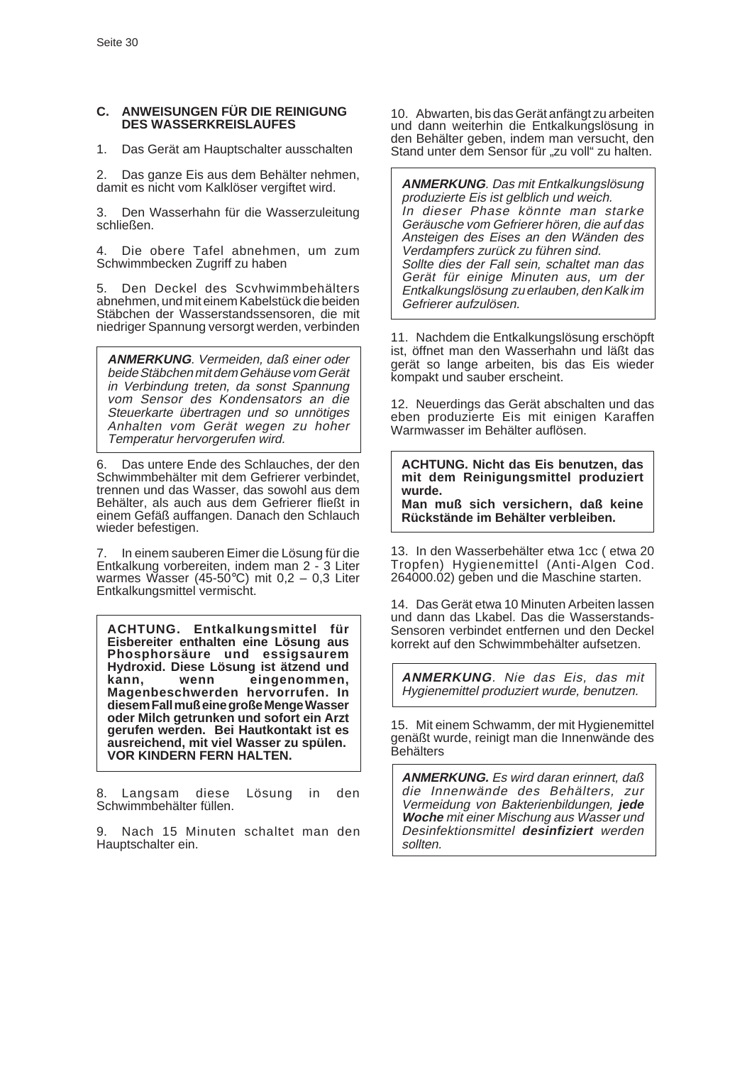## C. ANWEISUNGEN FÜR DIE REINIGUNG DES WASSERKREISLAUFES

1. Das Gerät am Hauptschalter ausschalten

2. Das ganze Eis aus dem Behälter nehmen, damit es nicht vom Kalklöser vergiftet wird.

3. Den Wasserhahn für die Wasserzuleitung schließen.

4. Die obere Tafel abnehmen, um zum Schwimmbecken Zugriff zu haben

5. Den Deckel des Scvhwimmbehälters abnehmen, und mit einem Kabelstück die beiden Stäbchen der Wasserstandssensoren, die mit niedriger Spannung versorgt werden, verbinden

> ***ANMERKUNG**. Vermeiden, daß einer oder beide Stäbchen mit dem Gehäuse vom Gerät in Verbindung treten, da sonst Spannung vom Sensor des Kondensators an die Steuerkarte übertragen und so unnötiges Anhalten vom Gerät wegen zu hoher Temperatur hervorgerufen wird.*

6. Das untere Ende des Schlauches, der den Schwimmbehälter mit dem Gefrierer verbindet, trennen und das Wasser, das sowohl aus dem Behälter, als auch aus dem Gefrierer fließt in einem Gefäß auffangen. Danach den Schlauch wieder befestigen.

7. In einem sauberen Eimer die Lösung für die Entkalkung vorbereiten, indem man 2 - 3 Liter warmes Wasser (45-50°C) mit 0,2 – 0,3 Liter Entkalkungsmittel vermischt.

> **ACHTUNG. Entkalkungsmittel für Eisbereiter enthalten eine Lösung aus Phosphorsäure und essigsaurem Hydroxid. Diese Lösung ist ätzend und kann, wenn eingenommen, Magenbeschwerden hervorrufen. In diesem Fall muß eine große Menge Wasser oder Milch getrunken und sofort ein Arzt gerufen werden. Bei Hautkontakt ist es ausreichend, mit viel Wasser zu spülen. VOR KINDERN FERN HALTEN.**

8. Langsam diese Lösung in den Schwimmbehälter füllen.

9. Nach 15 Minuten schaltet man den Hauptschalter ein.

10. Abwarten, bis das Gerät anfängt zu arbeiten und dann weiterhin die Entkalkungslösung in den Behälter geben, indem man versucht, den Stand unter dem Sensor für „zu voll" zu halten.

> ***ANMERKUNG**. Das mit Entkalkungslösung produzierte Eis ist gelblich und weich.*
> *In dieser Phase könnte man starke Geräusche vom Gefrierer hören, die auf das Ansteigen des Eises an den Wänden des Verdampfers zurück zu führen sind.*
> *Sollte dies der Fall sein, schaltet man das Gerät für einige Minuten aus, um der Entkalkungslösung zu erlauben, den Kalk im Gefrierer aufzulösen.*

11. Nachdem die Entkalkungslösung erschöpft ist, öffnet man den Wasserhahn und läßt das gerät so lange arbeiten, bis das Eis wieder kompakt und sauber erscheint.

12. Neuerdings das Gerät abschalten und das eben produzierte Eis mit einigen Karaffen Warmwasser im Behälter auflösen.

> **ACHTUNG. Nicht das Eis benutzen, das mit dem Reinigungsmittel produziert wurde.**
> **Man muß sich versichern, daß keine Rückstände im Behälter verbleiben.**

13. In den Wasserbehälter etwa 1cc ( etwa 20 Tropfen) Hygienemittel (Anti-Algen Cod. 264000.02) geben und die Maschine starten.

14. Das Gerät etwa 10 Minuten Arbeiten lassen und dann das Lkabel. Das die Wasserstands-Sensoren verbindet entfernen und den Deckel korrekt auf den Schwimmbehälter aufsetzen.

> ***ANMERKUNG**. Nie das Eis, das mit Hygienemittel produziert wurde, benutzen.*

15. Mit einem Schwamm, der mit Hygienemittel genäßt wurde, reinigt man die Innenwände des Behälters

> ***ANMERKUNG.** Es wird daran erinnert, daß die Innenwände des Behälters, zur Vermeidung von Bakterienbildungen, **jede Woche** mit einer Mischung aus Wasser und Desinfektionsmittel **desinfiziert** werden sollten.*